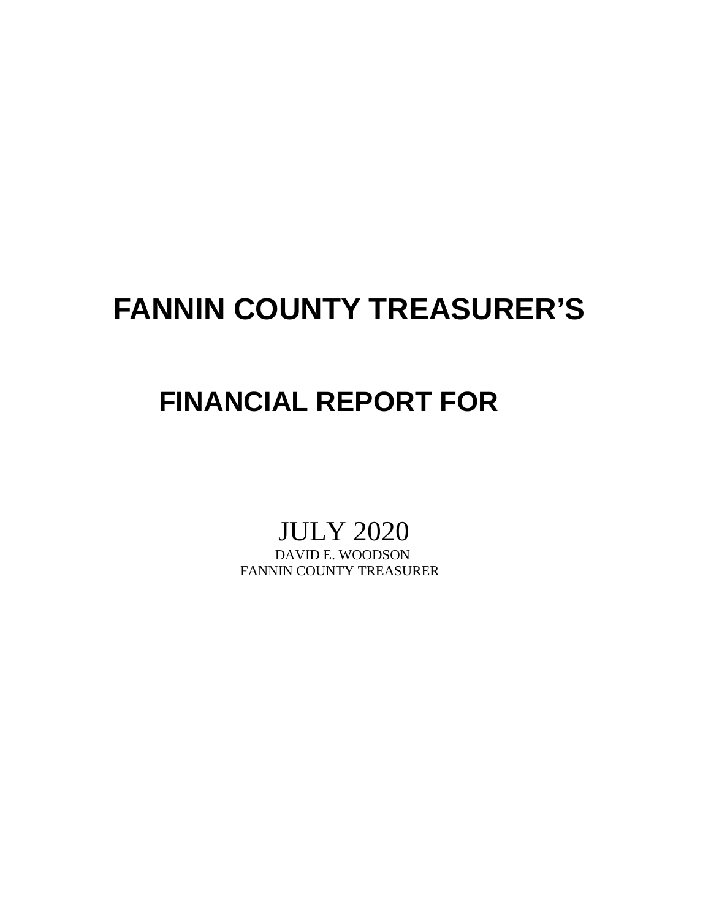# FANNIN COUNTY TREASURER'S

# FINANCIAL REPORT FOR

JULY 2020

DAVID E. WOODSON

FANNIN COUNTY TREASURER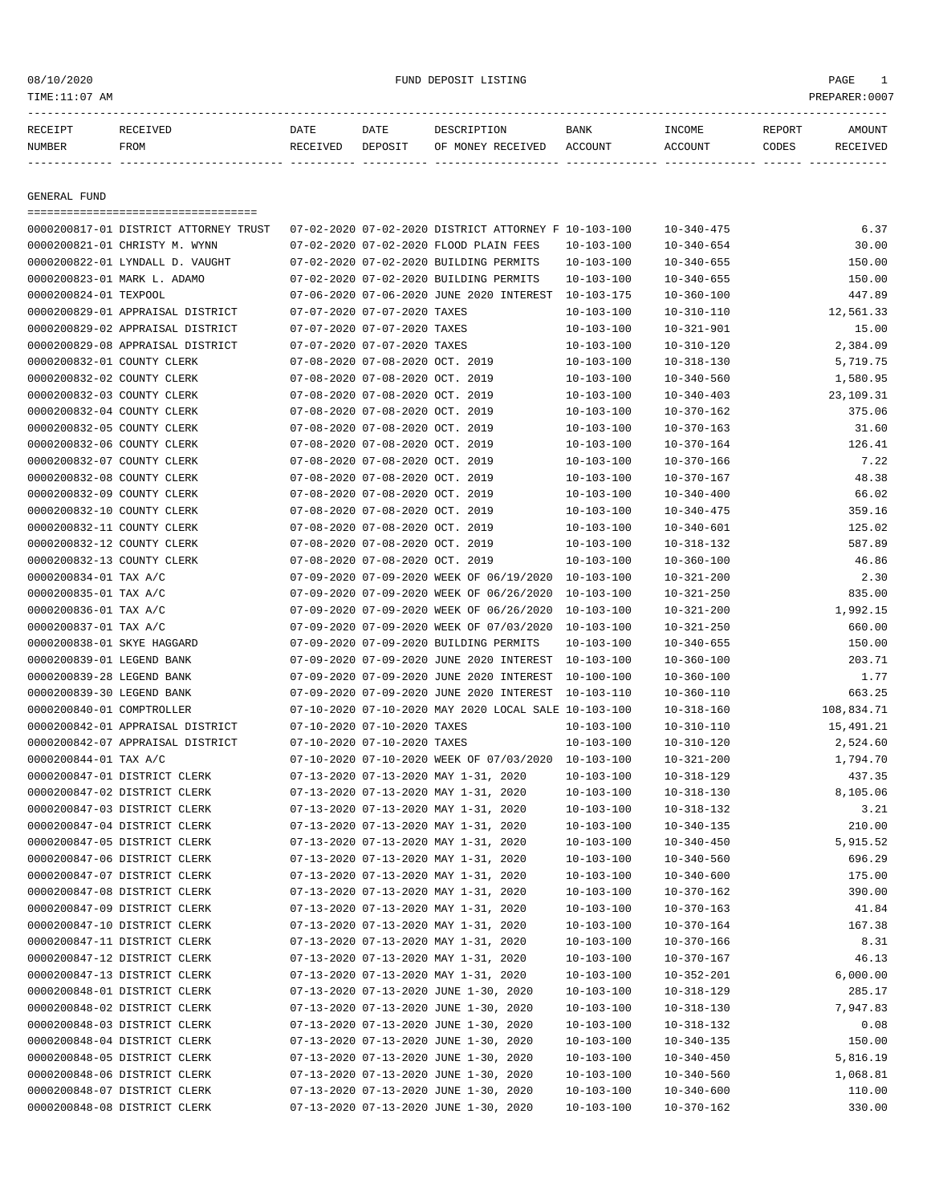FUND DEPOSIT LISTING

08/10/2020
TIME:11:07 AM
PREPARER:0007

| RECEIPT NUMBER | RECEIVED FROM | DATE RECEIVED | DATE DEPOSIT | DESCRIPTION OF MONEY RECEIVED | BANK ACCOUNT | INCOME ACCOUNT | REPORT CODES | AMOUNT RECEIVED |
|---|---|---|---|---|---|---|---|---|

## GENERAL FUND

| RECEIPT NUMBER | RECEIVED FROM | DATE RECEIVED | DATE DEPOSIT | DESCRIPTION OF MONEY RECEIVED | BANK ACCOUNT | INCOME ACCOUNT | REPORT CODES | AMOUNT RECEIVED |
|---|---|---|---|---|---|---|---|---|
| 0000200817-01 | DISTRICT ATTORNEY TRUST | 07-02-2020 | 07-02-2020 | DISTRICT ATTORNEY F | 10-103-100 | 10-340-475 | | 6.37 |
| 0000200821-01 | CHRISTY M. WYNN | 07-02-2020 | 07-02-2020 | FLOOD PLAIN FEES | 10-103-100 | 10-340-654 | | 30.00 |
| 0000200822-01 | LYNDALL D. VAUGHT | 07-02-2020 | 07-02-2020 | BUILDING PERMITS | 10-103-100 | 10-340-655 | | 150.00 |
| 0000200823-01 | MARK L. ADAMO | 07-02-2020 | 07-02-2020 | BUILDING PERMITS | 10-103-100 | 10-340-655 | | 150.00 |
| 0000200824-01 | TEXPOOL | 07-06-2020 | 07-06-2020 | JUNE 2020 INTEREST | 10-103-175 | 10-360-100 | | 447.89 |
| 0000200829-01 | APPRAISAL DISTRICT | 07-07-2020 | 07-07-2020 | TAXES | 10-103-100 | 10-310-110 | | 12,561.33 |
| 0000200829-02 | APPRAISAL DISTRICT | 07-07-2020 | 07-07-2020 | TAXES | 10-103-100 | 10-321-901 | | 15.00 |
| 0000200829-08 | APPRAISAL DISTRICT | 07-07-2020 | 07-07-2020 | TAXES | 10-103-100 | 10-310-120 | | 2,384.09 |
| 0000200832-01 | COUNTY CLERK | 07-08-2020 | 07-08-2020 | OCT. 2019 | 10-103-100 | 10-318-130 | | 5,719.75 |
| 0000200832-02 | COUNTY CLERK | 07-08-2020 | 07-08-2020 | OCT. 2019 | 10-103-100 | 10-340-560 | | 1,580.95 |
| 0000200832-03 | COUNTY CLERK | 07-08-2020 | 07-08-2020 | OCT. 2019 | 10-103-100 | 10-340-403 | | 23,109.31 |
| 0000200832-04 | COUNTY CLERK | 07-08-2020 | 07-08-2020 | OCT. 2019 | 10-103-100 | 10-370-162 | | 375.06 |
| 0000200832-05 | COUNTY CLERK | 07-08-2020 | 07-08-2020 | OCT. 2019 | 10-103-100 | 10-370-163 | | 31.60 |
| 0000200832-06 | COUNTY CLERK | 07-08-2020 | 07-08-2020 | OCT. 2019 | 10-103-100 | 10-370-164 | | 126.41 |
| 0000200832-07 | COUNTY CLERK | 07-08-2020 | 07-08-2020 | OCT. 2019 | 10-103-100 | 10-370-166 | | 7.22 |
| 0000200832-08 | COUNTY CLERK | 07-08-2020 | 07-08-2020 | OCT. 2019 | 10-103-100 | 10-370-167 | | 48.38 |
| 0000200832-09 | COUNTY CLERK | 07-08-2020 | 07-08-2020 | OCT. 2019 | 10-103-100 | 10-340-400 | | 66.02 |
| 0000200832-10 | COUNTY CLERK | 07-08-2020 | 07-08-2020 | OCT. 2019 | 10-103-100 | 10-340-475 | | 359.16 |
| 0000200832-11 | COUNTY CLERK | 07-08-2020 | 07-08-2020 | OCT. 2019 | 10-103-100 | 10-340-601 | | 125.02 |
| 0000200832-12 | COUNTY CLERK | 07-08-2020 | 07-08-2020 | OCT. 2019 | 10-103-100 | 10-318-132 | | 587.89 |
| 0000200832-13 | COUNTY CLERK | 07-08-2020 | 07-08-2020 | OCT. 2019 | 10-103-100 | 10-360-100 | | 46.86 |
| 0000200834-01 | TAX A/C | 07-09-2020 | 07-09-2020 | WEEK OF 06/19/2020 | 10-103-100 | 10-321-200 | | 2.30 |
| 0000200835-01 | TAX A/C | 07-09-2020 | 07-09-2020 | WEEK OF 06/26/2020 | 10-103-100 | 10-321-250 | | 835.00 |
| 0000200836-01 | TAX A/C | 07-09-2020 | 07-09-2020 | WEEK OF 06/26/2020 | 10-103-100 | 10-321-200 | | 1,992.15 |
| 0000200837-01 | TAX A/C | 07-09-2020 | 07-09-2020 | WEEK OF 07/03/2020 | 10-103-100 | 10-321-250 | | 660.00 |
| 0000200838-01 | SKYE HAGGARD | 07-09-2020 | 07-09-2020 | BUILDING PERMITS | 10-103-100 | 10-340-655 | | 150.00 |
| 0000200839-01 | LEGEND BANK | 07-09-2020 | 07-09-2020 | JUNE 2020 INTEREST | 10-103-100 | 10-360-100 | | 203.71 |
| 0000200839-28 | LEGEND BANK | 07-09-2020 | 07-09-2020 | JUNE 2020 INTEREST | 10-100-100 | 10-360-100 | | 1.77 |
| 0000200839-30 | LEGEND BANK | 07-09-2020 | 07-09-2020 | JUNE 2020 INTEREST | 10-103-110 | 10-360-110 | | 663.25 |
| 0000200840-01 | COMPTROLLER | 07-10-2020 | 07-10-2020 | MAY 2020 LOCAL SALE | 10-103-100 | 10-318-160 | | 108,834.71 |
| 0000200842-01 | APPRAISAL DISTRICT | 07-10-2020 | 07-10-2020 | TAXES | 10-103-100 | 10-310-110 | | 15,491.21 |
| 0000200842-07 | APPRAISAL DISTRICT | 07-10-2020 | 07-10-2020 | TAXES | 10-103-100 | 10-310-120 | | 2,524.60 |
| 0000200844-01 | TAX A/C | 07-10-2020 | 07-10-2020 | WEEK OF 07/03/2020 | 10-103-100 | 10-321-200 | | 1,794.70 |
| 0000200847-01 | DISTRICT CLERK | 07-13-2020 | 07-13-2020 | MAY 1-31, 2020 | 10-103-100 | 10-318-129 | | 437.35 |
| 0000200847-02 | DISTRICT CLERK | 07-13-2020 | 07-13-2020 | MAY 1-31, 2020 | 10-103-100 | 10-318-130 | | 8,105.06 |
| 0000200847-03 | DISTRICT CLERK | 07-13-2020 | 07-13-2020 | MAY 1-31, 2020 | 10-103-100 | 10-318-132 | | 3.21 |
| 0000200847-04 | DISTRICT CLERK | 07-13-2020 | 07-13-2020 | MAY 1-31, 2020 | 10-103-100 | 10-340-135 | | 210.00 |
| 0000200847-05 | DISTRICT CLERK | 07-13-2020 | 07-13-2020 | MAY 1-31, 2020 | 10-103-100 | 10-340-450 | | 5,915.52 |
| 0000200847-06 | DISTRICT CLERK | 07-13-2020 | 07-13-2020 | MAY 1-31, 2020 | 10-103-100 | 10-340-560 | | 696.29 |
| 0000200847-07 | DISTRICT CLERK | 07-13-2020 | 07-13-2020 | MAY 1-31, 2020 | 10-103-100 | 10-340-600 | | 175.00 |
| 0000200847-08 | DISTRICT CLERK | 07-13-2020 | 07-13-2020 | MAY 1-31, 2020 | 10-103-100 | 10-370-162 | | 390.00 |
| 0000200847-09 | DISTRICT CLERK | 07-13-2020 | 07-13-2020 | MAY 1-31, 2020 | 10-103-100 | 10-370-163 | | 41.84 |
| 0000200847-10 | DISTRICT CLERK | 07-13-2020 | 07-13-2020 | MAY 1-31, 2020 | 10-103-100 | 10-370-164 | | 167.38 |
| 0000200847-11 | DISTRICT CLERK | 07-13-2020 | 07-13-2020 | MAY 1-31, 2020 | 10-103-100 | 10-370-166 | | 8.31 |
| 0000200847-12 | DISTRICT CLERK | 07-13-2020 | 07-13-2020 | MAY 1-31, 2020 | 10-103-100 | 10-370-167 | | 46.13 |
| 0000200847-13 | DISTRICT CLERK | 07-13-2020 | 07-13-2020 | MAY 1-31, 2020 | 10-103-100 | 10-352-201 | | 6,000.00 |
| 0000200848-01 | DISTRICT CLERK | 07-13-2020 | 07-13-2020 | JUNE 1-30, 2020 | 10-103-100 | 10-318-129 | | 285.17 |
| 0000200848-02 | DISTRICT CLERK | 07-13-2020 | 07-13-2020 | JUNE 1-30, 2020 | 10-103-100 | 10-318-130 | | 7,947.83 |
| 0000200848-03 | DISTRICT CLERK | 07-13-2020 | 07-13-2020 | JUNE 1-30, 2020 | 10-103-100 | 10-318-132 | | 0.08 |
| 0000200848-04 | DISTRICT CLERK | 07-13-2020 | 07-13-2020 | JUNE 1-30, 2020 | 10-103-100 | 10-340-135 | | 150.00 |
| 0000200848-05 | DISTRICT CLERK | 07-13-2020 | 07-13-2020 | JUNE 1-30, 2020 | 10-103-100 | 10-340-450 | | 5,816.19 |
| 0000200848-06 | DISTRICT CLERK | 07-13-2020 | 07-13-2020 | JUNE 1-30, 2020 | 10-103-100 | 10-340-560 | | 1,068.81 |
| 0000200848-07 | DISTRICT CLERK | 07-13-2020 | 07-13-2020 | JUNE 1-30, 2020 | 10-103-100 | 10-340-600 | | 110.00 |
| 0000200848-08 | DISTRICT CLERK | 07-13-2020 | 07-13-2020 | JUNE 1-30, 2020 | 10-103-100 | 10-370-162 | | 330.00 |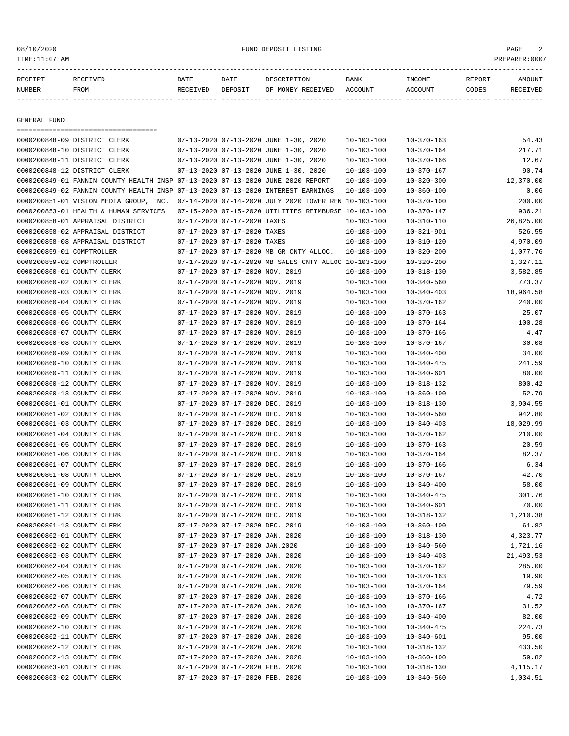| RECEIPT NUMBER | RECEIVED FROM | DATE RECEIVED | DATE DEPOSIT | DESCRIPTION OF MONEY RECEIVED | BANK ACCOUNT | INCOME ACCOUNT | REPORT CODES | AMOUNT RECEIVED |
|---|---|---|---|---|---|---|---|---|

GENERAL FUND

| RECEIPT NUMBER | RECEIVED FROM | DATE RECEIVED | DATE DEPOSIT | DESCRIPTION OF MONEY RECEIVED | BANK ACCOUNT | INCOME ACCOUNT | REPORT CODES | AMOUNT RECEIVED |
|---|---|---|---|---|---|---|---|---|
| 0000200848-09 | DISTRICT CLERK | 07-13-2020 | 07-13-2020 | JUNE 1-30, 2020 | 10-103-100 | 10-370-163 | | 54.43 |
| 0000200848-10 | DISTRICT CLERK | 07-13-2020 | 07-13-2020 | JUNE 1-30, 2020 | 10-103-100 | 10-370-164 | | 217.71 |
| 0000200848-11 | DISTRICT CLERK | 07-13-2020 | 07-13-2020 | JUNE 1-30, 2020 | 10-103-100 | 10-370-166 | | 12.67 |
| 0000200848-12 | DISTRICT CLERK | 07-13-2020 | 07-13-2020 | JUNE 1-30, 2020 | 10-103-100 | 10-370-167 | | 90.74 |
| 0000200849-01 | FANNIN COUNTY HEALTH INSP | 07-13-2020 | 07-13-2020 | JUNE 2020 REPORT | 10-103-100 | 10-320-300 | | 12,370.00 |
| 0000200849-02 | FANNIN COUNTY HEALTH INSP | 07-13-2020 | 07-13-2020 | INTEREST EARNINGS | 10-103-100 | 10-360-100 | | 0.06 |
| 0000200851-01 | VISION MEDIA GROUP, INC. | 07-14-2020 | 07-14-2020 | JULY 2020 TOWER REN | 10-103-100 | 10-370-100 | | 200.00 |
| 0000200853-01 | HEALTH & HUMAN SERVICES | 07-15-2020 | 07-15-2020 | UTILITIES REIMBURSE | 10-103-100 | 10-370-147 | | 936.21 |
| 0000200858-01 | APPRAISAL DISTRICT | 07-17-2020 | 07-17-2020 | TAXES | 10-103-100 | 10-310-110 | | 26,825.00 |
| 0000200858-02 | APPRAISAL DISTRICT | 07-17-2020 | 07-17-2020 | TAXES | 10-103-100 | 10-321-901 | | 526.55 |
| 0000200858-08 | APPRAISAL DISTRICT | 07-17-2020 | 07-17-2020 | TAXES | 10-103-100 | 10-310-120 | | 4,970.09 |
| 0000200859-01 | COMPTROLLER | 07-17-2020 | 07-17-2020 | MB GR CNTY ALLOC. | 10-103-100 | 10-320-200 | | 1,077.76 |
| 0000200859-02 | COMPTROLLER | 07-17-2020 | 07-17-2020 | MB SALES CNTY ALLOC | 10-103-100 | 10-320-200 | | 1,327.11 |
| 0000200860-01 | COUNTY CLERK | 07-17-2020 | 07-17-2020 | NOV. 2019 | 10-103-100 | 10-318-130 | | 3,582.85 |
| 0000200860-02 | COUNTY CLERK | 07-17-2020 | 07-17-2020 | NOV. 2019 | 10-103-100 | 10-340-560 | | 773.37 |
| 0000200860-03 | COUNTY CLERK | 07-17-2020 | 07-17-2020 | NOV. 2019 | 10-103-100 | 10-340-403 | | 18,964.58 |
| 0000200860-04 | COUNTY CLERK | 07-17-2020 | 07-17-2020 | NOV. 2019 | 10-103-100 | 10-370-162 | | 240.00 |
| 0000200860-05 | COUNTY CLERK | 07-17-2020 | 07-17-2020 | NOV. 2019 | 10-103-100 | 10-370-163 | | 25.07 |
| 0000200860-06 | COUNTY CLERK | 07-17-2020 | 07-17-2020 | NOV. 2019 | 10-103-100 | 10-370-164 | | 100.28 |
| 0000200860-07 | COUNTY CLERK | 07-17-2020 | 07-17-2020 | NOV. 2019 | 10-103-100 | 10-370-166 | | 4.47 |
| 0000200860-08 | COUNTY CLERK | 07-17-2020 | 07-17-2020 | NOV. 2019 | 10-103-100 | 10-370-167 | | 30.08 |
| 0000200860-09 | COUNTY CLERK | 07-17-2020 | 07-17-2020 | NOV. 2019 | 10-103-100 | 10-340-400 | | 34.00 |
| 0000200860-10 | COUNTY CLERK | 07-17-2020 | 07-17-2020 | NOV. 2019 | 10-103-100 | 10-340-475 | | 241.59 |
| 0000200860-11 | COUNTY CLERK | 07-17-2020 | 07-17-2020 | NOV. 2019 | 10-103-100 | 10-340-601 | | 80.00 |
| 0000200860-12 | COUNTY CLERK | 07-17-2020 | 07-17-2020 | NOV. 2019 | 10-103-100 | 10-318-132 | | 800.42 |
| 0000200860-13 | COUNTY CLERK | 07-17-2020 | 07-17-2020 | NOV. 2019 | 10-103-100 | 10-360-100 | | 52.79 |
| 0000200861-01 | COUNTY CLERK | 07-17-2020 | 07-17-2020 | DEC. 2019 | 10-103-100 | 10-318-130 | | 3,904.55 |
| 0000200861-02 | COUNTY CLERK | 07-17-2020 | 07-17-2020 | DEC. 2019 | 10-103-100 | 10-340-560 | | 942.80 |
| 0000200861-03 | COUNTY CLERK | 07-17-2020 | 07-17-2020 | DEC. 2019 | 10-103-100 | 10-340-403 | | 18,029.99 |
| 0000200861-04 | COUNTY CLERK | 07-17-2020 | 07-17-2020 | DEC. 2019 | 10-103-100 | 10-370-162 | | 210.00 |
| 0000200861-05 | COUNTY CLERK | 07-17-2020 | 07-17-2020 | DEC. 2019 | 10-103-100 | 10-370-163 | | 20.59 |
| 0000200861-06 | COUNTY CLERK | 07-17-2020 | 07-17-2020 | DEC. 2019 | 10-103-100 | 10-370-164 | | 82.37 |
| 0000200861-07 | COUNTY CLERK | 07-17-2020 | 07-17-2020 | DEC. 2019 | 10-103-100 | 10-370-166 | | 6.34 |
| 0000200861-08 | COUNTY CLERK | 07-17-2020 | 07-17-2020 | DEC. 2019 | 10-103-100 | 10-370-167 | | 42.70 |
| 0000200861-09 | COUNTY CLERK | 07-17-2020 | 07-17-2020 | DEC. 2019 | 10-103-100 | 10-340-400 | | 58.00 |
| 0000200861-10 | COUNTY CLERK | 07-17-2020 | 07-17-2020 | DEC. 2019 | 10-103-100 | 10-340-475 | | 301.76 |
| 0000200861-11 | COUNTY CLERK | 07-17-2020 | 07-17-2020 | DEC. 2019 | 10-103-100 | 10-340-601 | | 70.00 |
| 0000200861-12 | COUNTY CLERK | 07-17-2020 | 07-17-2020 | DEC. 2019 | 10-103-100 | 10-318-132 | | 1,210.38 |
| 0000200861-13 | COUNTY CLERK | 07-17-2020 | 07-17-2020 | DEC. 2019 | 10-103-100 | 10-360-100 | | 61.82 |
| 0000200862-01 | COUNTY CLERK | 07-17-2020 | 07-17-2020 | JAN. 2020 | 10-103-100 | 10-318-130 | | 4,323.77 |
| 0000200862-02 | COUNTY CLERK | 07-17-2020 | 07-17-2020 | JAN.2020 | 10-103-100 | 10-340-560 | | 1,721.16 |
| 0000200862-03 | COUNTY CLERK | 07-17-2020 | 07-17-2020 | JAN. 2020 | 10-103-100 | 10-340-403 | | 21,493.53 |
| 0000200862-04 | COUNTY CLERK | 07-17-2020 | 07-17-2020 | JAN. 2020 | 10-103-100 | 10-370-162 | | 285.00 |
| 0000200862-05 | COUNTY CLERK | 07-17-2020 | 07-17-2020 | JAN. 2020 | 10-103-100 | 10-370-163 | | 19.90 |
| 0000200862-06 | COUNTY CLERK | 07-17-2020 | 07-17-2020 | JAN. 2020 | 10-103-100 | 10-370-164 | | 79.59 |
| 0000200862-07 | COUNTY CLERK | 07-17-2020 | 07-17-2020 | JAN. 2020 | 10-103-100 | 10-370-166 | | 4.72 |
| 0000200862-08 | COUNTY CLERK | 07-17-2020 | 07-17-2020 | JAN. 2020 | 10-103-100 | 10-370-167 | | 31.52 |
| 0000200862-09 | COUNTY CLERK | 07-17-2020 | 07-17-2020 | JAN. 2020 | 10-103-100 | 10-340-400 | | 82.00 |
| 0000200862-10 | COUNTY CLERK | 07-17-2020 | 07-17-2020 | JAN. 2020 | 10-103-100 | 10-340-475 | | 224.73 |
| 0000200862-11 | COUNTY CLERK | 07-17-2020 | 07-17-2020 | JAN. 2020 | 10-103-100 | 10-340-601 | | 95.00 |
| 0000200862-12 | COUNTY CLERK | 07-17-2020 | 07-17-2020 | JAN. 2020 | 10-103-100 | 10-318-132 | | 433.50 |
| 0000200862-13 | COUNTY CLERK | 07-17-2020 | 07-17-2020 | JAN. 2020 | 10-103-100 | 10-360-100 | | 59.82 |
| 0000200863-01 | COUNTY CLERK | 07-17-2020 | 07-17-2020 | FEB. 2020 | 10-103-100 | 10-318-130 | | 4,115.17 |
| 0000200863-02 | COUNTY CLERK | 07-17-2020 | 07-17-2020 | FEB. 2020 | 10-103-100 | 10-340-560 | | 1,034.51 |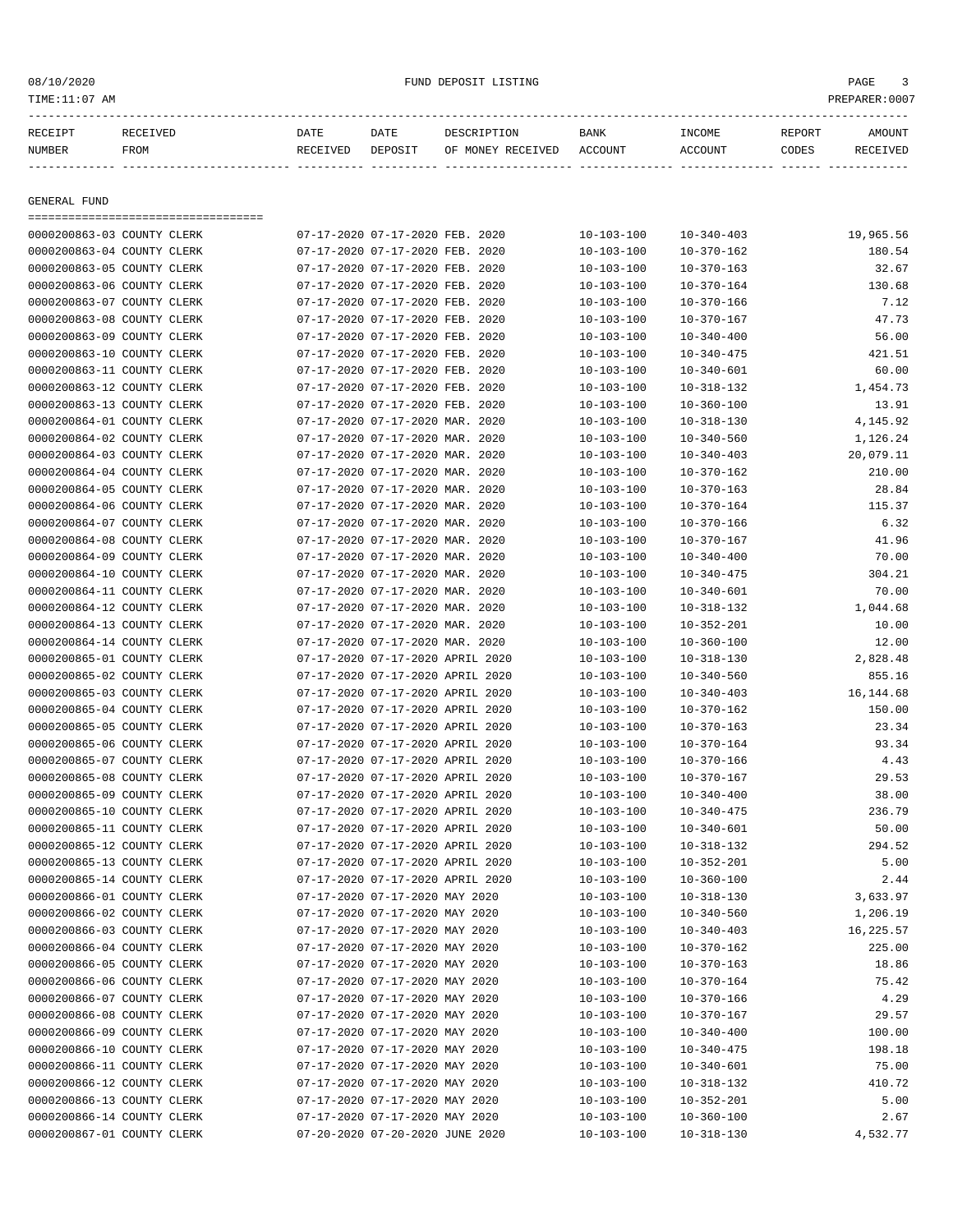| RECEIPT NUMBER | RECEIVED FROM | DATE RECEIVED | DATE DEPOSIT | DESCRIPTION OF MONEY RECEIVED | BANK ACCOUNT | INCOME ACCOUNT | REPORT CODES | AMOUNT RECEIVED |
|---|---|---|---|---|---|---|---|---|

GENERAL FUND

| RECEIPT NUMBER | RECEIVED FROM | DATE RECEIVED | DATE DEPOSIT | DESCRIPTION OF MONEY RECEIVED | BANK ACCOUNT | INCOME ACCOUNT | REPORT CODES | AMOUNT RECEIVED |
|---|---|---|---|---|---|---|---|---|
| 0000200863-03 | COUNTY CLERK | 07-17-2020 | 07-17-2020 | FEB. 2020 | 10-103-100 | 10-340-403 | | 19,965.56 |
| 0000200863-04 | COUNTY CLERK | 07-17-2020 | 07-17-2020 | FEB. 2020 | 10-103-100 | 10-370-162 | | 180.54 |
| 0000200863-05 | COUNTY CLERK | 07-17-2020 | 07-17-2020 | FEB. 2020 | 10-103-100 | 10-370-163 | | 32.67 |
| 0000200863-06 | COUNTY CLERK | 07-17-2020 | 07-17-2020 | FEB. 2020 | 10-103-100 | 10-370-164 | | 130.68 |
| 0000200863-07 | COUNTY CLERK | 07-17-2020 | 07-17-2020 | FEB. 2020 | 10-103-100 | 10-370-166 | | 7.12 |
| 0000200863-08 | COUNTY CLERK | 07-17-2020 | 07-17-2020 | FEB. 2020 | 10-103-100 | 10-370-167 | | 47.73 |
| 0000200863-09 | COUNTY CLERK | 07-17-2020 | 07-17-2020 | FEB. 2020 | 10-103-100 | 10-340-400 | | 56.00 |
| 0000200863-10 | COUNTY CLERK | 07-17-2020 | 07-17-2020 | FEB. 2020 | 10-103-100 | 10-340-475 | | 421.51 |
| 0000200863-11 | COUNTY CLERK | 07-17-2020 | 07-17-2020 | FEB. 2020 | 10-103-100 | 10-340-601 | | 60.00 |
| 0000200863-12 | COUNTY CLERK | 07-17-2020 | 07-17-2020 | FEB. 2020 | 10-103-100 | 10-318-132 | | 1,454.73 |
| 0000200863-13 | COUNTY CLERK | 07-17-2020 | 07-17-2020 | FEB. 2020 | 10-103-100 | 10-360-100 | | 13.91 |
| 0000200864-01 | COUNTY CLERK | 07-17-2020 | 07-17-2020 | MAR. 2020 | 10-103-100 | 10-318-130 | | 4,145.92 |
| 0000200864-02 | COUNTY CLERK | 07-17-2020 | 07-17-2020 | MAR. 2020 | 10-103-100 | 10-340-560 | | 1,126.24 |
| 0000200864-03 | COUNTY CLERK | 07-17-2020 | 07-17-2020 | MAR. 2020 | 10-103-100 | 10-340-403 | | 20,079.11 |
| 0000200864-04 | COUNTY CLERK | 07-17-2020 | 07-17-2020 | MAR. 2020 | 10-103-100 | 10-370-162 | | 210.00 |
| 0000200864-05 | COUNTY CLERK | 07-17-2020 | 07-17-2020 | MAR. 2020 | 10-103-100 | 10-370-163 | | 28.84 |
| 0000200864-06 | COUNTY CLERK | 07-17-2020 | 07-17-2020 | MAR. 2020 | 10-103-100 | 10-370-164 | | 115.37 |
| 0000200864-07 | COUNTY CLERK | 07-17-2020 | 07-17-2020 | MAR. 2020 | 10-103-100 | 10-370-166 | | 6.32 |
| 0000200864-08 | COUNTY CLERK | 07-17-2020 | 07-17-2020 | MAR. 2020 | 10-103-100 | 10-370-167 | | 41.96 |
| 0000200864-09 | COUNTY CLERK | 07-17-2020 | 07-17-2020 | MAR. 2020 | 10-103-100 | 10-340-400 | | 70.00 |
| 0000200864-10 | COUNTY CLERK | 07-17-2020 | 07-17-2020 | MAR. 2020 | 10-103-100 | 10-340-475 | | 304.21 |
| 0000200864-11 | COUNTY CLERK | 07-17-2020 | 07-17-2020 | MAR. 2020 | 10-103-100 | 10-340-601 | | 70.00 |
| 0000200864-12 | COUNTY CLERK | 07-17-2020 | 07-17-2020 | MAR. 2020 | 10-103-100 | 10-318-132 | | 1,044.68 |
| 0000200864-13 | COUNTY CLERK | 07-17-2020 | 07-17-2020 | MAR. 2020 | 10-103-100 | 10-352-201 | | 10.00 |
| 0000200864-14 | COUNTY CLERK | 07-17-2020 | 07-17-2020 | MAR. 2020 | 10-103-100 | 10-360-100 | | 12.00 |
| 0000200865-01 | COUNTY CLERK | 07-17-2020 | 07-17-2020 | APRIL 2020 | 10-103-100 | 10-318-130 | | 2,828.48 |
| 0000200865-02 | COUNTY CLERK | 07-17-2020 | 07-17-2020 | APRIL 2020 | 10-103-100 | 10-340-560 | | 855.16 |
| 0000200865-03 | COUNTY CLERK | 07-17-2020 | 07-17-2020 | APRIL 2020 | 10-103-100 | 10-340-403 | | 16,144.68 |
| 0000200865-04 | COUNTY CLERK | 07-17-2020 | 07-17-2020 | APRIL 2020 | 10-103-100 | 10-370-162 | | 150.00 |
| 0000200865-05 | COUNTY CLERK | 07-17-2020 | 07-17-2020 | APRIL 2020 | 10-103-100 | 10-370-163 | | 23.34 |
| 0000200865-06 | COUNTY CLERK | 07-17-2020 | 07-17-2020 | APRIL 2020 | 10-103-100 | 10-370-164 | | 93.34 |
| 0000200865-07 | COUNTY CLERK | 07-17-2020 | 07-17-2020 | APRIL 2020 | 10-103-100 | 10-370-166 | | 4.43 |
| 0000200865-08 | COUNTY CLERK | 07-17-2020 | 07-17-2020 | APRIL 2020 | 10-103-100 | 10-370-167 | | 29.53 |
| 0000200865-09 | COUNTY CLERK | 07-17-2020 | 07-17-2020 | APRIL 2020 | 10-103-100 | 10-340-400 | | 38.00 |
| 0000200865-10 | COUNTY CLERK | 07-17-2020 | 07-17-2020 | APRIL 2020 | 10-103-100 | 10-340-475 | | 236.79 |
| 0000200865-11 | COUNTY CLERK | 07-17-2020 | 07-17-2020 | APRIL 2020 | 10-103-100 | 10-340-601 | | 50.00 |
| 0000200865-12 | COUNTY CLERK | 07-17-2020 | 07-17-2020 | APRIL 2020 | 10-103-100 | 10-318-132 | | 294.52 |
| 0000200865-13 | COUNTY CLERK | 07-17-2020 | 07-17-2020 | APRIL 2020 | 10-103-100 | 10-352-201 | | 5.00 |
| 0000200865-14 | COUNTY CLERK | 07-17-2020 | 07-17-2020 | APRIL 2020 | 10-103-100 | 10-360-100 | | 2.44 |
| 0000200866-01 | COUNTY CLERK | 07-17-2020 | 07-17-2020 | MAY 2020 | 10-103-100 | 10-318-130 | | 3,633.97 |
| 0000200866-02 | COUNTY CLERK | 07-17-2020 | 07-17-2020 | MAY 2020 | 10-103-100 | 10-340-560 | | 1,206.19 |
| 0000200866-03 | COUNTY CLERK | 07-17-2020 | 07-17-2020 | MAY 2020 | 10-103-100 | 10-340-403 | | 16,225.57 |
| 0000200866-04 | COUNTY CLERK | 07-17-2020 | 07-17-2020 | MAY 2020 | 10-103-100 | 10-370-162 | | 225.00 |
| 0000200866-05 | COUNTY CLERK | 07-17-2020 | 07-17-2020 | MAY 2020 | 10-103-100 | 10-370-163 | | 18.86 |
| 0000200866-06 | COUNTY CLERK | 07-17-2020 | 07-17-2020 | MAY 2020 | 10-103-100 | 10-370-164 | | 75.42 |
| 0000200866-07 | COUNTY CLERK | 07-17-2020 | 07-17-2020 | MAY 2020 | 10-103-100 | 10-370-166 | | 4.29 |
| 0000200866-08 | COUNTY CLERK | 07-17-2020 | 07-17-2020 | MAY 2020 | 10-103-100 | 10-370-167 | | 29.57 |
| 0000200866-09 | COUNTY CLERK | 07-17-2020 | 07-17-2020 | MAY 2020 | 10-103-100 | 10-340-400 | | 100.00 |
| 0000200866-10 | COUNTY CLERK | 07-17-2020 | 07-17-2020 | MAY 2020 | 10-103-100 | 10-340-475 | | 198.18 |
| 0000200866-11 | COUNTY CLERK | 07-17-2020 | 07-17-2020 | MAY 2020 | 10-103-100 | 10-340-601 | | 75.00 |
| 0000200866-12 | COUNTY CLERK | 07-17-2020 | 07-17-2020 | MAY 2020 | 10-103-100 | 10-318-132 | | 410.72 |
| 0000200866-13 | COUNTY CLERK | 07-17-2020 | 07-17-2020 | MAY 2020 | 10-103-100 | 10-352-201 | | 5.00 |
| 0000200866-14 | COUNTY CLERK | 07-17-2020 | 07-17-2020 | MAY 2020 | 10-103-100 | 10-360-100 | | 2.67 |
| 0000200867-01 | COUNTY CLERK | 07-20-2020 | 07-20-2020 | JUNE 2020 | 10-103-100 | 10-318-130 | | 4,532.77 |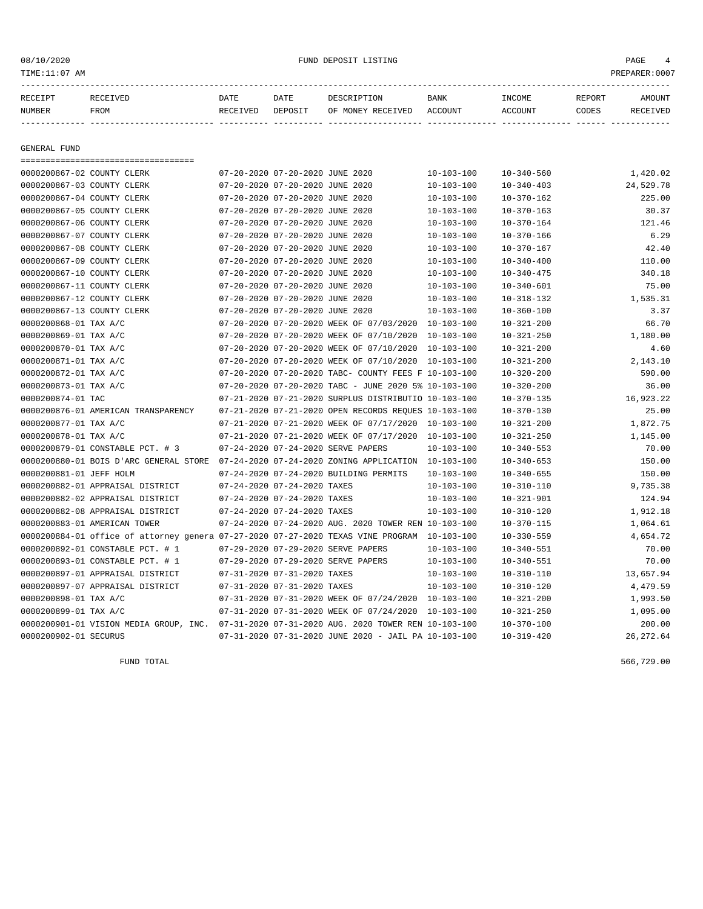08/10/2020 FUND DEPOSIT LISTING
TIME:11:07 AM PREPARER:0007

| RECEIPT NUMBER | RECEIVED FROM | DATE RECEIVED | DATE DEPOSIT | DESCRIPTION OF MONEY RECEIVED | BANK ACCOUNT | INCOME ACCOUNT | REPORT CODES | AMOUNT RECEIVED |
|---|---|---|---|---|---|---|---|---|

GENERAL FUND

| RECEIPT NUMBER | RECEIVED FROM | DATE RECEIVED | DATE DEPOSIT | DESCRIPTION OF MONEY RECEIVED | BANK ACCOUNT | INCOME ACCOUNT | REPORT CODES | AMOUNT RECEIVED |
|---|---|---|---|---|---|---|---|---|
| 0000200867-02 | COUNTY CLERK | 07-20-2020 | 07-20-2020 | JUNE 2020 | 10-103-100 | 10-340-560 | | 1,420.02 |
| 0000200867-03 | COUNTY CLERK | 07-20-2020 | 07-20-2020 | JUNE 2020 | 10-103-100 | 10-340-403 | | 24,529.78 |
| 0000200867-04 | COUNTY CLERK | 07-20-2020 | 07-20-2020 | JUNE 2020 | 10-103-100 | 10-370-162 | | 225.00 |
| 0000200867-05 | COUNTY CLERK | 07-20-2020 | 07-20-2020 | JUNE 2020 | 10-103-100 | 10-370-163 | | 30.37 |
| 0000200867-06 | COUNTY CLERK | 07-20-2020 | 07-20-2020 | JUNE 2020 | 10-103-100 | 10-370-164 | | 121.46 |
| 0000200867-07 | COUNTY CLERK | 07-20-2020 | 07-20-2020 | JUNE 2020 | 10-103-100 | 10-370-166 | | 6.29 |
| 0000200867-08 | COUNTY CLERK | 07-20-2020 | 07-20-2020 | JUNE 2020 | 10-103-100 | 10-370-167 | | 42.40 |
| 0000200867-09 | COUNTY CLERK | 07-20-2020 | 07-20-2020 | JUNE 2020 | 10-103-100 | 10-340-400 | | 110.00 |
| 0000200867-10 | COUNTY CLERK | 07-20-2020 | 07-20-2020 | JUNE 2020 | 10-103-100 | 10-340-475 | | 340.18 |
| 0000200867-11 | COUNTY CLERK | 07-20-2020 | 07-20-2020 | JUNE 2020 | 10-103-100 | 10-340-601 | | 75.00 |
| 0000200867-12 | COUNTY CLERK | 07-20-2020 | 07-20-2020 | JUNE 2020 | 10-103-100 | 10-318-132 | | 1,535.31 |
| 0000200867-13 | COUNTY CLERK | 07-20-2020 | 07-20-2020 | JUNE 2020 | 10-103-100 | 10-360-100 | | 3.37 |
| 0000200868-01 | TAX A/C | 07-20-2020 | 07-20-2020 | WEEK OF 07/03/2020 | 10-103-100 | 10-321-200 | | 66.70 |
| 0000200869-01 | TAX A/C | 07-20-2020 | 07-20-2020 | WEEK OF 07/10/2020 | 10-103-100 | 10-321-250 | | 1,180.00 |
| 0000200870-01 | TAX A/C | 07-20-2020 | 07-20-2020 | WEEK OF 07/10/2020 | 10-103-100 | 10-321-200 | | 4.60 |
| 0000200871-01 | TAX A/C | 07-20-2020 | 07-20-2020 | WEEK OF 07/10/2020 | 10-103-100 | 10-321-200 | | 2,143.10 |
| 0000200872-01 | TAX A/C | 07-20-2020 | 07-20-2020 | TABC- COUNTY FEES F | 10-103-100 | 10-320-200 | | 590.00 |
| 0000200873-01 | TAX A/C | 07-20-2020 | 07-20-2020 | TABC - JUNE 2020 5% | 10-103-100 | 10-320-200 | | 36.00 |
| 0000200874-01 | TAC | 07-21-2020 | 07-21-2020 | SURPLUS DISTRIBUTIO | 10-103-100 | 10-370-135 | | 16,923.22 |
| 0000200876-01 | AMERICAN TRANSPARENCY | 07-21-2020 | 07-21-2020 | OPEN RECORDS REQUES | 10-103-100 | 10-370-130 | | 25.00 |
| 0000200877-01 | TAX A/C | 07-21-2020 | 07-21-2020 | WEEK OF 07/17/2020 | 10-103-100 | 10-321-200 | | 1,872.75 |
| 0000200878-01 | TAX A/C | 07-21-2020 | 07-21-2020 | WEEK OF 07/17/2020 | 10-103-100 | 10-321-250 | | 1,145.00 |
| 0000200879-01 | CONSTABLE PCT. # 3 | 07-24-2020 | 07-24-2020 | SERVE PAPERS | 10-103-100 | 10-340-553 | | 70.00 |
| 0000200880-01 | BOIS D'ARC GENERAL STORE | 07-24-2020 | 07-24-2020 | ZONING APPLICATION | 10-103-100 | 10-340-653 | | 150.00 |
| 0000200881-01 | JEFF HOLM | 07-24-2020 | 07-24-2020 | BUILDING PERMITS | 10-103-100 | 10-340-655 | | 150.00 |
| 0000200882-01 | APPRAISAL DISTRICT | 07-24-2020 | 07-24-2020 | TAXES | 10-103-100 | 10-310-110 | | 9,735.38 |
| 0000200882-02 | APPRAISAL DISTRICT | 07-24-2020 | 07-24-2020 | TAXES | 10-103-100 | 10-321-901 | | 124.94 |
| 0000200882-08 | APPRAISAL DISTRICT | 07-24-2020 | 07-24-2020 | TAXES | 10-103-100 | 10-310-120 | | 1,912.18 |
| 0000200883-01 | AMERICAN TOWER | 07-24-2020 | 07-24-2020 | AUG. 2020 TOWER REN | 10-103-100 | 10-370-115 | | 1,064.61 |
| 0000200884-01 | office of attorney genera | 07-27-2020 | 07-27-2020 | TEXAS VINE PROGRAM | 10-103-100 | 10-330-559 | | 4,654.72 |
| 0000200892-01 | CONSTABLE PCT. # 1 | 07-29-2020 | 07-29-2020 | SERVE PAPERS | 10-103-100 | 10-340-551 | | 70.00 |
| 0000200893-01 | CONSTABLE PCT. # 1 | 07-29-2020 | 07-29-2020 | SERVE PAPERS | 10-103-100 | 10-340-551 | | 70.00 |
| 0000200897-01 | APPRAISAL DISTRICT | 07-31-2020 | 07-31-2020 | TAXES | 10-103-100 | 10-310-110 | | 13,657.94 |
| 0000200897-07 | APPRAISAL DISTRICT | 07-31-2020 | 07-31-2020 | TAXES | 10-103-100 | 10-310-120 | | 4,479.59 |
| 0000200898-01 | TAX A/C | 07-31-2020 | 07-31-2020 | WEEK OF 07/24/2020 | 10-103-100 | 10-321-200 | | 1,993.50 |
| 0000200899-01 | TAX A/C | 07-31-2020 | 07-31-2020 | WEEK OF 07/24/2020 | 10-103-100 | 10-321-250 | | 1,095.00 |
| 0000200901-01 | VISION MEDIA GROUP, INC. | 07-31-2020 | 07-31-2020 | AUG. 2020 TOWER REN | 10-103-100 | 10-370-100 | | 200.00 |
| 0000200902-01 | SECURUS | 07-31-2020 | 07-31-2020 | JUNE 2020 - JAIL PA | 10-103-100 | 10-319-420 | | 26,272.64 |

FUND TOTAL 566,729.00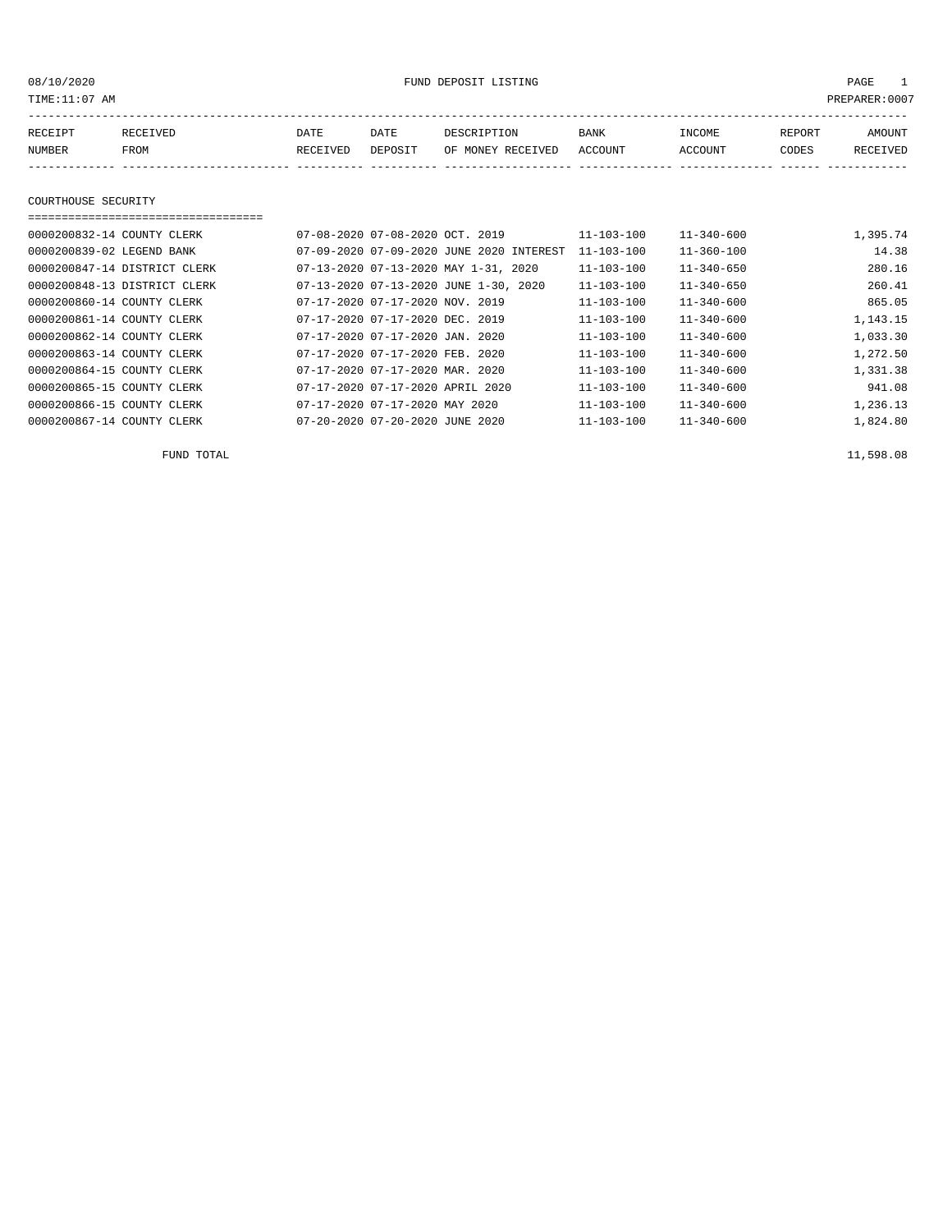08/10/2020 FUND DEPOSIT LISTING PAGE 1

TIME:11:07 AM PREPARER:0007

## COURTHOUSE SECURITY

| RECEIPT NUMBER | RECEIVED FROM | DATE RECEIVED | DATE DEPOSIT | DESCRIPTION OF MONEY RECEIVED | BANK ACCOUNT | INCOME ACCOUNT | REPORT CODES | AMOUNT RECEIVED |
|---|---|---|---|---|---|---|---|---|
| 0000200832-14 | COUNTY CLERK | 07-08-2020 | 07-08-2020 | OCT. 2019 | 11-103-100 | 11-340-600 | | 1,395.74 |
| 0000200839-02 | LEGEND BANK | 07-09-2020 | 07-09-2020 | JUNE 2020 INTEREST | 11-103-100 | 11-360-100 | | 14.38 |
| 0000200847-14 | DISTRICT CLERK | 07-13-2020 | 07-13-2020 | MAY 1-31, 2020 | 11-103-100 | 11-340-650 | | 280.16 |
| 0000200848-13 | DISTRICT CLERK | 07-13-2020 | 07-13-2020 | JUNE 1-30, 2020 | 11-103-100 | 11-340-650 | | 260.41 |
| 0000200860-14 | COUNTY CLERK | 07-17-2020 | 07-17-2020 | NOV. 2019 | 11-103-100 | 11-340-600 | | 865.05 |
| 0000200861-14 | COUNTY CLERK | 07-17-2020 | 07-17-2020 | DEC. 2019 | 11-103-100 | 11-340-600 | | 1,143.15 |
| 0000200862-14 | COUNTY CLERK | 07-17-2020 | 07-17-2020 | JAN. 2020 | 11-103-100 | 11-340-600 | | 1,033.30 |
| 0000200863-14 | COUNTY CLERK | 07-17-2020 | 07-17-2020 | FEB. 2020 | 11-103-100 | 11-340-600 | | 1,272.50 |
| 0000200864-15 | COUNTY CLERK | 07-17-2020 | 07-17-2020 | MAR. 2020 | 11-103-100 | 11-340-600 | | 1,331.38 |
| 0000200865-15 | COUNTY CLERK | 07-17-2020 | 07-17-2020 | APRIL 2020 | 11-103-100 | 11-340-600 | | 941.08 |
| 0000200866-15 | COUNTY CLERK | 07-17-2020 | 07-17-2020 | MAY 2020 | 11-103-100 | 11-340-600 | | 1,236.13 |
| 0000200867-14 | COUNTY CLERK | 07-20-2020 | 07-20-2020 | JUNE 2020 | 11-103-100 | 11-340-600 | | 1,824.80 |
| | FUND TOTAL | | | | | | | 11,598.08 |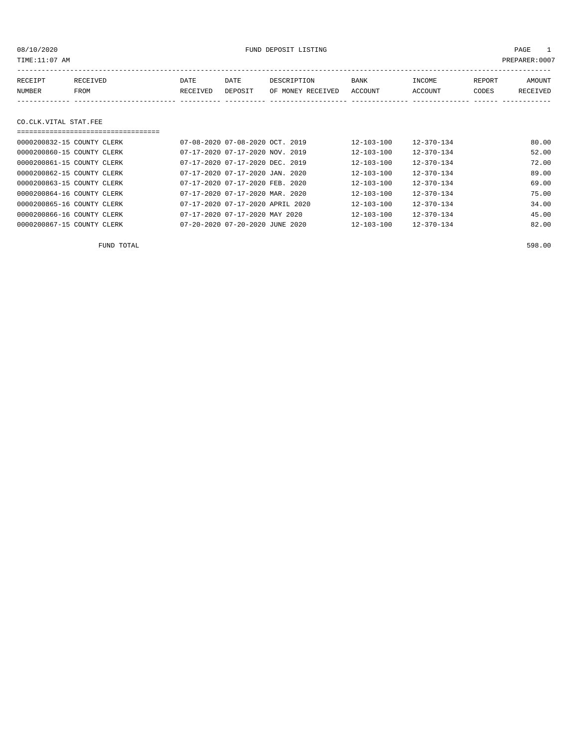08/10/2020 FUND DEPOSIT LISTING

TIME:11:07 AM PREPARER:0007

| RECEIPT NUMBER | RECEIVED FROM | DATE RECEIVED | DATE DEPOSIT | DESCRIPTION OF MONEY RECEIVED | BANK ACCOUNT | INCOME ACCOUNT | REPORT CODES | AMOUNT RECEIVED |
|---|---|---|---|---|---|---|---|---|

## CO.CLK.VITAL STAT.FEE

| RECEIPT NUMBER | RECEIVED FROM | DATE RECEIVED | DATE DEPOSIT | DESCRIPTION OF MONEY RECEIVED | BANK ACCOUNT | INCOME ACCOUNT | REPORT CODES | AMOUNT RECEIVED |
|---|---|---|---|---|---|---|---|---|
| 0000200832-15 | COUNTY CLERK | 07-08-2020 | 07-08-2020 | OCT. 2019 | 12-103-100 | 12-370-134 | | 80.00 |
| 0000200860-15 | COUNTY CLERK | 07-17-2020 | 07-17-2020 | NOV. 2019 | 12-103-100 | 12-370-134 | | 52.00 |
| 0000200861-15 | COUNTY CLERK | 07-17-2020 | 07-17-2020 | DEC. 2019 | 12-103-100 | 12-370-134 | | 72.00 |
| 0000200862-15 | COUNTY CLERK | 07-17-2020 | 07-17-2020 | JAN. 2020 | 12-103-100 | 12-370-134 | | 89.00 |
| 0000200863-15 | COUNTY CLERK | 07-17-2020 | 07-17-2020 | FEB. 2020 | 12-103-100 | 12-370-134 | | 69.00 |
| 0000200864-16 | COUNTY CLERK | 07-17-2020 | 07-17-2020 | MAR. 2020 | 12-103-100 | 12-370-134 | | 75.00 |
| 0000200865-16 | COUNTY CLERK | 07-17-2020 | 07-17-2020 | APRIL 2020 | 12-103-100 | 12-370-134 | | 34.00 |
| 0000200866-16 | COUNTY CLERK | 07-17-2020 | 07-17-2020 | MAY 2020 | 12-103-100 | 12-370-134 | | 45.00 |
| 0000200867-15 | COUNTY CLERK | 07-20-2020 | 07-20-2020 | JUNE 2020 | 12-103-100 | 12-370-134 | | 82.00 |
| | FUND TOTAL | | | | | | | 598.00 |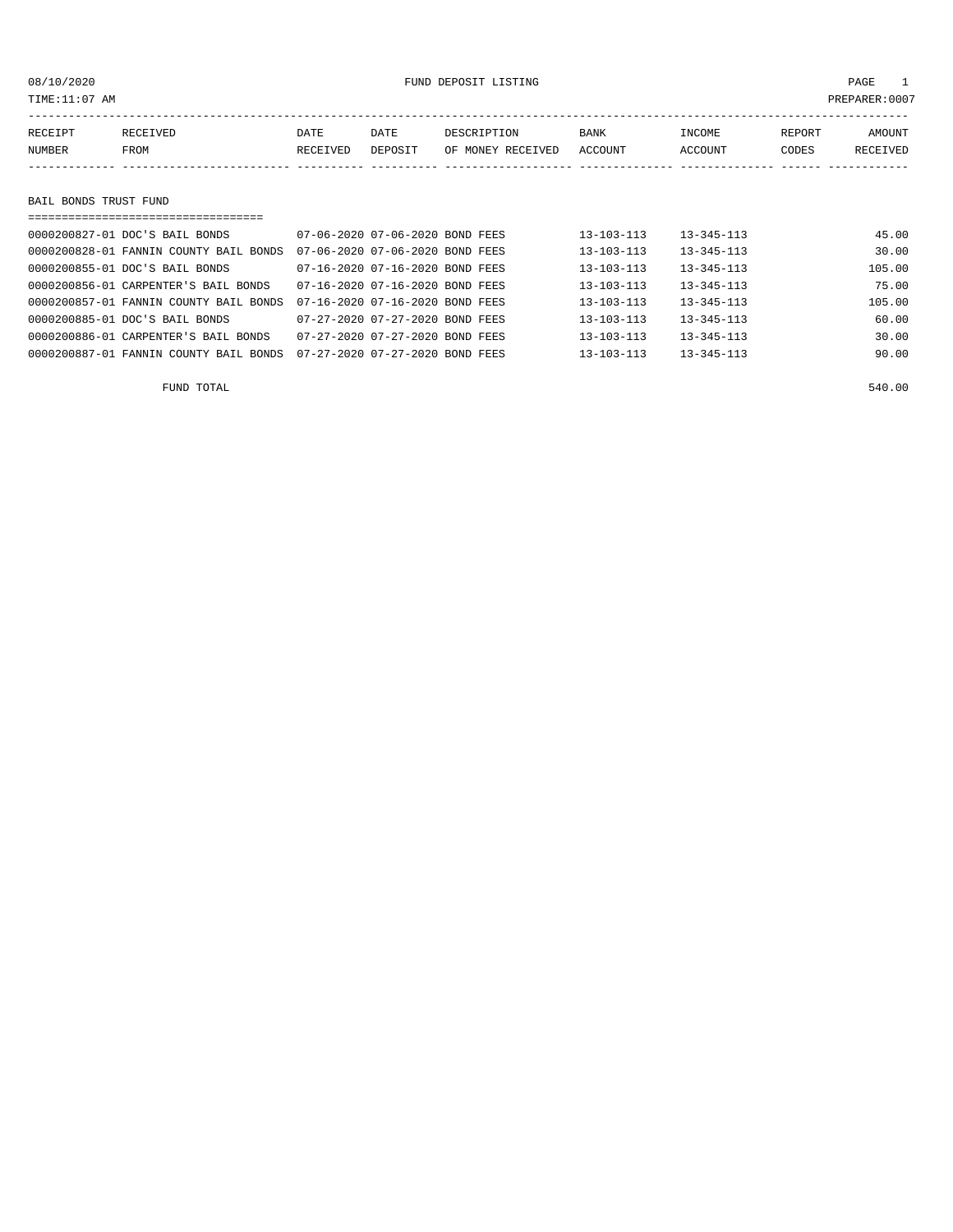08/10/2020 FUND DEPOSIT LISTING

TIME:11:07 AM PREPARER:0007

| RECEIPT NUMBER | RECEIVED FROM | DATE RECEIVED | DATE DEPOSIT | DESCRIPTION OF MONEY RECEIVED | BANK ACCOUNT | INCOME ACCOUNT | REPORT CODES | AMOUNT RECEIVED |
|---|---|---|---|---|---|---|---|---|

## BAIL BONDS TRUST FUND

| RECEIPT NUMBER | RECEIVED FROM | DATE RECEIVED | DATE DEPOSIT | DESCRIPTION OF MONEY RECEIVED | BANK ACCOUNT | INCOME ACCOUNT | REPORT CODES | AMOUNT RECEIVED |
|---|---|---|---|---|---|---|---|---|
| 0000200827-01 | DOC'S BAIL BONDS | 07-06-2020 | 07-06-2020 | BOND FEES | 13-103-113 | 13-345-113 | | 45.00 |
| 0000200828-01 | FANNIN COUNTY BAIL BONDS | 07-06-2020 | 07-06-2020 | BOND FEES | 13-103-113 | 13-345-113 | | 30.00 |
| 0000200855-01 | DOC'S BAIL BONDS | 07-16-2020 | 07-16-2020 | BOND FEES | 13-103-113 | 13-345-113 | | 105.00 |
| 0000200856-01 | CARPENTER'S BAIL BONDS | 07-16-2020 | 07-16-2020 | BOND FEES | 13-103-113 | 13-345-113 | | 75.00 |
| 0000200857-01 | FANNIN COUNTY BAIL BONDS | 07-16-2020 | 07-16-2020 | BOND FEES | 13-103-113 | 13-345-113 | | 105.00 |
| 0000200885-01 | DOC'S BAIL BONDS | 07-27-2020 | 07-27-2020 | BOND FEES | 13-103-113 | 13-345-113 | | 60.00 |
| 0000200886-01 | CARPENTER'S BAIL BONDS | 07-27-2020 | 07-27-2020 | BOND FEES | 13-103-113 | 13-345-113 | | 30.00 |
| 0000200887-01 | FANNIN COUNTY BAIL BONDS | 07-27-2020 | 07-27-2020 | BOND FEES | 13-103-113 | 13-345-113 | | 90.00 |

FUND TOTAL 540.00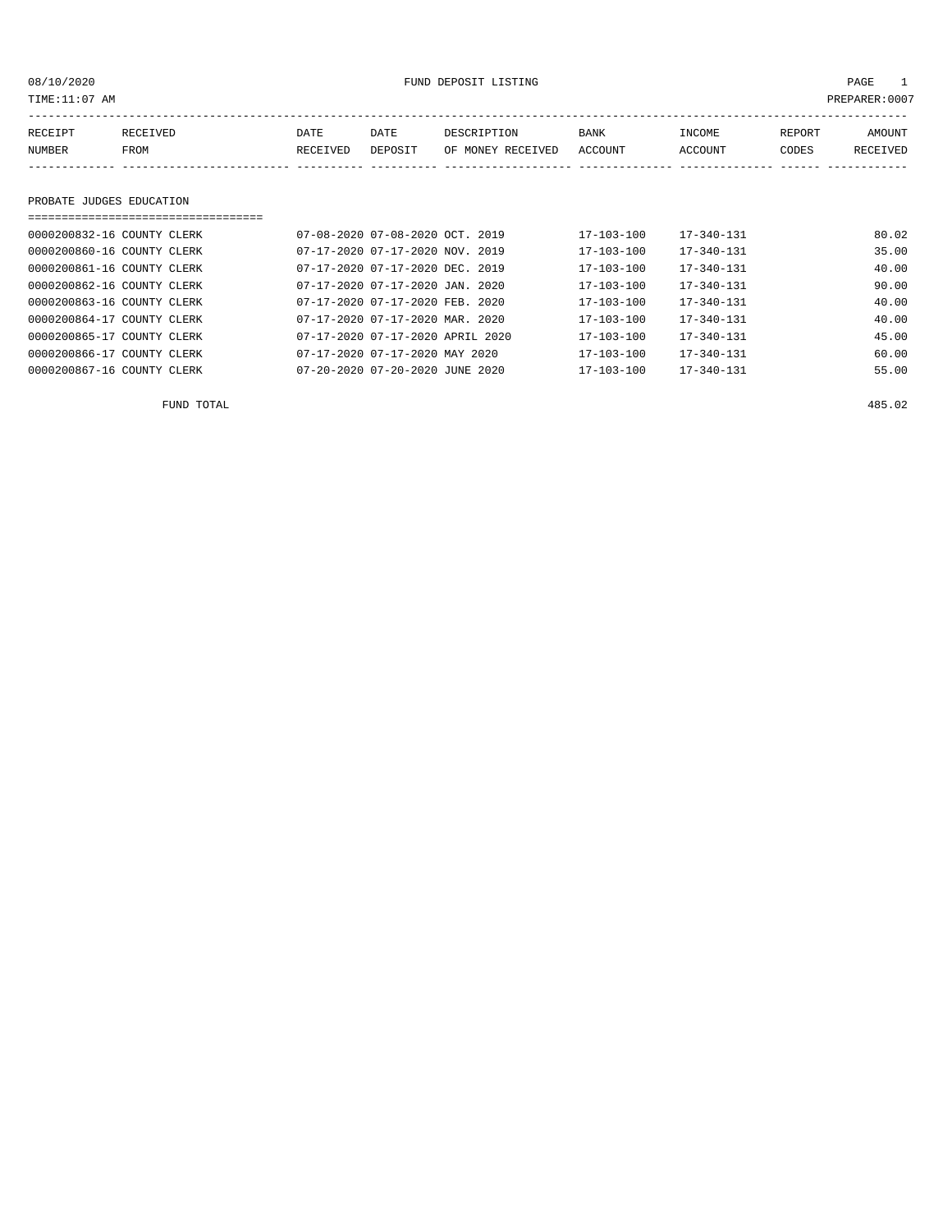08/10/2020 FUND DEPOSIT LISTING

TIME:11:07 AM PREPARER:0007

| RECEIPT NUMBER | RECEIVED FROM | DATE RECEIVED | DATE DEPOSIT | DESCRIPTION OF MONEY RECEIVED | BANK ACCOUNT | INCOME ACCOUNT | REPORT CODES | AMOUNT RECEIVED |
|---|---|---|---|---|---|---|---|---|
| **PROBATE JUDGES EDUCATION** | | | | | | | | |
| 0000200832-16 | COUNTY CLERK | 07-08-2020 | 07-08-2020 | OCT. 2019 | 17-103-100 | 17-340-131 | | 80.02 |
| 0000200860-16 | COUNTY CLERK | 07-17-2020 | 07-17-2020 | NOV. 2019 | 17-103-100 | 17-340-131 | | 35.00 |
| 0000200861-16 | COUNTY CLERK | 07-17-2020 | 07-17-2020 | DEC. 2019 | 17-103-100 | 17-340-131 | | 40.00 |
| 0000200862-16 | COUNTY CLERK | 07-17-2020 | 07-17-2020 | JAN. 2020 | 17-103-100 | 17-340-131 | | 90.00 |
| 0000200863-16 | COUNTY CLERK | 07-17-2020 | 07-17-2020 | FEB. 2020 | 17-103-100 | 17-340-131 | | 40.00 |
| 0000200864-17 | COUNTY CLERK | 07-17-2020 | 07-17-2020 | MAR. 2020 | 17-103-100 | 17-340-131 | | 40.00 |
| 0000200865-17 | COUNTY CLERK | 07-17-2020 | 07-17-2020 | APRIL 2020 | 17-103-100 | 17-340-131 | | 45.00 |
| 0000200866-17 | COUNTY CLERK | 07-17-2020 | 07-17-2020 | MAY 2020 | 17-103-100 | 17-340-131 | | 60.00 |
| 0000200867-16 | COUNTY CLERK | 07-20-2020 | 07-20-2020 | JUNE 2020 | 17-103-100 | 17-340-131 | | 55.00 |
| | FUND TOTAL | | | | | | | 485.02 |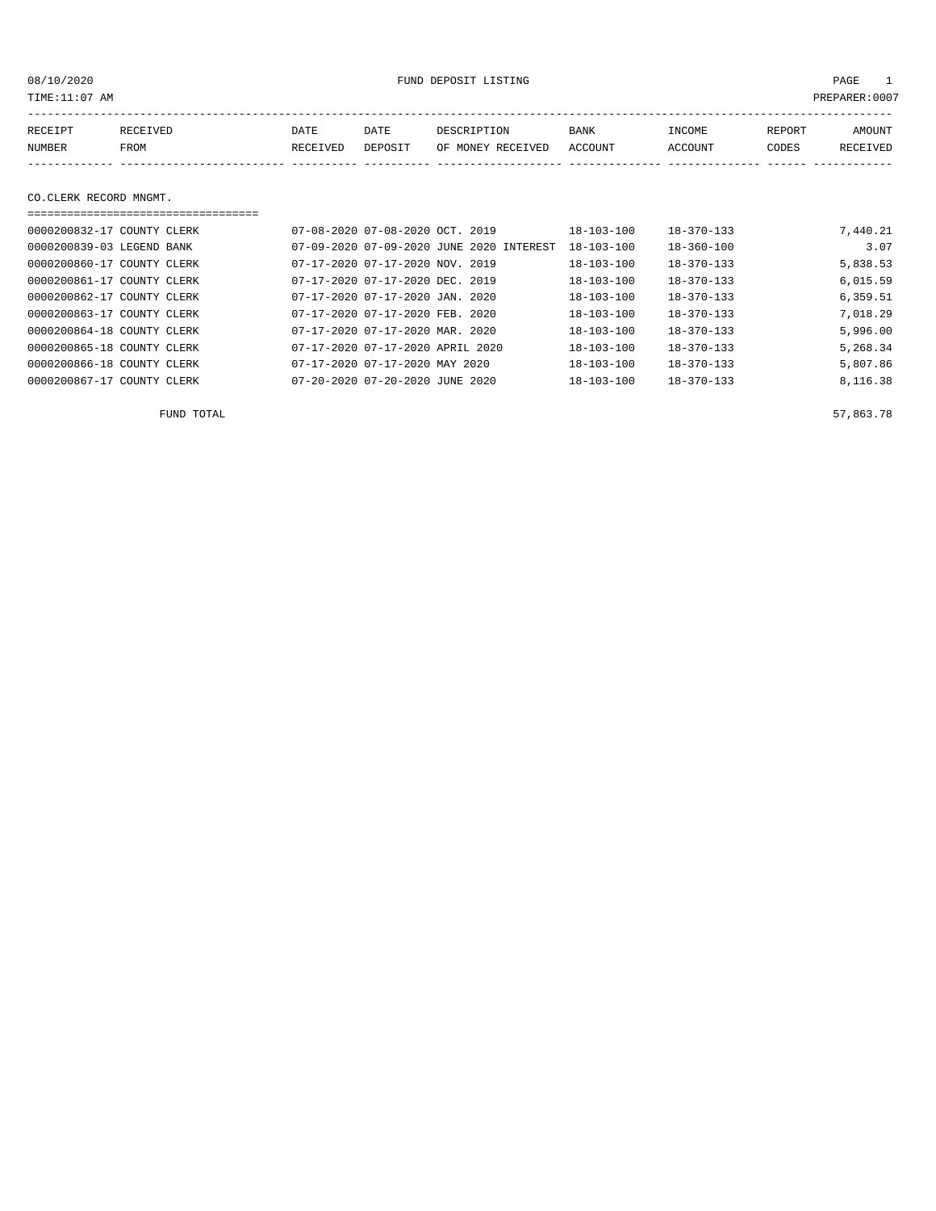08/10/2020 FUND DEPOSIT LISTING

TIME:11:07 AM PREPARER:0007

| RECEIPT NUMBER | RECEIVED FROM | DATE RECEIVED | DATE DEPOSIT | DESCRIPTION OF MONEY RECEIVED | BANK ACCOUNT | INCOME ACCOUNT | REPORT CODES | AMOUNT RECEIVED |
|---|---|---|---|---|---|---|---|---|

## CO.CLERK RECORD MNGMT.

| RECEIPT NUMBER | RECEIVED FROM | DATE RECEIVED | DATE DEPOSIT | DESCRIPTION OF MONEY RECEIVED | BANK ACCOUNT | INCOME ACCOUNT | REPORT CODES | AMOUNT RECEIVED |
|---|---|---|---|---|---|---|---|---|
| 0000200832-17 | COUNTY CLERK | 07-08-2020 | 07-08-2020 | OCT. 2019 | 18-103-100 | 18-370-133 | | 7,440.21 |
| 0000200839-03 | LEGEND BANK | 07-09-2020 | 07-09-2020 | JUNE 2020 INTEREST | 18-103-100 | 18-360-100 | | 3.07 |
| 0000200860-17 | COUNTY CLERK | 07-17-2020 | 07-17-2020 | NOV. 2019 | 18-103-100 | 18-370-133 | | 5,838.53 |
| 0000200861-17 | COUNTY CLERK | 07-17-2020 | 07-17-2020 | DEC. 2019 | 18-103-100 | 18-370-133 | | 6,015.59 |
| 0000200862-17 | COUNTY CLERK | 07-17-2020 | 07-17-2020 | JAN. 2020 | 18-103-100 | 18-370-133 | | 6,359.51 |
| 0000200863-17 | COUNTY CLERK | 07-17-2020 | 07-17-2020 | FEB. 2020 | 18-103-100 | 18-370-133 | | 7,018.29 |
| 0000200864-18 | COUNTY CLERK | 07-17-2020 | 07-17-2020 | MAR. 2020 | 18-103-100 | 18-370-133 | | 5,996.00 |
| 0000200865-18 | COUNTY CLERK | 07-17-2020 | 07-17-2020 | APRIL 2020 | 18-103-100 | 18-370-133 | | 5,268.34 |
| 0000200866-18 | COUNTY CLERK | 07-17-2020 | 07-17-2020 | MAY 2020 | 18-103-100 | 18-370-133 | | 5,807.86 |
| 0000200867-17 | COUNTY CLERK | 07-20-2020 | 07-20-2020 | JUNE 2020 | 18-103-100 | 18-370-133 | | 8,116.38 |
| | FUND TOTAL | | | | | | | 57,863.78 |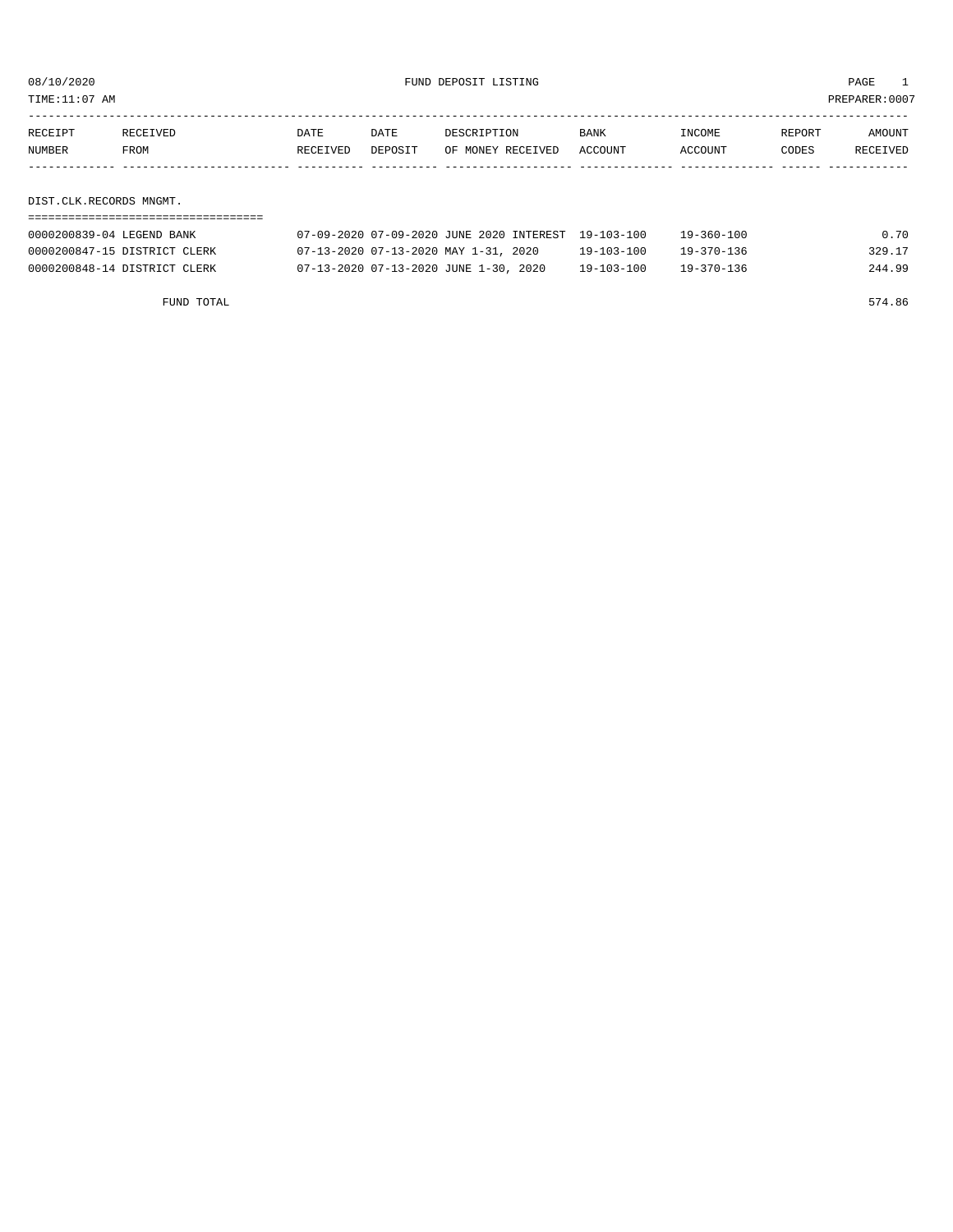FUND DEPOSIT LISTING

08/10/2020
TIME:11:07 AM
PREPARER:0007

| RECEIPT NUMBER | RECEIVED FROM | DATE RECEIVED | DATE DEPOSIT | DESCRIPTION OF MONEY RECEIVED | BANK ACCOUNT | INCOME ACCOUNT | REPORT CODES | AMOUNT RECEIVED |
|---|---|---|---|---|---|---|---|---|

DIST.CLK.RECORDS MNGMT.

| RECEIPT NUMBER | RECEIVED FROM | DATE RECEIVED | DATE DEPOSIT | DESCRIPTION OF MONEY RECEIVED | BANK ACCOUNT | INCOME ACCOUNT | REPORT CODES | AMOUNT RECEIVED |
|---|---|---|---|---|---|---|---|---|
| 0000200839-04 | LEGEND BANK | 07-09-2020 | 07-09-2020 | JUNE 2020 INTEREST | 19-103-100 | 19-360-100 | | 0.70 |
| 0000200847-15 | DISTRICT CLERK | 07-13-2020 | 07-13-2020 | MAY 1-31, 2020 | 19-103-100 | 19-370-136 | | 329.17 |
| 0000200848-14 | DISTRICT CLERK | 07-13-2020 | 07-13-2020 | JUNE 1-30, 2020 | 19-103-100 | 19-370-136 | | 244.99 |

FUND TOTAL 574.86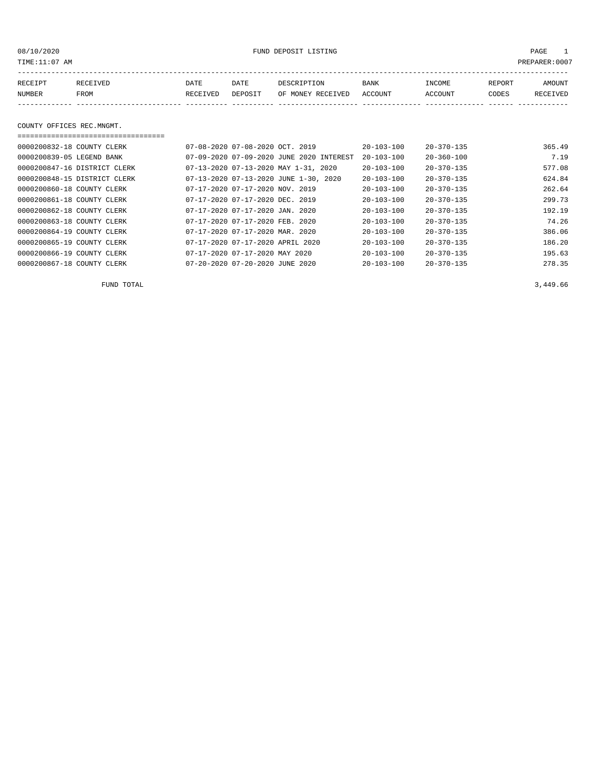08/10/2020 FUND DEPOSIT LISTING PAGE 1

TIME:11:07 AM PREPARER:0007

| RECEIPT NUMBER | RECEIVED FROM | DATE RECEIVED | DATE DEPOSIT | DESCRIPTION OF MONEY RECEIVED | BANK ACCOUNT | INCOME ACCOUNT | REPORT CODES | AMOUNT RECEIVED |
|---|---|---|---|---|---|---|---|---|
| **COUNTY OFFICES REC.MNGMT.** | | | | | | | | |
| 0000200832-18 | COUNTY CLERK | 07-08-2020 | 07-08-2020 | OCT. 2019 | 20-103-100 | 20-370-135 | | 365.49 |
| 0000200839-05 | LEGEND BANK | 07-09-2020 | 07-09-2020 | JUNE 2020 INTEREST | 20-103-100 | 20-360-100 | | 7.19 |
| 0000200847-16 | DISTRICT CLERK | 07-13-2020 | 07-13-2020 | MAY 1-31, 2020 | 20-103-100 | 20-370-135 | | 577.08 |
| 0000200848-15 | DISTRICT CLERK | 07-13-2020 | 07-13-2020 | JUNE 1-30, 2020 | 20-103-100 | 20-370-135 | | 624.84 |
| 0000200860-18 | COUNTY CLERK | 07-17-2020 | 07-17-2020 | NOV. 2019 | 20-103-100 | 20-370-135 | | 262.64 |
| 0000200861-18 | COUNTY CLERK | 07-17-2020 | 07-17-2020 | DEC. 2019 | 20-103-100 | 20-370-135 | | 299.73 |
| 0000200862-18 | COUNTY CLERK | 07-17-2020 | 07-17-2020 | JAN. 2020 | 20-103-100 | 20-370-135 | | 192.19 |
| 0000200863-18 | COUNTY CLERK | 07-17-2020 | 07-17-2020 | FEB. 2020 | 20-103-100 | 20-370-135 | | 74.26 |
| 0000200864-19 | COUNTY CLERK | 07-17-2020 | 07-17-2020 | MAR. 2020 | 20-103-100 | 20-370-135 | | 386.06 |
| 0000200865-19 | COUNTY CLERK | 07-17-2020 | 07-17-2020 | APRIL 2020 | 20-103-100 | 20-370-135 | | 186.20 |
| 0000200866-19 | COUNTY CLERK | 07-17-2020 | 07-17-2020 | MAY 2020 | 20-103-100 | 20-370-135 | | 195.63 |
| 0000200867-18 | COUNTY CLERK | 07-20-2020 | 07-20-2020 | JUNE 2020 | 20-103-100 | 20-370-135 | | 278.35 |
| | FUND TOTAL | | | | | | | 3,449.66 |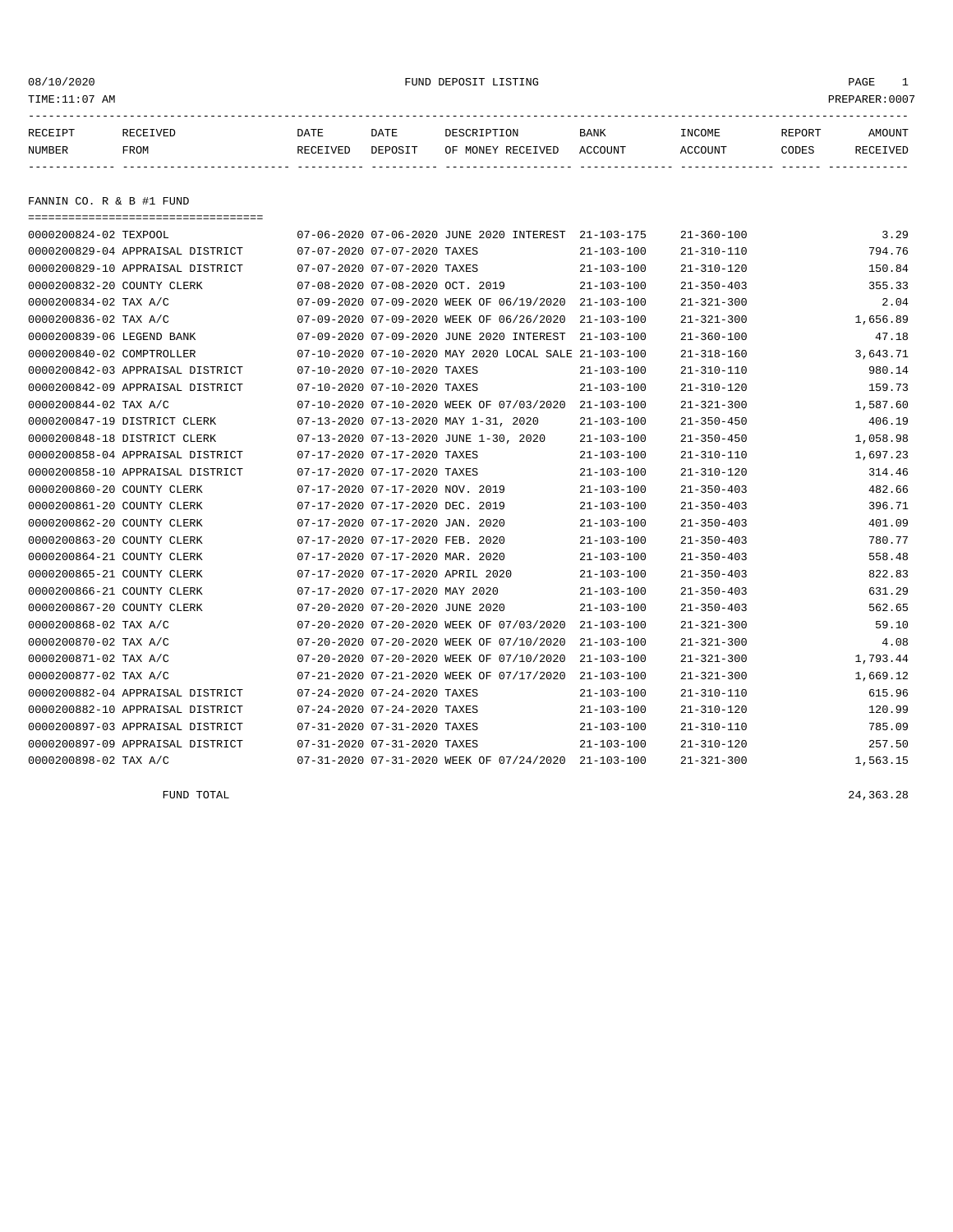08/10/2020 FUND DEPOSIT LISTING

TIME:11:07 AM PREPARER:0007

## FANNIN CO. R & B #1 FUND

| RECEIPT NUMBER | RECEIVED FROM | DATE RECEIVED | DATE DEPOSIT | DESCRIPTION OF MONEY RECEIVED | BANK ACCOUNT | INCOME ACCOUNT | REPORT CODES | AMOUNT RECEIVED |
|---|---|---|---|---|---|---|---|---|
| 0000200824-02 | TEXPOOL | 07-06-2020 | 07-06-2020 | JUNE 2020 INTEREST | 21-103-175 | 21-360-100 | | 3.29 |
| 0000200829-04 | APPRAISAL DISTRICT | 07-07-2020 | 07-07-2020 | TAXES | 21-103-100 | 21-310-110 | | 794.76 |
| 0000200829-10 | APPRAISAL DISTRICT | 07-07-2020 | 07-07-2020 | TAXES | 21-103-100 | 21-310-120 | | 150.84 |
| 0000200832-20 | COUNTY CLERK | 07-08-2020 | 07-08-2020 | OCT. 2019 | 21-103-100 | 21-350-403 | | 355.33 |
| 0000200834-02 | TAX A/C | 07-09-2020 | 07-09-2020 | WEEK OF 06/19/2020 | 21-103-100 | 21-321-300 | | 2.04 |
| 0000200836-02 | TAX A/C | 07-09-2020 | 07-09-2020 | WEEK OF 06/26/2020 | 21-103-100 | 21-321-300 | | 1,656.89 |
| 0000200839-06 | LEGEND BANK | 07-09-2020 | 07-09-2020 | JUNE 2020 INTEREST | 21-103-100 | 21-360-100 | | 47.18 |
| 0000200840-02 | COMPTROLLER | 07-10-2020 | 07-10-2020 | MAY 2020 LOCAL SALE | 21-103-100 | 21-318-160 | | 3,643.71 |
| 0000200842-03 | APPRAISAL DISTRICT | 07-10-2020 | 07-10-2020 | TAXES | 21-103-100 | 21-310-110 | | 980.14 |
| 0000200842-09 | APPRAISAL DISTRICT | 07-10-2020 | 07-10-2020 | TAXES | 21-103-100 | 21-310-120 | | 159.73 |
| 0000200844-02 | TAX A/C | 07-10-2020 | 07-10-2020 | WEEK OF 07/03/2020 | 21-103-100 | 21-321-300 | | 1,587.60 |
| 0000200847-19 | DISTRICT CLERK | 07-13-2020 | 07-13-2020 | MAY 1-31, 2020 | 21-103-100 | 21-350-450 | | 406.19 |
| 0000200848-18 | DISTRICT CLERK | 07-13-2020 | 07-13-2020 | JUNE 1-30, 2020 | 21-103-100 | 21-350-450 | | 1,058.98 |
| 0000200858-04 | APPRAISAL DISTRICT | 07-17-2020 | 07-17-2020 | TAXES | 21-103-100 | 21-310-110 | | 1,697.23 |
| 0000200858-10 | APPRAISAL DISTRICT | 07-17-2020 | 07-17-2020 | TAXES | 21-103-100 | 21-310-120 | | 314.46 |
| 0000200860-20 | COUNTY CLERK | 07-17-2020 | 07-17-2020 | NOV. 2019 | 21-103-100 | 21-350-403 | | 482.66 |
| 0000200861-20 | COUNTY CLERK | 07-17-2020 | 07-17-2020 | DEC. 2019 | 21-103-100 | 21-350-403 | | 396.71 |
| 0000200862-20 | COUNTY CLERK | 07-17-2020 | 07-17-2020 | JAN. 2020 | 21-103-100 | 21-350-403 | | 401.09 |
| 0000200863-20 | COUNTY CLERK | 07-17-2020 | 07-17-2020 | FEB. 2020 | 21-103-100 | 21-350-403 | | 780.77 |
| 0000200864-21 | COUNTY CLERK | 07-17-2020 | 07-17-2020 | MAR. 2020 | 21-103-100 | 21-350-403 | | 558.48 |
| 0000200865-21 | COUNTY CLERK | 07-17-2020 | 07-17-2020 | APRIL 2020 | 21-103-100 | 21-350-403 | | 822.83 |
| 0000200866-21 | COUNTY CLERK | 07-17-2020 | 07-17-2020 | MAY 2020 | 21-103-100 | 21-350-403 | | 631.29 |
| 0000200867-20 | COUNTY CLERK | 07-20-2020 | 07-20-2020 | JUNE 2020 | 21-103-100 | 21-350-403 | | 562.65 |
| 0000200868-02 | TAX A/C | 07-20-2020 | 07-20-2020 | WEEK OF 07/03/2020 | 21-103-100 | 21-321-300 | | 59.10 |
| 0000200870-02 | TAX A/C | 07-20-2020 | 07-20-2020 | WEEK OF 07/10/2020 | 21-103-100 | 21-321-300 | | 4.08 |
| 0000200871-02 | TAX A/C | 07-20-2020 | 07-20-2020 | WEEK OF 07/10/2020 | 21-103-100 | 21-321-300 | | 1,793.44 |
| 0000200877-02 | TAX A/C | 07-21-2020 | 07-21-2020 | WEEK OF 07/17/2020 | 21-103-100 | 21-321-300 | | 1,669.12 |
| 0000200882-04 | APPRAISAL DISTRICT | 07-24-2020 | 07-24-2020 | TAXES | 21-103-100 | 21-310-110 | | 615.96 |
| 0000200882-10 | APPRAISAL DISTRICT | 07-24-2020 | 07-24-2020 | TAXES | 21-103-100 | 21-310-120 | | 120.99 |
| 0000200897-03 | APPRAISAL DISTRICT | 07-31-2020 | 07-31-2020 | TAXES | 21-103-100 | 21-310-110 | | 785.09 |
| 0000200897-09 | APPRAISAL DISTRICT | 07-31-2020 | 07-31-2020 | TAXES | 21-103-100 | 21-310-120 | | 257.50 |
| 0000200898-02 | TAX A/C | 07-31-2020 | 07-31-2020 | WEEK OF 07/24/2020 | 21-103-100 | 21-321-300 | | 1,563.15 |
| | FUND TOTAL | | | | | | | 24,363.28 |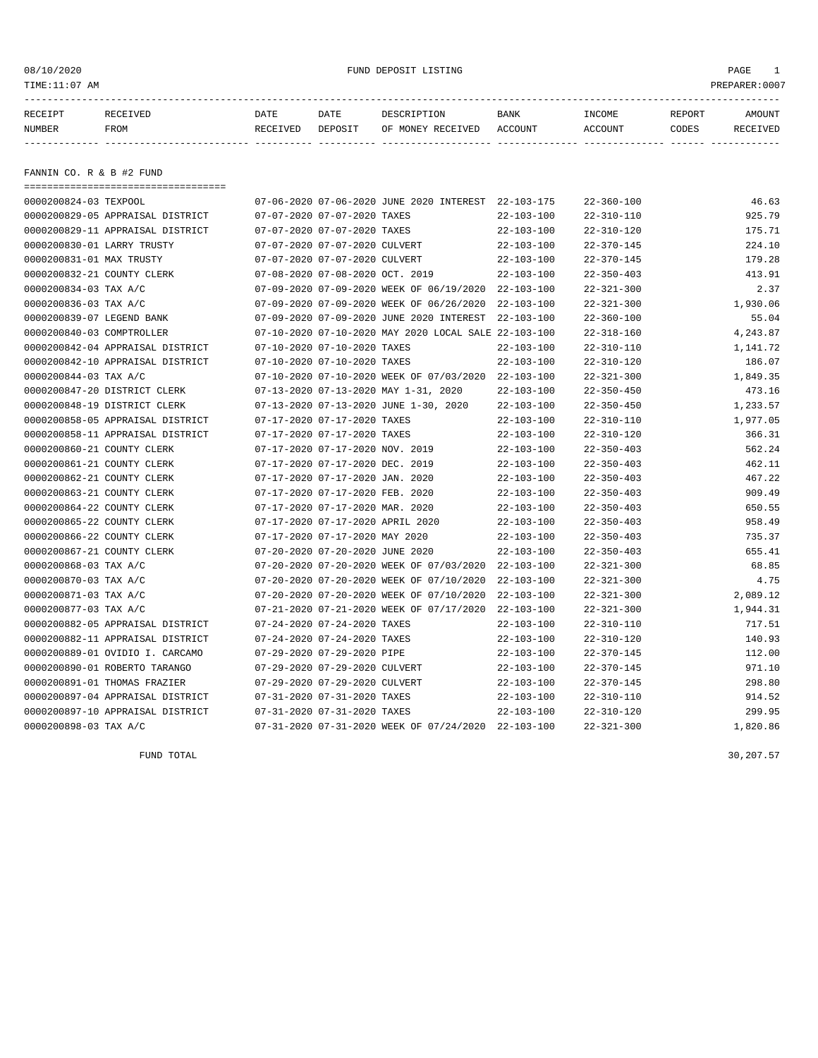08/10/2020 FUND DEPOSIT LISTING

TIME:11:07 AM PREPARER:0007

| RECEIPT NUMBER | RECEIVED FROM | DATE RECEIVED | DATE DEPOSIT | DESCRIPTION OF MONEY RECEIVED | BANK ACCOUNT | INCOME ACCOUNT | REPORT CODES | AMOUNT RECEIVED |
|---|---|---|---|---|---|---|---|---|

## FANNIN CO. R & B #2 FUND

| RECEIPT NUMBER | RECEIVED FROM | DATE RECEIVED | DATE DEPOSIT | DESCRIPTION OF MONEY RECEIVED | BANK ACCOUNT | INCOME ACCOUNT | REPORT CODES | AMOUNT RECEIVED |
|---|---|---|---|---|---|---|---|---|
| 0000200824-03 | TEXPOOL | 07-06-2020 | 07-06-2020 | JUNE 2020 INTEREST | 22-103-175 | 22-360-100 | | 46.63 |
| 0000200829-05 | APPRAISAL DISTRICT | 07-07-2020 | 07-07-2020 | TAXES | 22-103-100 | 22-310-110 | | 925.79 |
| 0000200829-11 | APPRAISAL DISTRICT | 07-07-2020 | 07-07-2020 | TAXES | 22-103-100 | 22-310-120 | | 175.71 |
| 0000200830-01 | LARRY TRUSTY | 07-07-2020 | 07-07-2020 | CULVERT | 22-103-100 | 22-370-145 | | 224.10 |
| 0000200831-01 | MAX TRUSTY | 07-07-2020 | 07-07-2020 | CULVERT | 22-103-100 | 22-370-145 | | 179.28 |
| 0000200832-21 | COUNTY CLERK | 07-08-2020 | 07-08-2020 | OCT. 2019 | 22-103-100 | 22-350-403 | | 413.91 |
| 0000200834-03 | TAX A/C | 07-09-2020 | 07-09-2020 | WEEK OF 06/19/2020 | 22-103-100 | 22-321-300 | | 2.37 |
| 0000200836-03 | TAX A/C | 07-09-2020 | 07-09-2020 | WEEK OF 06/26/2020 | 22-103-100 | 22-321-300 | | 1,930.06 |
| 0000200839-07 | LEGEND BANK | 07-09-2020 | 07-09-2020 | JUNE 2020 INTEREST | 22-103-100 | 22-360-100 | | 55.04 |
| 0000200840-03 | COMPTROLLER | 07-10-2020 | 07-10-2020 | MAY 2020 LOCAL SALE | 22-103-100 | 22-318-160 | | 4,243.87 |
| 0000200842-04 | APPRAISAL DISTRICT | 07-10-2020 | 07-10-2020 | TAXES | 22-103-100 | 22-310-110 | | 1,141.72 |
| 0000200842-10 | APPRAISAL DISTRICT | 07-10-2020 | 07-10-2020 | TAXES | 22-103-100 | 22-310-120 | | 186.07 |
| 0000200844-03 | TAX A/C | 07-10-2020 | 07-10-2020 | WEEK OF 07/03/2020 | 22-103-100 | 22-321-300 | | 1,849.35 |
| 0000200847-20 | DISTRICT CLERK | 07-13-2020 | 07-13-2020 | MAY 1-31, 2020 | 22-103-100 | 22-350-450 | | 473.16 |
| 0000200848-19 | DISTRICT CLERK | 07-13-2020 | 07-13-2020 | JUNE 1-30, 2020 | 22-103-100 | 22-350-450 | | 1,233.57 |
| 0000200858-05 | APPRAISAL DISTRICT | 07-17-2020 | 07-17-2020 | TAXES | 22-103-100 | 22-310-110 | | 1,977.05 |
| 0000200858-11 | APPRAISAL DISTRICT | 07-17-2020 | 07-17-2020 | TAXES | 22-103-100 | 22-310-120 | | 366.31 |
| 0000200860-21 | COUNTY CLERK | 07-17-2020 | 07-17-2020 | NOV. 2019 | 22-103-100 | 22-350-403 | | 562.24 |
| 0000200861-21 | COUNTY CLERK | 07-17-2020 | 07-17-2020 | DEC. 2019 | 22-103-100 | 22-350-403 | | 462.11 |
| 0000200862-21 | COUNTY CLERK | 07-17-2020 | 07-17-2020 | JAN. 2020 | 22-103-100 | 22-350-403 | | 467.22 |
| 0000200863-21 | COUNTY CLERK | 07-17-2020 | 07-17-2020 | FEB. 2020 | 22-103-100 | 22-350-403 | | 909.49 |
| 0000200864-22 | COUNTY CLERK | 07-17-2020 | 07-17-2020 | MAR. 2020 | 22-103-100 | 22-350-403 | | 650.55 |
| 0000200865-22 | COUNTY CLERK | 07-17-2020 | 07-17-2020 | APRIL 2020 | 22-103-100 | 22-350-403 | | 958.49 |
| 0000200866-22 | COUNTY CLERK | 07-17-2020 | 07-17-2020 | MAY 2020 | 22-103-100 | 22-350-403 | | 735.37 |
| 0000200867-21 | COUNTY CLERK | 07-20-2020 | 07-20-2020 | JUNE 2020 | 22-103-100 | 22-350-403 | | 655.41 |
| 0000200868-03 | TAX A/C | 07-20-2020 | 07-20-2020 | WEEK OF 07/03/2020 | 22-103-100 | 22-321-300 | | 68.85 |
| 0000200870-03 | TAX A/C | 07-20-2020 | 07-20-2020 | WEEK OF 07/10/2020 | 22-103-100 | 22-321-300 | | 4.75 |
| 0000200871-03 | TAX A/C | 07-20-2020 | 07-20-2020 | WEEK OF 07/10/2020 | 22-103-100 | 22-321-300 | | 2,089.12 |
| 0000200877-03 | TAX A/C | 07-21-2020 | 07-21-2020 | WEEK OF 07/17/2020 | 22-103-100 | 22-321-300 | | 1,944.31 |
| 0000200882-05 | APPRAISAL DISTRICT | 07-24-2020 | 07-24-2020 | TAXES | 22-103-100 | 22-310-110 | | 717.51 |
| 0000200882-11 | APPRAISAL DISTRICT | 07-24-2020 | 07-24-2020 | TAXES | 22-103-100 | 22-310-120 | | 140.93 |
| 0000200889-01 | OVIDIO I. CARCAMO | 07-29-2020 | 07-29-2020 | PIPE | 22-103-100 | 22-370-145 | | 112.00 |
| 0000200890-01 | ROBERTO TARANGO | 07-29-2020 | 07-29-2020 | CULVERT | 22-103-100 | 22-370-145 | | 971.10 |
| 0000200891-01 | THOMAS FRAZIER | 07-29-2020 | 07-29-2020 | CULVERT | 22-103-100 | 22-370-145 | | 298.80 |
| 0000200897-04 | APPRAISAL DISTRICT | 07-31-2020 | 07-31-2020 | TAXES | 22-103-100 | 22-310-110 | | 914.52 |
| 0000200897-10 | APPRAISAL DISTRICT | 07-31-2020 | 07-31-2020 | TAXES | 22-103-100 | 22-310-120 | | 299.95 |
| 0000200898-03 | TAX A/C | 07-31-2020 | 07-31-2020 | WEEK OF 07/24/2020 | 22-103-100 | 22-321-300 | | 1,820.86 |
| | FUND TOTAL | | | | | | | 30,207.57 |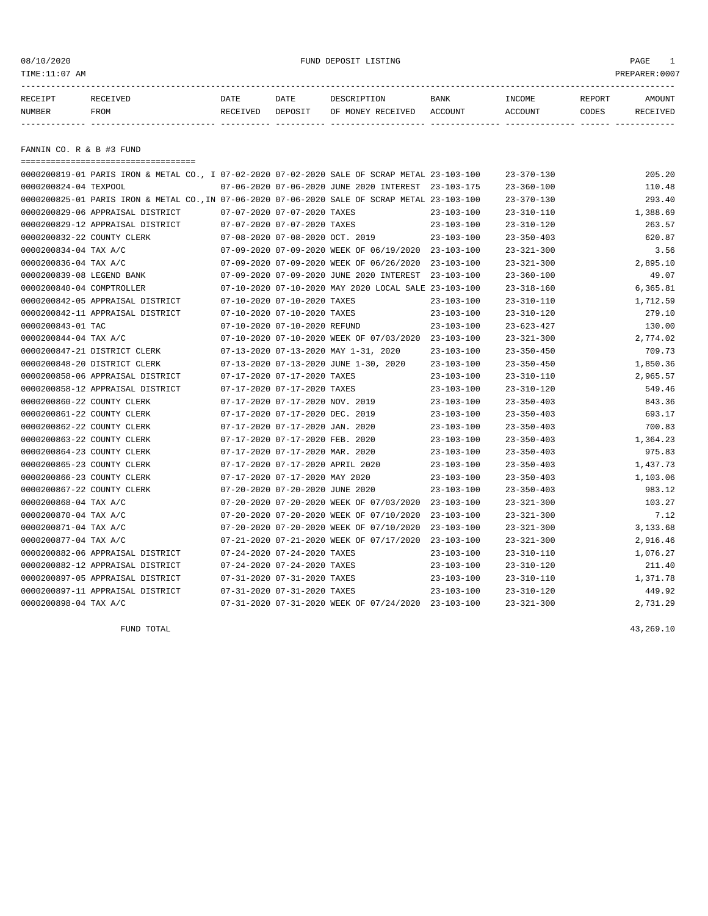08/10/2020 FUND DEPOSIT LISTING

TIME:11:07 AM PREPARER:0007

| RECEIPT NUMBER | RECEIVED FROM | DATE RECEIVED | DATE DEPOSIT | DESCRIPTION OF MONEY RECEIVED | BANK ACCOUNT | INCOME ACCOUNT | REPORT CODES | AMOUNT RECEIVED |
|---|---|---|---|---|---|---|---|---|

## FANNIN CO. R & B #3 FUND

| RECEIPT NUMBER | RECEIVED FROM | DATE RECEIVED | DATE DEPOSIT | DESCRIPTION OF MONEY RECEIVED | BANK ACCOUNT | INCOME ACCOUNT | REPORT CODES | AMOUNT RECEIVED |
|---|---|---|---|---|---|---|---|---|
| 0000200819-01 | PARIS IRON & METAL CO., I | 07-02-2020 | 07-02-2020 | SALE OF SCRAP METAL | 23-103-100 | 23-370-130 | | 205.20 |
| 0000200824-04 | TEXPOOL | 07-06-2020 | 07-06-2020 | JUNE 2020 INTEREST | 23-103-175 | 23-360-100 | | 110.48 |
| 0000200825-01 | PARIS IRON & METAL CO.,IN | 07-06-2020 | 07-06-2020 | SALE OF SCRAP METAL | 23-103-100 | 23-370-130 | | 293.40 |
| 0000200829-06 | APPRAISAL DISTRICT | 07-07-2020 | 07-07-2020 | TAXES | 23-103-100 | 23-310-110 | | 1,388.69 |
| 0000200829-12 | APPRAISAL DISTRICT | 07-07-2020 | 07-07-2020 | TAXES | 23-103-100 | 23-310-120 | | 263.57 |
| 0000200832-22 | COUNTY CLERK | 07-08-2020 | 07-08-2020 | OCT. 2019 | 23-103-100 | 23-350-403 | | 620.87 |
| 0000200834-04 | TAX A/C | 07-09-2020 | 07-09-2020 | WEEK OF 06/19/2020 | 23-103-100 | 23-321-300 | | 3.56 |
| 0000200836-04 | TAX A/C | 07-09-2020 | 07-09-2020 | WEEK OF 06/26/2020 | 23-103-100 | 23-321-300 | | 2,895.10 |
| 0000200839-08 | LEGEND BANK | 07-09-2020 | 07-09-2020 | JUNE 2020 INTEREST | 23-103-100 | 23-360-100 | | 49.07 |
| 0000200840-04 | COMPTROLLER | 07-10-2020 | 07-10-2020 | MAY 2020 LOCAL SALE | 23-103-100 | 23-318-160 | | 6,365.81 |
| 0000200842-05 | APPRAISAL DISTRICT | 07-10-2020 | 07-10-2020 | TAXES | 23-103-100 | 23-310-110 | | 1,712.59 |
| 0000200842-11 | APPRAISAL DISTRICT | 07-10-2020 | 07-10-2020 | TAXES | 23-103-100 | 23-310-120 | | 279.10 |
| 0000200843-01 | TAC | 07-10-2020 | 07-10-2020 | REFUND | 23-103-100 | 23-623-427 | | 130.00 |
| 0000200844-04 | TAX A/C | 07-10-2020 | 07-10-2020 | WEEK OF 07/03/2020 | 23-103-100 | 23-321-300 | | 2,774.02 |
| 0000200847-21 | DISTRICT CLERK | 07-13-2020 | 07-13-2020 | MAY 1-31, 2020 | 23-103-100 | 23-350-450 | | 709.73 |
| 0000200848-20 | DISTRICT CLERK | 07-13-2020 | 07-13-2020 | JUNE 1-30, 2020 | 23-103-100 | 23-350-450 | | 1,850.36 |
| 0000200858-06 | APPRAISAL DISTRICT | 07-17-2020 | 07-17-2020 | TAXES | 23-103-100 | 23-310-110 | | 2,965.57 |
| 0000200858-12 | APPRAISAL DISTRICT | 07-17-2020 | 07-17-2020 | TAXES | 23-103-100 | 23-310-120 | | 549.46 |
| 0000200860-22 | COUNTY CLERK | 07-17-2020 | 07-17-2020 | NOV. 2019 | 23-103-100 | 23-350-403 | | 843.36 |
| 0000200861-22 | COUNTY CLERK | 07-17-2020 | 07-17-2020 | DEC. 2019 | 23-103-100 | 23-350-403 | | 693.17 |
| 0000200862-22 | COUNTY CLERK | 07-17-2020 | 07-17-2020 | JAN. 2020 | 23-103-100 | 23-350-403 | | 700.83 |
| 0000200863-22 | COUNTY CLERK | 07-17-2020 | 07-17-2020 | FEB. 2020 | 23-103-100 | 23-350-403 | | 1,364.23 |
| 0000200864-23 | COUNTY CLERK | 07-17-2020 | 07-17-2020 | MAR. 2020 | 23-103-100 | 23-350-403 | | 975.83 |
| 0000200865-23 | COUNTY CLERK | 07-17-2020 | 07-17-2020 | APRIL 2020 | 23-103-100 | 23-350-403 | | 1,437.73 |
| 0000200866-23 | COUNTY CLERK | 07-17-2020 | 07-17-2020 | MAY 2020 | 23-103-100 | 23-350-403 | | 1,103.06 |
| 0000200867-22 | COUNTY CLERK | 07-20-2020 | 07-20-2020 | JUNE 2020 | 23-103-100 | 23-350-403 | | 983.12 |
| 0000200868-04 | TAX A/C | 07-20-2020 | 07-20-2020 | WEEK OF 07/03/2020 | 23-103-100 | 23-321-300 | | 103.27 |
| 0000200870-04 | TAX A/C | 07-20-2020 | 07-20-2020 | WEEK OF 07/10/2020 | 23-103-100 | 23-321-300 | | 7.12 |
| 0000200871-04 | TAX A/C | 07-20-2020 | 07-20-2020 | WEEK OF 07/10/2020 | 23-103-100 | 23-321-300 | | 3,133.68 |
| 0000200877-04 | TAX A/C | 07-21-2020 | 07-21-2020 | WEEK OF 07/17/2020 | 23-103-100 | 23-321-300 | | 2,916.46 |
| 0000200882-06 | APPRAISAL DISTRICT | 07-24-2020 | 07-24-2020 | TAXES | 23-103-100 | 23-310-110 | | 1,076.27 |
| 0000200882-12 | APPRAISAL DISTRICT | 07-24-2020 | 07-24-2020 | TAXES | 23-103-100 | 23-310-120 | | 211.40 |
| 0000200897-05 | APPRAISAL DISTRICT | 07-31-2020 | 07-31-2020 | TAXES | 23-103-100 | 23-310-110 | | 1,371.78 |
| 0000200897-11 | APPRAISAL DISTRICT | 07-31-2020 | 07-31-2020 | TAXES | 23-103-100 | 23-310-120 | | 449.92 |
| 0000200898-04 | TAX A/C | 07-31-2020 | 07-31-2020 | WEEK OF 07/24/2020 | 23-103-100 | 23-321-300 | | 2,731.29 |

FUND TOTAL 43,269.10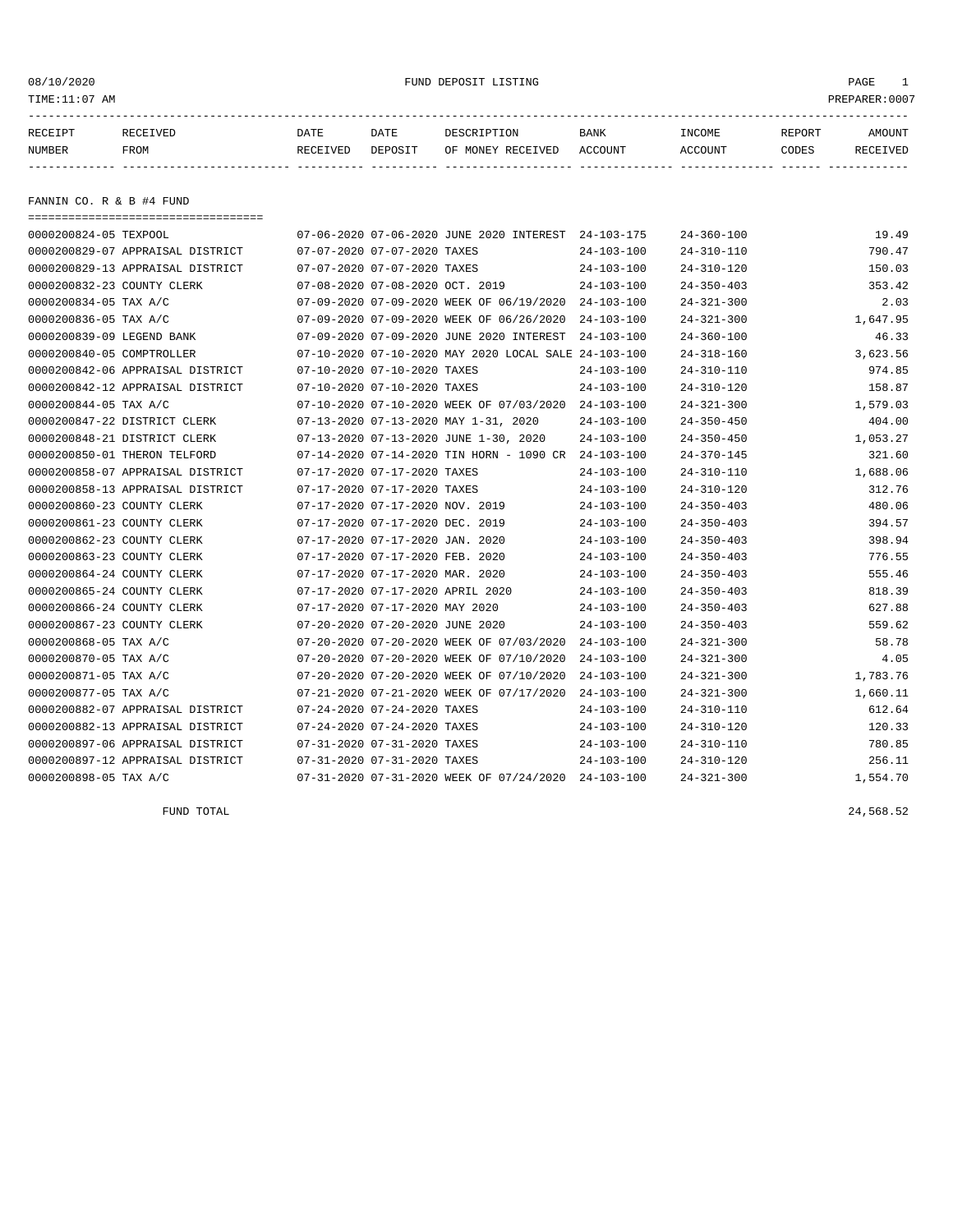08/10/2020 FUND DEPOSIT LISTING

TIME:11:07 AM PREPARER:0007

## FANNIN CO. R & B #4 FUND

| RECEIPT NUMBER | RECEIVED FROM | DATE RECEIVED | DATE DEPOSIT | DESCRIPTION OF MONEY RECEIVED | BANK ACCOUNT | INCOME ACCOUNT | REPORT CODES | AMOUNT RECEIVED |
|---|---|---|---|---|---|---|---|---|
| 0000200824-05 | TEXPOOL | 07-06-2020 | 07-06-2020 | JUNE 2020 INTEREST | 24-103-175 | 24-360-100 | | 19.49 |
| 0000200829-07 | APPRAISAL DISTRICT | 07-07-2020 | 07-07-2020 | TAXES | 24-103-100 | 24-310-110 | | 790.47 |
| 0000200829-13 | APPRAISAL DISTRICT | 07-07-2020 | 07-07-2020 | TAXES | 24-103-100 | 24-310-120 | | 150.03 |
| 0000200832-23 | COUNTY CLERK | 07-08-2020 | 07-08-2020 | OCT. 2019 | 24-103-100 | 24-350-403 | | 353.42 |
| 0000200834-05 | TAX A/C | 07-09-2020 | 07-09-2020 | WEEK OF 06/19/2020 | 24-103-100 | 24-321-300 | | 2.03 |
| 0000200836-05 | TAX A/C | 07-09-2020 | 07-09-2020 | WEEK OF 06/26/2020 | 24-103-100 | 24-321-300 | | 1,647.95 |
| 0000200839-09 | LEGEND BANK | 07-09-2020 | 07-09-2020 | JUNE 2020 INTEREST | 24-103-100 | 24-360-100 | | 46.33 |
| 0000200840-05 | COMPTROLLER | 07-10-2020 | 07-10-2020 | MAY 2020 LOCAL SALE | 24-103-100 | 24-318-160 | | 3,623.56 |
| 0000200842-06 | APPRAISAL DISTRICT | 07-10-2020 | 07-10-2020 | TAXES | 24-103-100 | 24-310-110 | | 974.85 |
| 0000200842-12 | APPRAISAL DISTRICT | 07-10-2020 | 07-10-2020 | TAXES | 24-103-100 | 24-310-120 | | 158.87 |
| 0000200844-05 | TAX A/C | 07-10-2020 | 07-10-2020 | WEEK OF 07/03/2020 | 24-103-100 | 24-321-300 | | 1,579.03 |
| 0000200847-22 | DISTRICT CLERK | 07-13-2020 | 07-13-2020 | MAY 1-31, 2020 | 24-103-100 | 24-350-450 | | 404.00 |
| 0000200848-21 | DISTRICT CLERK | 07-13-2020 | 07-13-2020 | JUNE 1-30, 2020 | 24-103-100 | 24-350-450 | | 1,053.27 |
| 0000200850-01 | THERON TELFORD | 07-14-2020 | 07-14-2020 | TIN HORN - 1090 CR | 24-103-100 | 24-370-145 | | 321.60 |
| 0000200858-07 | APPRAISAL DISTRICT | 07-17-2020 | 07-17-2020 | TAXES | 24-103-100 | 24-310-110 | | 1,688.06 |
| 0000200858-13 | APPRAISAL DISTRICT | 07-17-2020 | 07-17-2020 | TAXES | 24-103-100 | 24-310-120 | | 312.76 |
| 0000200860-23 | COUNTY CLERK | 07-17-2020 | 07-17-2020 | NOV. 2019 | 24-103-100 | 24-350-403 | | 480.06 |
| 0000200861-23 | COUNTY CLERK | 07-17-2020 | 07-17-2020 | DEC. 2019 | 24-103-100 | 24-350-403 | | 394.57 |
| 0000200862-23 | COUNTY CLERK | 07-17-2020 | 07-17-2020 | JAN. 2020 | 24-103-100 | 24-350-403 | | 398.94 |
| 0000200863-23 | COUNTY CLERK | 07-17-2020 | 07-17-2020 | FEB. 2020 | 24-103-100 | 24-350-403 | | 776.55 |
| 0000200864-24 | COUNTY CLERK | 07-17-2020 | 07-17-2020 | MAR. 2020 | 24-103-100 | 24-350-403 | | 555.46 |
| 0000200865-24 | COUNTY CLERK | 07-17-2020 | 07-17-2020 | APRIL 2020 | 24-103-100 | 24-350-403 | | 818.39 |
| 0000200866-24 | COUNTY CLERK | 07-17-2020 | 07-17-2020 | MAY 2020 | 24-103-100 | 24-350-403 | | 627.88 |
| 0000200867-23 | COUNTY CLERK | 07-20-2020 | 07-20-2020 | JUNE 2020 | 24-103-100 | 24-350-403 | | 559.62 |
| 0000200868-05 | TAX A/C | 07-20-2020 | 07-20-2020 | WEEK OF 07/03/2020 | 24-103-100 | 24-321-300 | | 58.78 |
| 0000200870-05 | TAX A/C | 07-20-2020 | 07-20-2020 | WEEK OF 07/10/2020 | 24-103-100 | 24-321-300 | | 4.05 |
| 0000200871-05 | TAX A/C | 07-20-2020 | 07-20-2020 | WEEK OF 07/10/2020 | 24-103-100 | 24-321-300 | | 1,783.76 |
| 0000200877-05 | TAX A/C | 07-21-2020 | 07-21-2020 | WEEK OF 07/17/2020 | 24-103-100 | 24-321-300 | | 1,660.11 |
| 0000200882-07 | APPRAISAL DISTRICT | 07-24-2020 | 07-24-2020 | TAXES | 24-103-100 | 24-310-110 | | 612.64 |
| 0000200882-13 | APPRAISAL DISTRICT | 07-24-2020 | 07-24-2020 | TAXES | 24-103-100 | 24-310-120 | | 120.33 |
| 0000200897-06 | APPRAISAL DISTRICT | 07-31-2020 | 07-31-2020 | TAXES | 24-103-100 | 24-310-110 | | 780.85 |
| 0000200897-12 | APPRAISAL DISTRICT | 07-31-2020 | 07-31-2020 | TAXES | 24-103-100 | 24-310-120 | | 256.11 |
| 0000200898-05 | TAX A/C | 07-31-2020 | 07-31-2020 | WEEK OF 07/24/2020 | 24-103-100 | 24-321-300 | | 1,554.70 |
| | FUND TOTAL | | | | | | | 24,568.52 |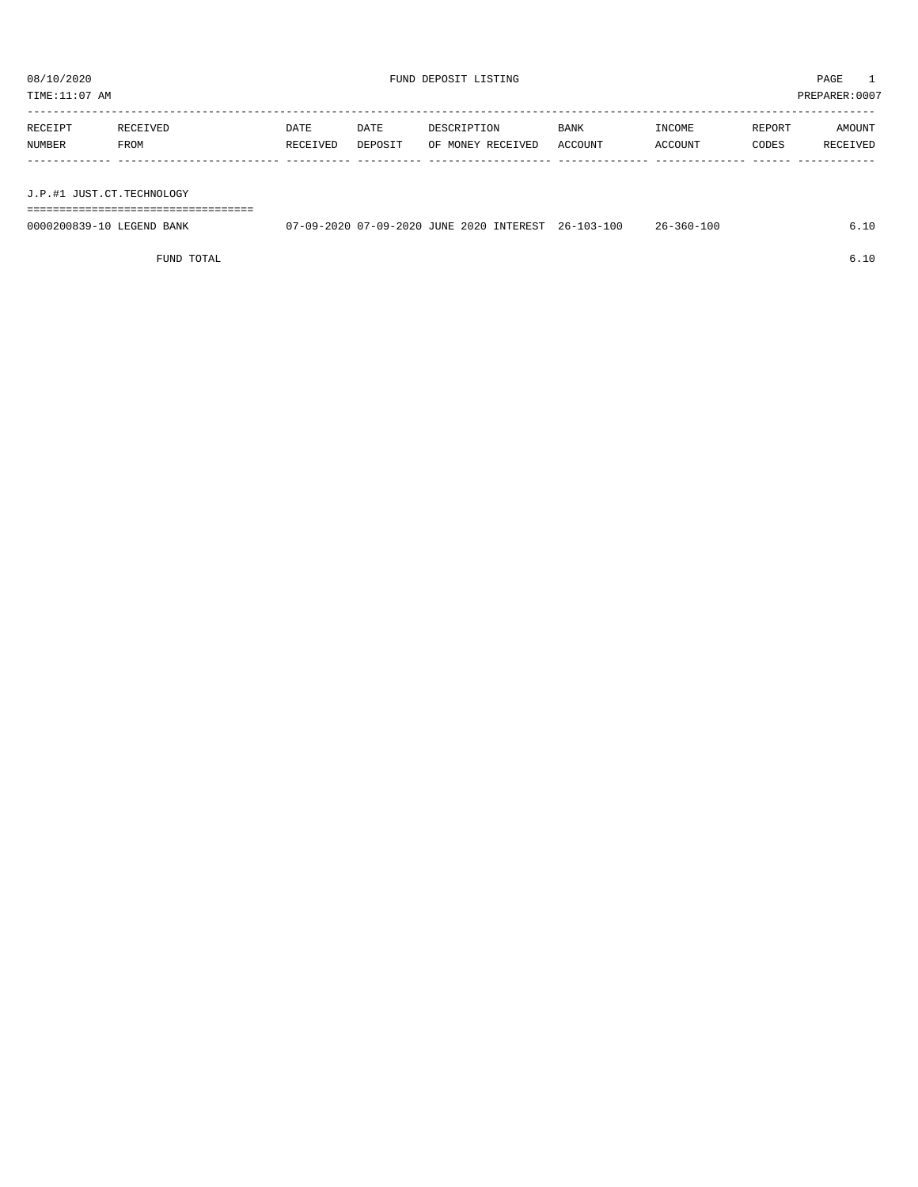08/10/2020 FUND DEPOSIT LISTING

TIME:11:07 AM PREPARER:0007

| RECEIPT NUMBER | RECEIVED FROM | DATE RECEIVED | DATE DEPOSIT | DESCRIPTION OF MONEY RECEIVED | BANK ACCOUNT | INCOME ACCOUNT | REPORT CODES | AMOUNT RECEIVED |
|---|---|---|---|---|---|---|---|---|
| J.P.#1 JUST.CT.TECHNOLOGY | | | | | | | | |
| 0000200839-10 | LEGEND BANK | 07-09-2020 | 07-09-2020 | JUNE 2020 INTEREST | 26-103-100 | 26-360-100 | | 6.10 |
| | FUND TOTAL | | | | | | | 6.10 |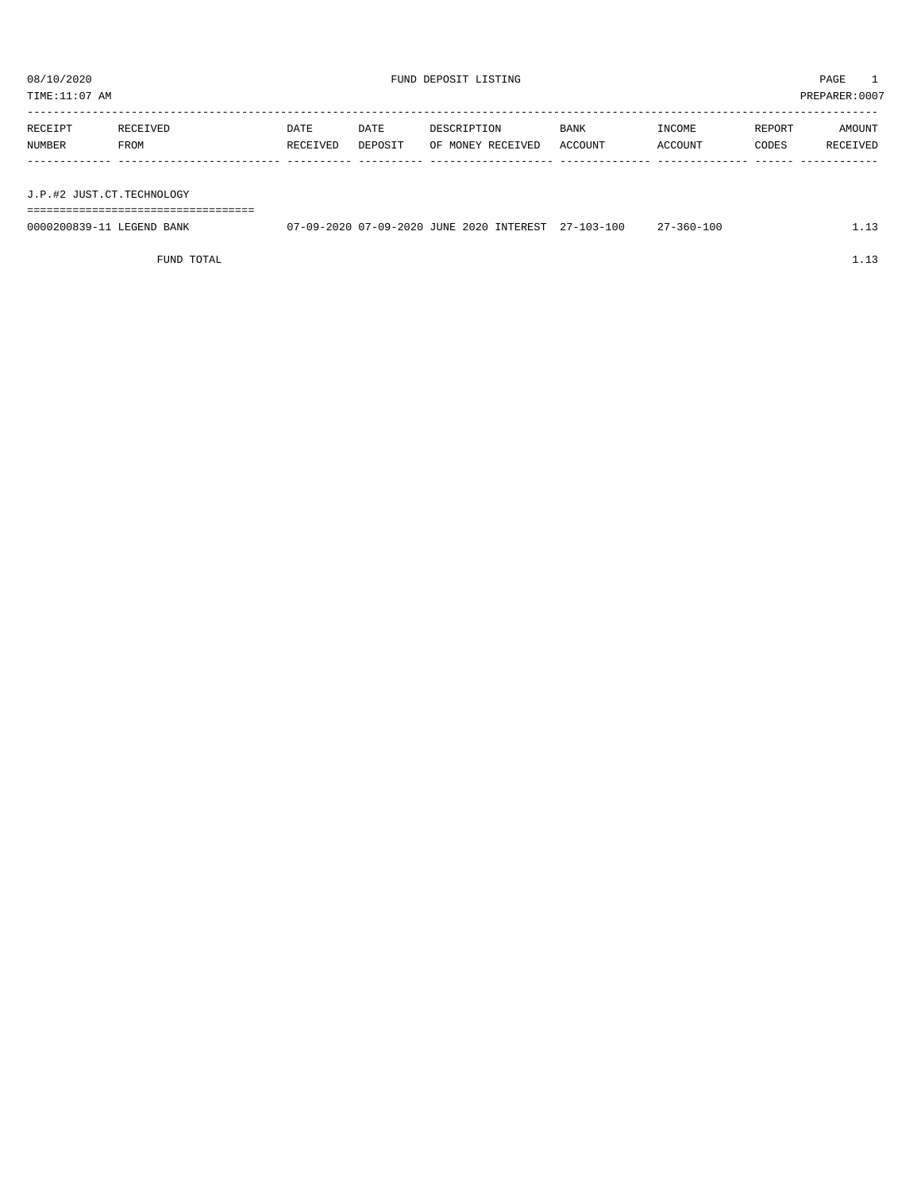08/10/2020 FUND DEPOSIT LISTING

TIME:11:07 AM PREPARER:0007

| RECEIPT NUMBER | RECEIVED FROM | DATE RECEIVED | DATE DEPOSIT | DESCRIPTION OF MONEY RECEIVED | BANK ACCOUNT | INCOME ACCOUNT | REPORT CODES | AMOUNT RECEIVED |
|---|---|---|---|---|---|---|---|---|

J.P.#2 JUST.CT.TECHNOLOGY

| RECEIPT NUMBER | RECEIVED FROM | DATE RECEIVED | DATE DEPOSIT | DESCRIPTION OF MONEY RECEIVED | BANK ACCOUNT | INCOME ACCOUNT | REPORT CODES | AMOUNT RECEIVED |
|---|---|---|---|---|---|---|---|---|
| 0000200839-11 | LEGEND BANK | 07-09-2020 | 07-09-2020 | JUNE 2020 INTEREST | 27-103-100 | 27-360-100 | | 1.13 |
| | FUND TOTAL | | | | | | | 1.13 |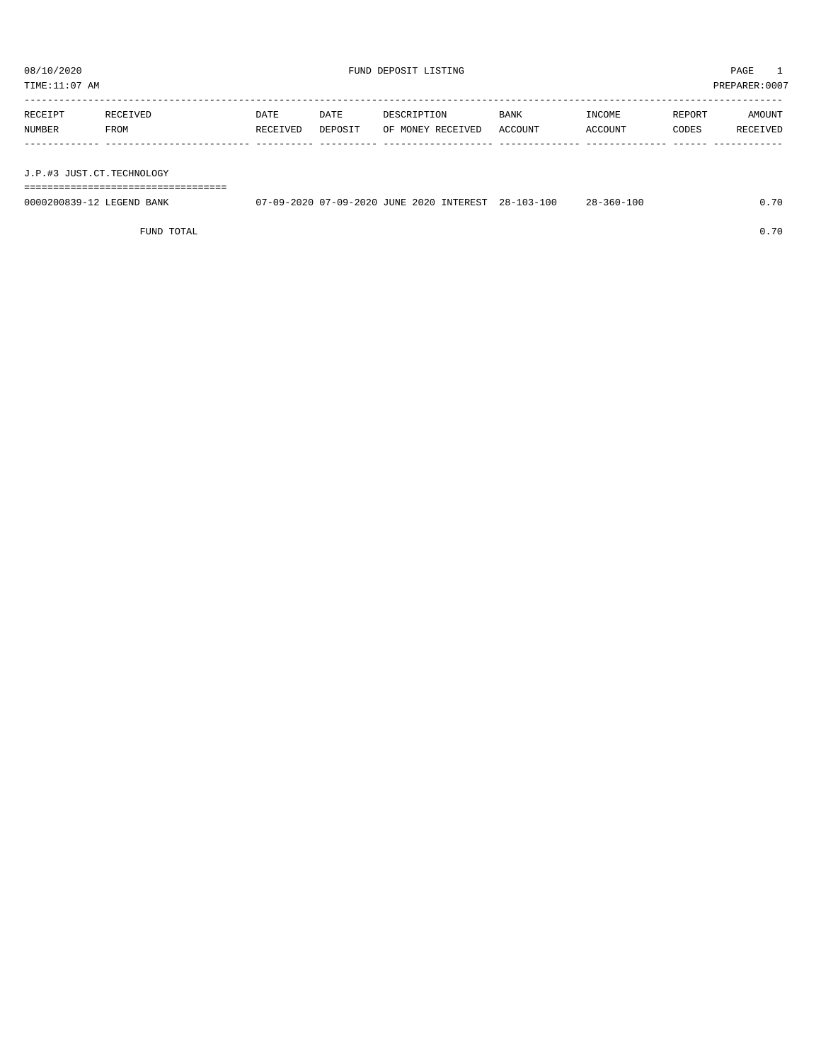08/10/2020 FUND DEPOSIT LISTING

TIME:11:07 AM PREPARER:0007

| RECEIPT NUMBER | RECEIVED FROM | DATE RECEIVED | DATE DEPOSIT | DESCRIPTION OF MONEY RECEIVED | BANK ACCOUNT | INCOME ACCOUNT | REPORT CODES | AMOUNT RECEIVED |
|---|---|---|---|---|---|---|---|---|

## J.P.#3 JUST.CT.TECHNOLOGY

| RECEIPT NUMBER | RECEIVED FROM | DATE RECEIVED | DATE DEPOSIT | DESCRIPTION OF MONEY RECEIVED | BANK ACCOUNT | INCOME ACCOUNT | REPORT CODES | AMOUNT RECEIVED |
|---|---|---|---|---|---|---|---|---|
| 0000200839-12 | LEGEND BANK | 07-09-2020 | 07-09-2020 | JUNE 2020 INTEREST | 28-103-100 | 28-360-100 | | 0.70 |
| | FUND TOTAL | | | | | | | 0.70 |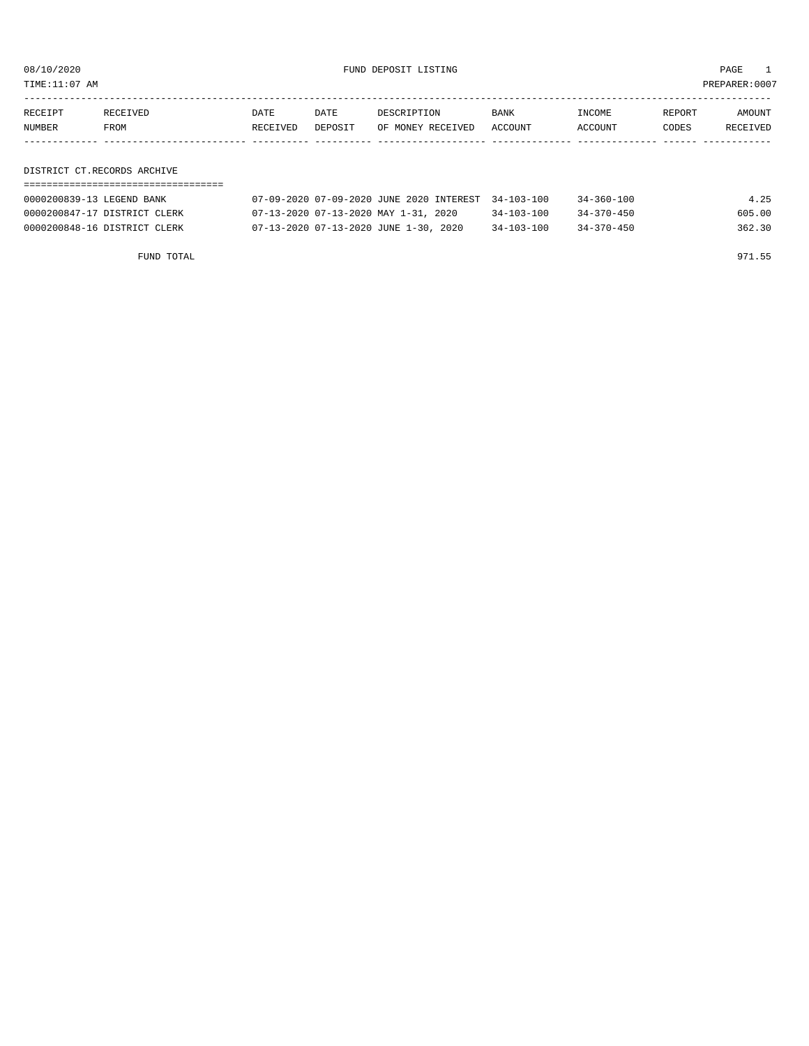08/10/2020 FUND DEPOSIT LISTING PAGE 1
TIME:11:07 AM PREPARER:0007

| RECEIPT NUMBER | RECEIVED FROM | DATE RECEIVED | DATE DEPOSIT | DESCRIPTION OF MONEY RECEIVED | BANK ACCOUNT | INCOME ACCOUNT | REPORT CODES | AMOUNT RECEIVED |
|---|---|---|---|---|---|---|---|---|
| **DISTRICT CT.RECORDS ARCHIVE** | | | | | | | | |
| 0000200839-13 | LEGEND BANK | 07-09-2020 | 07-09-2020 | JUNE 2020 INTEREST | 34-103-100 | 34-360-100 | | 4.25 |
| 0000200847-17 | DISTRICT CLERK | 07-13-2020 | 07-13-2020 | MAY 1-31, 2020 | 34-103-100 | 34-370-450 | | 605.00 |
| 0000200848-16 | DISTRICT CLERK | 07-13-2020 | 07-13-2020 | JUNE 1-30, 2020 | 34-103-100 | 34-370-450 | | 362.30 |
| | FUND TOTAL | | | | | | | 971.55 |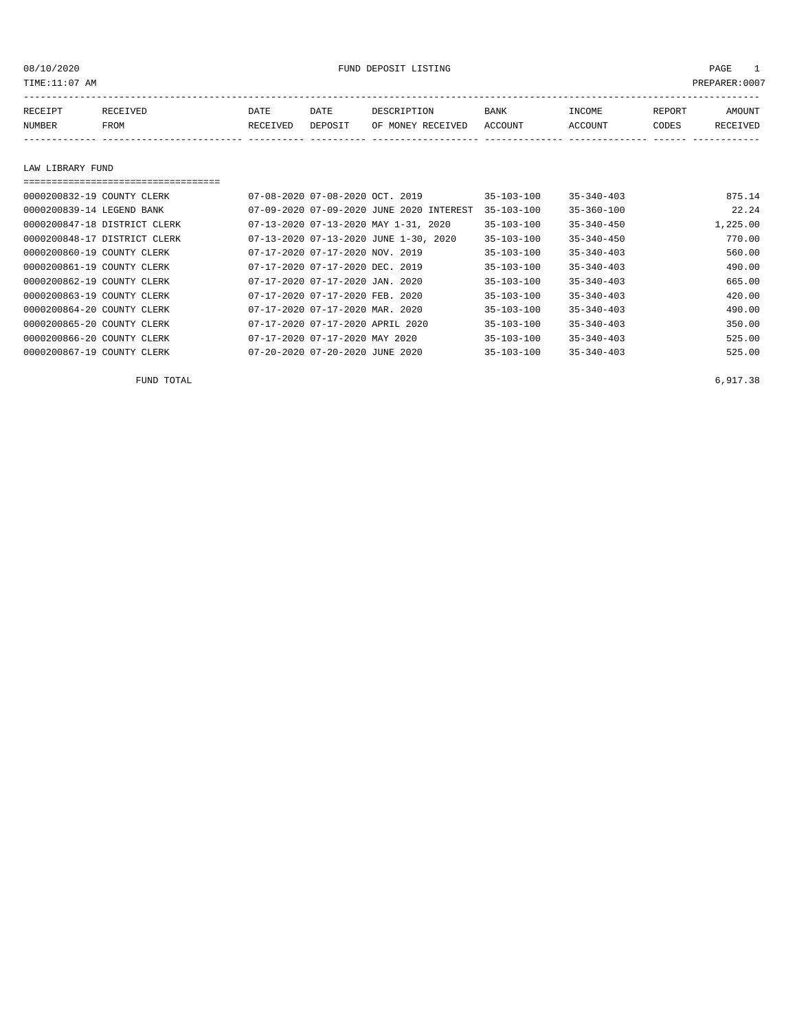08/10/2020 FUND DEPOSIT LISTING PAGE 1

TIME:11:07 AM PREPARER:0007

| RECEIPT NUMBER | RECEIVED FROM | DATE RECEIVED | DATE DEPOSIT | DESCRIPTION OF MONEY RECEIVED | BANK ACCOUNT | INCOME ACCOUNT | REPORT CODES | AMOUNT RECEIVED |
|---|---|---|---|---|---|---|---|---|

## LAW LIBRARY FUND

| RECEIPT NUMBER | RECEIVED FROM | DATE RECEIVED | DATE DEPOSIT | DESCRIPTION OF MONEY RECEIVED | BANK ACCOUNT | INCOME ACCOUNT | REPORT CODES | AMOUNT RECEIVED |
|---|---|---|---|---|---|---|---|---|
| 0000200832-19 | COUNTY CLERK | 07-08-2020 | 07-08-2020 | OCT. 2019 | 35-103-100 | 35-340-403 | | 875.14 |
| 0000200839-14 | LEGEND BANK | 07-09-2020 | 07-09-2020 | JUNE 2020 INTEREST | 35-103-100 | 35-360-100 | | 22.24 |
| 0000200847-18 | DISTRICT CLERK | 07-13-2020 | 07-13-2020 | MAY 1-31, 2020 | 35-103-100 | 35-340-450 | | 1,225.00 |
| 0000200848-17 | DISTRICT CLERK | 07-13-2020 | 07-13-2020 | JUNE 1-30, 2020 | 35-103-100 | 35-340-450 | | 770.00 |
| 0000200860-19 | COUNTY CLERK | 07-17-2020 | 07-17-2020 | NOV. 2019 | 35-103-100 | 35-340-403 | | 560.00 |
| 0000200861-19 | COUNTY CLERK | 07-17-2020 | 07-17-2020 | DEC. 2019 | 35-103-100 | 35-340-403 | | 490.00 |
| 0000200862-19 | COUNTY CLERK | 07-17-2020 | 07-17-2020 | JAN. 2020 | 35-103-100 | 35-340-403 | | 665.00 |
| 0000200863-19 | COUNTY CLERK | 07-17-2020 | 07-17-2020 | FEB. 2020 | 35-103-100 | 35-340-403 | | 420.00 |
| 0000200864-20 | COUNTY CLERK | 07-17-2020 | 07-17-2020 | MAR. 2020 | 35-103-100 | 35-340-403 | | 490.00 |
| 0000200865-20 | COUNTY CLERK | 07-17-2020 | 07-17-2020 | APRIL 2020 | 35-103-100 | 35-340-403 | | 350.00 |
| 0000200866-20 | COUNTY CLERK | 07-17-2020 | 07-17-2020 | MAY 2020 | 35-103-100 | 35-340-403 | | 525.00 |
| 0000200867-19 | COUNTY CLERK | 07-20-2020 | 07-20-2020 | JUNE 2020 | 35-103-100 | 35-340-403 | | 525.00 |

FUND TOTAL 6,917.38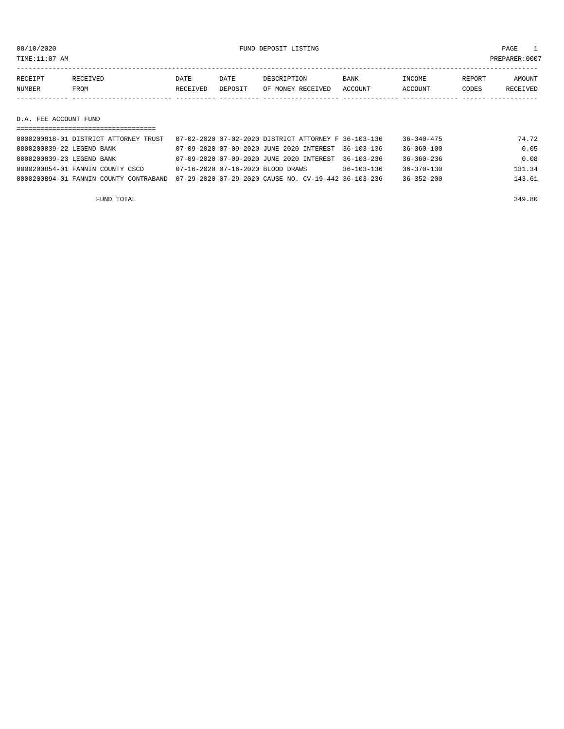08/10/2020 FUND DEPOSIT LISTING

TIME:11:07 AM PREPARER:0007

| RECEIPT NUMBER | RECEIVED FROM | DATE RECEIVED | DATE DEPOSIT | DESCRIPTION OF MONEY RECEIVED | BANK ACCOUNT | INCOME ACCOUNT | REPORT CODES | AMOUNT RECEIVED |
|---|---|---|---|---|---|---|---|---|
| **D.A. FEE ACCOUNT FUND** | | | | | | | | |
| 0000200818-01 | DISTRICT ATTORNEY TRUST | 07-02-2020 | 07-02-2020 | DISTRICT ATTORNEY F | 36-103-136 | 36-340-475 | | 74.72 |
| 0000200839-22 | LEGEND BANK | 07-09-2020 | 07-09-2020 | JUNE 2020 INTEREST | 36-103-136 | 36-360-100 | | 0.05 |
| 0000200839-23 | LEGEND BANK | 07-09-2020 | 07-09-2020 | JUNE 2020 INTEREST | 36-103-236 | 36-360-236 | | 0.08 |
| 0000200854-01 | FANNIN COUNTY CSCD | 07-16-2020 | 07-16-2020 | BLOOD DRAWS | 36-103-136 | 36-370-130 | | 131.34 |
| 0000200894-01 | FANNIN COUNTY CONTRABAND | 07-29-2020 | 07-29-2020 | CAUSE NO. CV-19-442 | 36-103-236 | 36-352-200 | | 143.61 |
| | FUND TOTAL | | | | | | | 349.80 |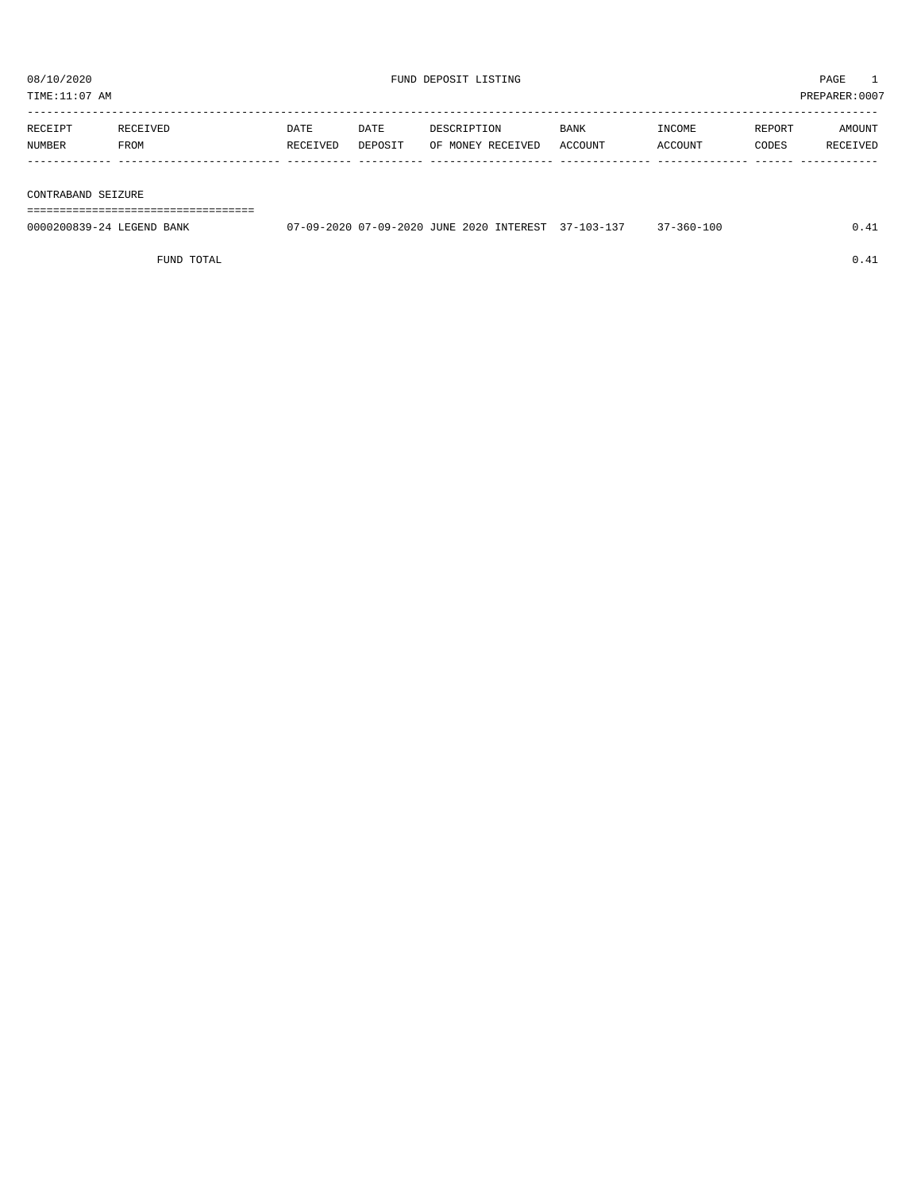08/10/2020 FUND DEPOSIT LISTING PAGE 1

TIME:11:07 AM PREPARER:0007

| RECEIPT NUMBER | RECEIVED FROM | DATE RECEIVED | DATE DEPOSIT | DESCRIPTION OF MONEY RECEIVED | BANK ACCOUNT | INCOME ACCOUNT | REPORT CODES | AMOUNT RECEIVED |
|---|---|---|---|---|---|---|---|---|
| **CONTRABAND SEIZURE** | | | | | | | | |
| 0000200839-24 | LEGEND BANK | 07-09-2020 | 07-09-2020 | JUNE 2020 INTEREST | 37-103-137 | 37-360-100 | | 0.41 |
| | FUND TOTAL | | | | | | | 0.41 |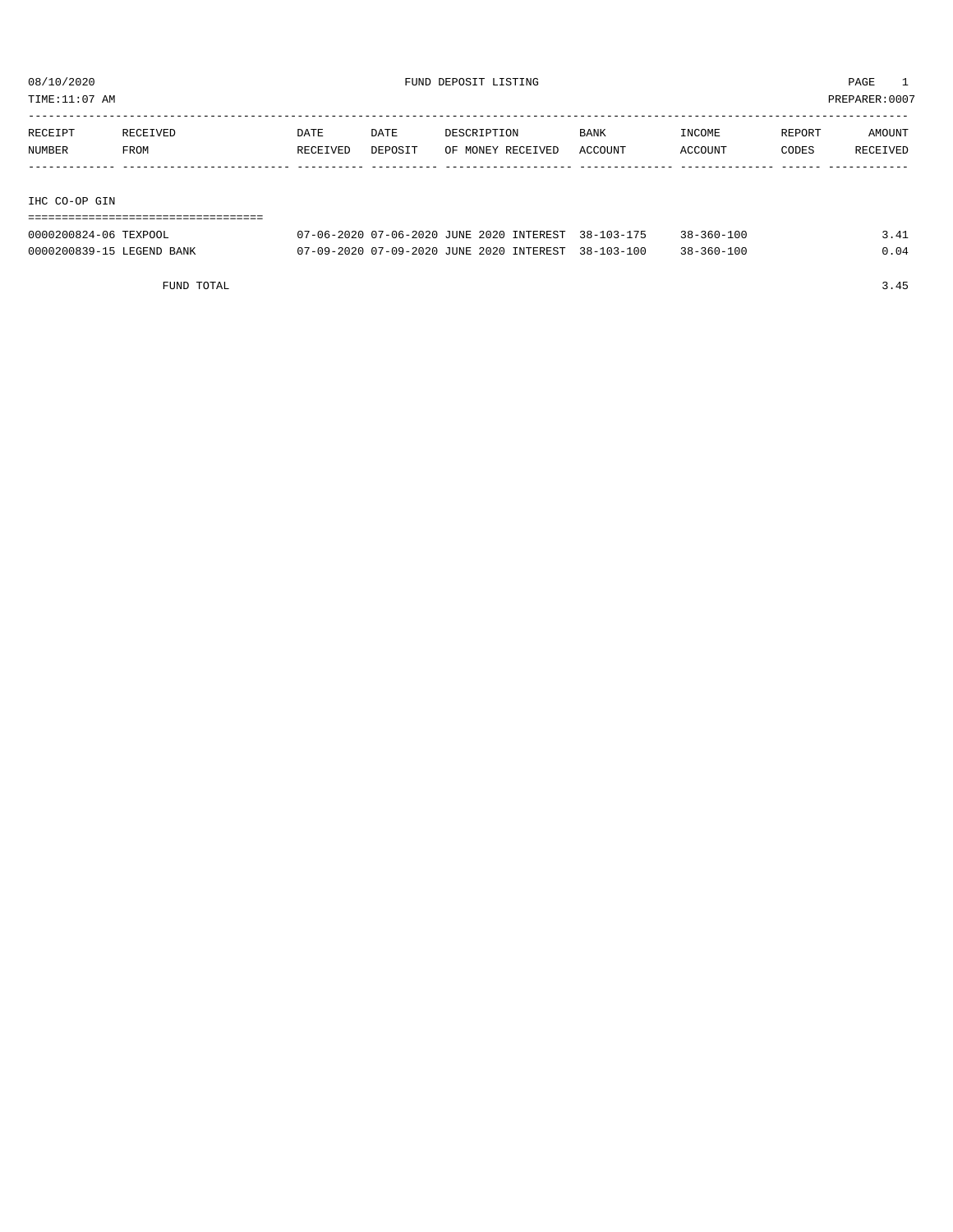08/10/2020 FUND DEPOSIT LISTING PAGE 1
TIME:11:07 AM PREPARER:0007

| RECEIPT NUMBER | RECEIVED FROM | DATE RECEIVED | DATE DEPOSIT | DESCRIPTION OF MONEY RECEIVED | BANK ACCOUNT | INCOME ACCOUNT | REPORT CODES | AMOUNT RECEIVED |
|---|---|---|---|---|---|---|---|---|
| **IHC CO-OP GIN** | | | | | | | | |
| 0000200824-06 | TEXPOOL | 07-06-2020 | 07-06-2020 | JUNE 2020 INTEREST | 38-103-175 | 38-360-100 | | 3.41 |
| 0000200839-15 | LEGEND BANK | 07-09-2020 | 07-09-2020 | JUNE 2020 INTEREST | 38-103-100 | 38-360-100 | | 0.04 |
| | FUND TOTAL | | | | | | | 3.45 |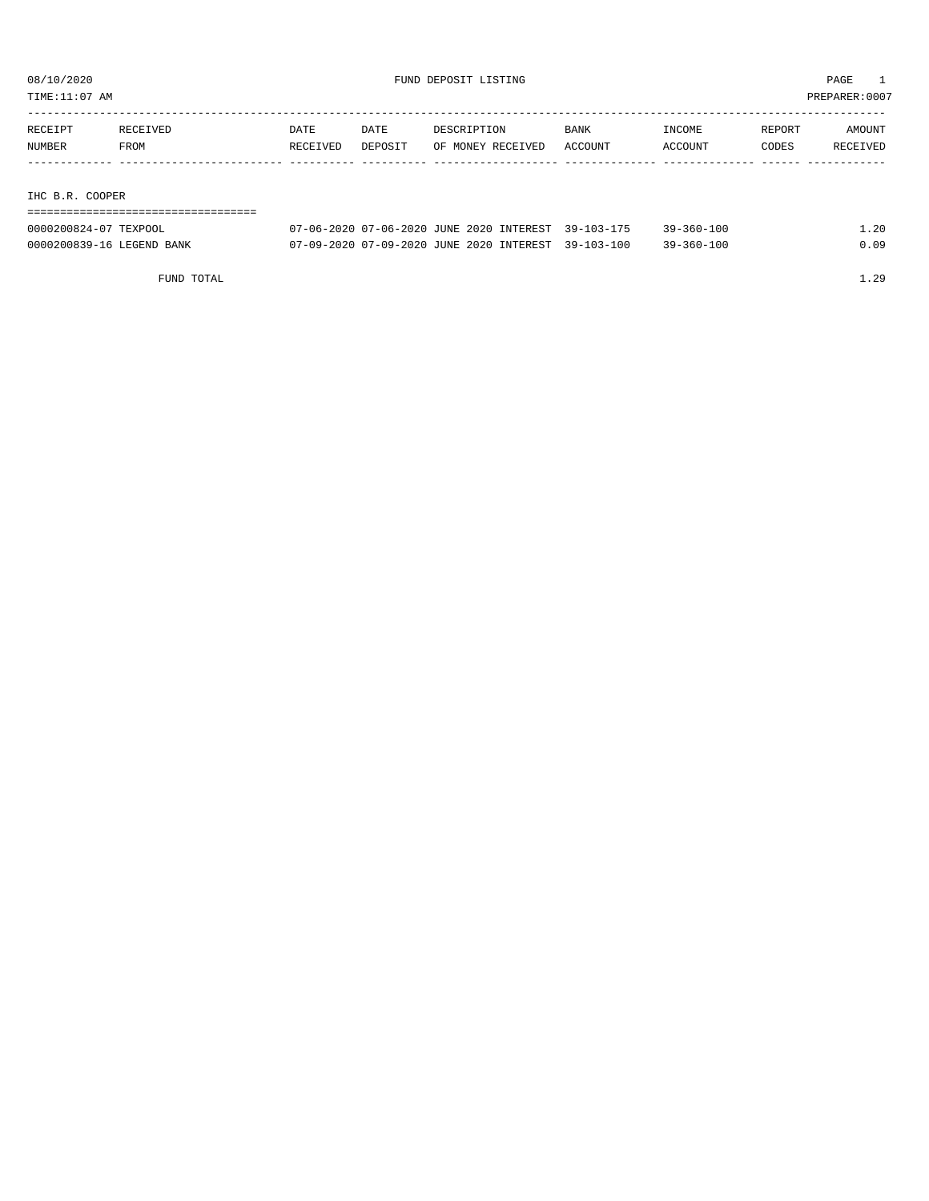08/10/2020 FUND DEPOSIT LISTING PAGE 1

TIME:11:07 AM PREPARER:0007

| RECEIPT NUMBER | RECEIVED FROM | DATE RECEIVED | DATE DEPOSIT | DESCRIPTION OF MONEY RECEIVED | BANK ACCOUNT | INCOME ACCOUNT | REPORT CODES | AMOUNT RECEIVED |
|---|---|---|---|---|---|---|---|---|
| **IHC B.R. COOPER** | | | | | | | | |
| 0000200824-07 | TEXPOOL | 07-06-2020 | 07-06-2020 | JUNE 2020 INTEREST | 39-103-175 | 39-360-100 | | 1.20 |
| 0000200839-16 | LEGEND BANK | 07-09-2020 | 07-09-2020 | JUNE 2020 INTEREST | 39-103-100 | 39-360-100 | | 0.09 |
| | FUND TOTAL | | | | | | | 1.29 |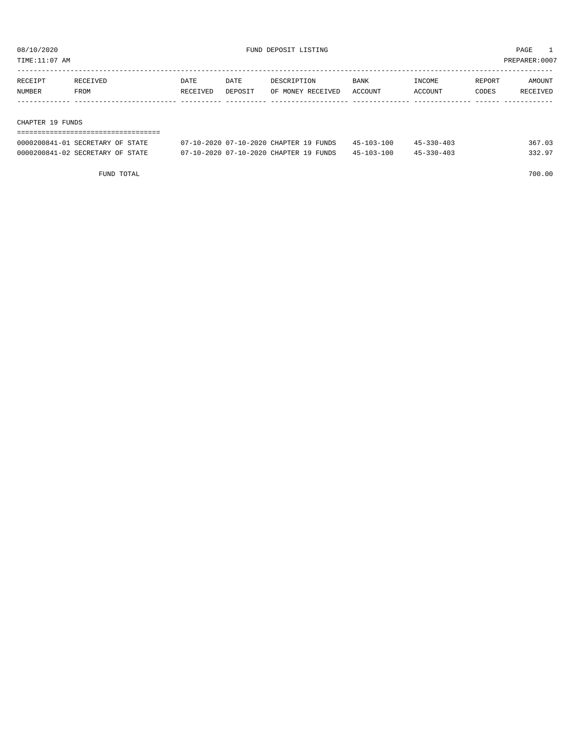# FUND DEPOSIT LISTING

08/10/2020
TIME:11:07 AM
PREPARER:0007

| RECEIPT NUMBER | RECEIVED FROM | DATE RECEIVED | DATE DEPOSIT | DESCRIPTION OF MONEY RECEIVED | BANK ACCOUNT | INCOME ACCOUNT | REPORT CODES | AMOUNT RECEIVED |
|---|---|---|---|---|---|---|---|---|
| **CHAPTER 19 FUNDS** | | | | | | | | |
| 0000200841-01 | SECRETARY OF STATE | 07-10-2020 | 07-10-2020 | CHAPTER 19 FUNDS | 45-103-100 | 45-330-403 | | 367.03 |
| 0000200841-02 | SECRETARY OF STATE | 07-10-2020 | 07-10-2020 | CHAPTER 19 FUNDS | 45-103-100 | 45-330-403 | | 332.97 |
| | FUND TOTAL | | | | | | | 700.00 |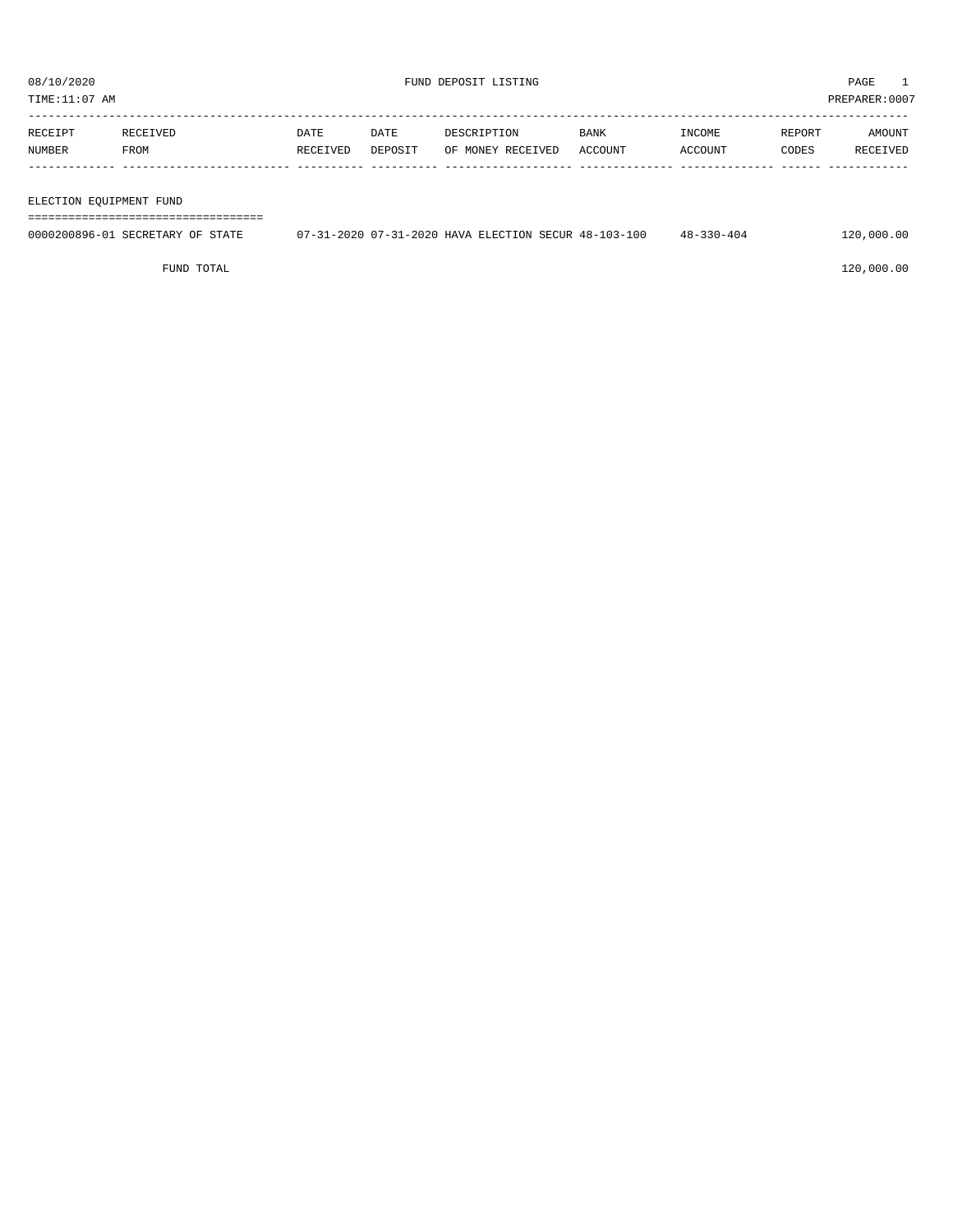08/10/2020 FUND DEPOSIT LISTING PAGE 1

TIME:11:07 AM PREPARER:0007

| RECEIPT NUMBER | RECEIVED FROM | DATE RECEIVED | DATE DEPOSIT | DESCRIPTION OF MONEY RECEIVED | BANK ACCOUNT | INCOME ACCOUNT | REPORT CODES | AMOUNT RECEIVED |
|---|---|---|---|---|---|---|---|---|
| **ELECTION EQUIPMENT FUND** | | | | | | | | |
| 0000200896-01 | SECRETARY OF STATE | 07-31-2020 | 07-31-2020 | HAVA ELECTION SECUR | 48-103-100 | 48-330-404 | | 120,000.00 |
| | FUND TOTAL | | | | | | | 120,000.00 |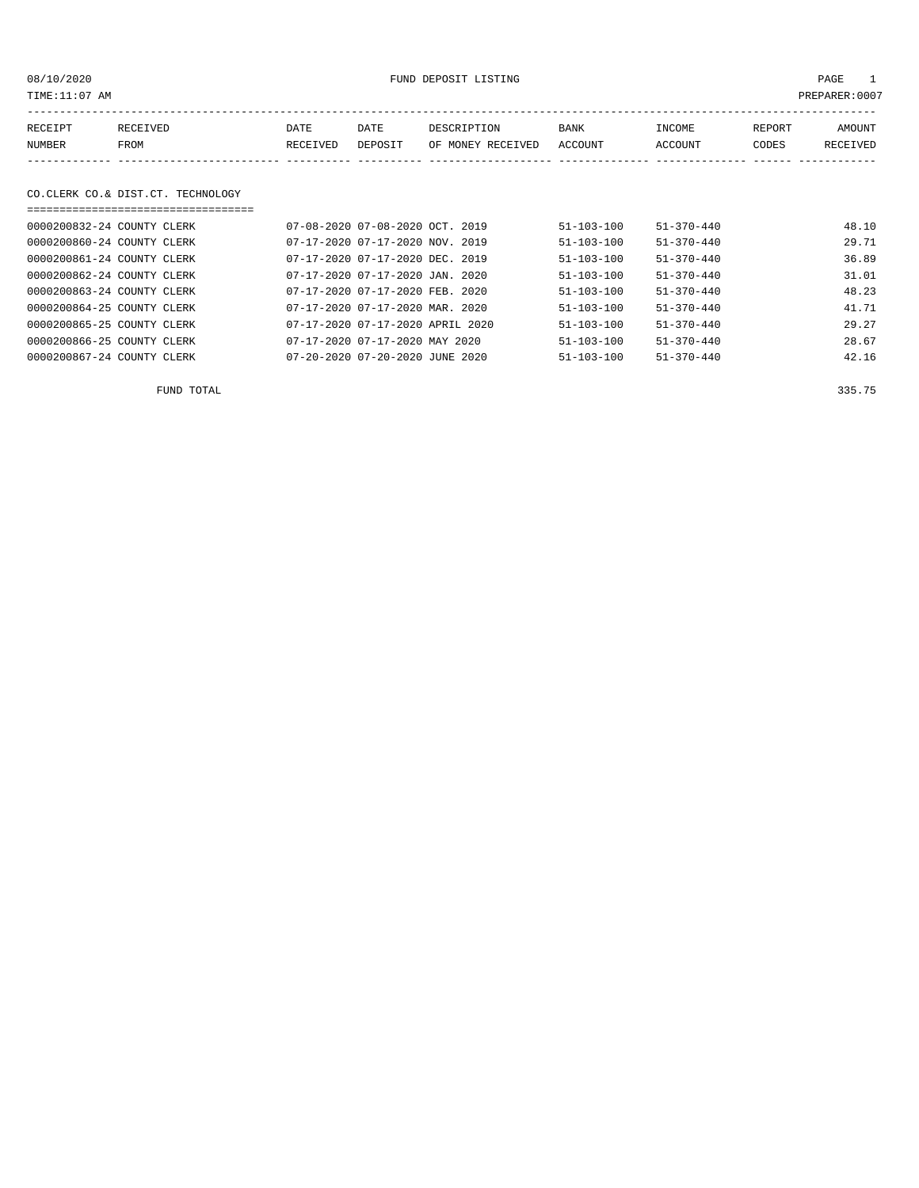08/10/2020 FUND DEPOSIT LISTING

TIME:11:07 AM PREPARER:0007

| RECEIPT NUMBER | RECEIVED FROM | DATE RECEIVED | DATE DEPOSIT | DESCRIPTION OF MONEY RECEIVED | BANK ACCOUNT | INCOME ACCOUNT | REPORT CODES | AMOUNT RECEIVED |
|---|---|---|---|---|---|---|---|---|

## CO.CLERK CO.& DIST.CT. TECHNOLOGY

| RECEIPT NUMBER | RECEIVED FROM | DATE RECEIVED | DATE DEPOSIT | DESCRIPTION OF MONEY RECEIVED | BANK ACCOUNT | INCOME ACCOUNT | REPORT CODES | AMOUNT RECEIVED |
|---|---|---|---|---|---|---|---|---|
| 0000200832-24 | COUNTY CLERK | 07-08-2020 | 07-08-2020 | OCT. 2019 | 51-103-100 | 51-370-440 | | 48.10 |
| 0000200860-24 | COUNTY CLERK | 07-17-2020 | 07-17-2020 | NOV. 2019 | 51-103-100 | 51-370-440 | | 29.71 |
| 0000200861-24 | COUNTY CLERK | 07-17-2020 | 07-17-2020 | DEC. 2019 | 51-103-100 | 51-370-440 | | 36.89 |
| 0000200862-24 | COUNTY CLERK | 07-17-2020 | 07-17-2020 | JAN. 2020 | 51-103-100 | 51-370-440 | | 31.01 |
| 0000200863-24 | COUNTY CLERK | 07-17-2020 | 07-17-2020 | FEB. 2020 | 51-103-100 | 51-370-440 | | 48.23 |
| 0000200864-25 | COUNTY CLERK | 07-17-2020 | 07-17-2020 | MAR. 2020 | 51-103-100 | 51-370-440 | | 41.71 |
| 0000200865-25 | COUNTY CLERK | 07-17-2020 | 07-17-2020 | APRIL 2020 | 51-103-100 | 51-370-440 | | 29.27 |
| 0000200866-25 | COUNTY CLERK | 07-17-2020 | 07-17-2020 | MAY 2020 | 51-103-100 | 51-370-440 | | 28.67 |
| 0000200867-24 | COUNTY CLERK | 07-20-2020 | 07-20-2020 | JUNE 2020 | 51-103-100 | 51-370-440 | | 42.16 |

FUND TOTAL 335.75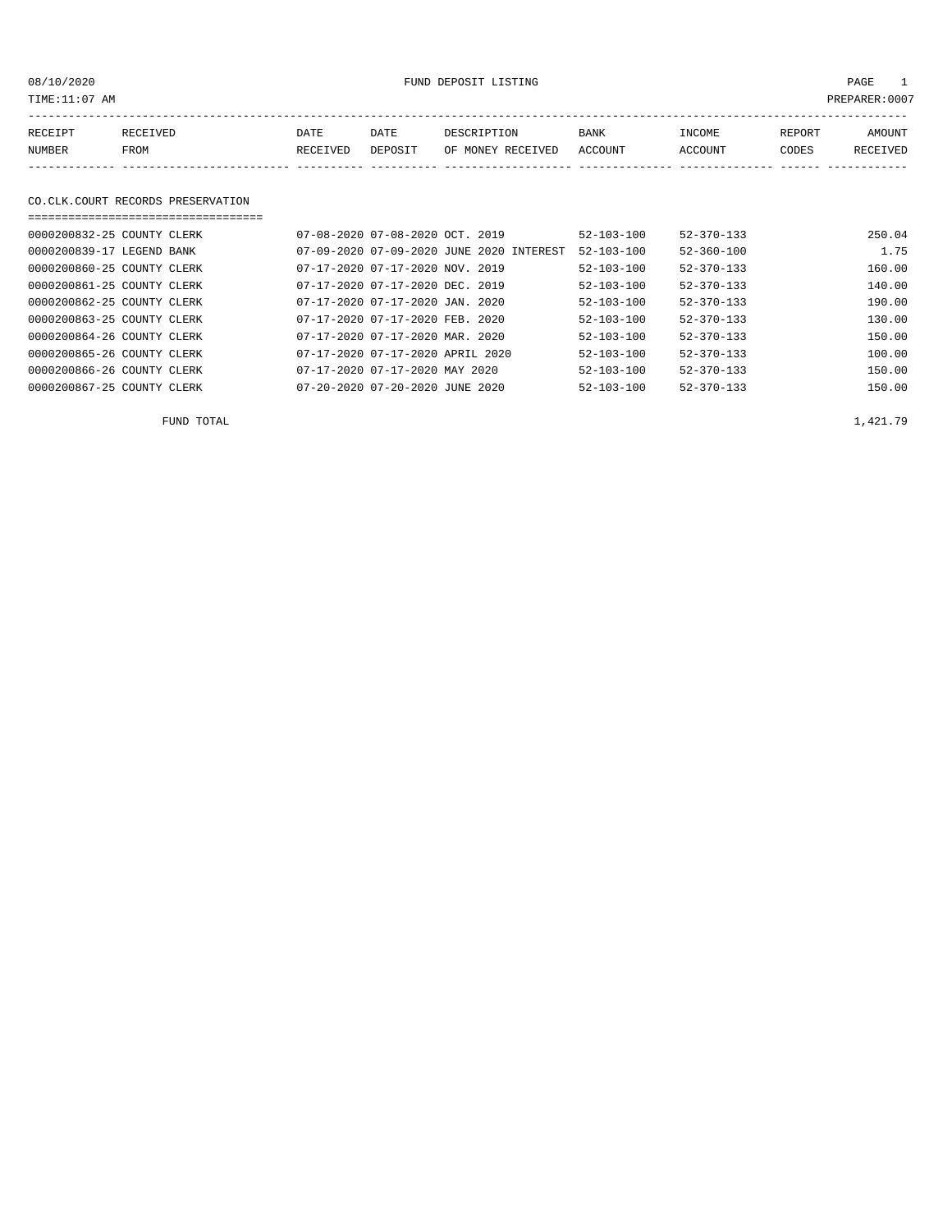08/10/2020 FUND DEPOSIT LISTING

TIME:11:07 AM PREPARER:0007

| RECEIPT NUMBER | RECEIVED FROM | DATE RECEIVED | DATE DEPOSIT | DESCRIPTION OF MONEY RECEIVED | BANK ACCOUNT | INCOME ACCOUNT | REPORT CODES | AMOUNT RECEIVED |
|---|---|---|---|---|---|---|---|---|

## CO.CLK.COURT RECORDS PRESERVATION

| RECEIPT NUMBER | RECEIVED FROM | DATE RECEIVED | DATE DEPOSIT | DESCRIPTION OF MONEY RECEIVED | BANK ACCOUNT | INCOME ACCOUNT | REPORT CODES | AMOUNT RECEIVED |
|---|---|---|---|---|---|---|---|---|
| 0000200832-25 | COUNTY CLERK | 07-08-2020 | 07-08-2020 | OCT. 2019 | 52-103-100 | 52-370-133 | | 250.04 |
| 0000200839-17 | LEGEND BANK | 07-09-2020 | 07-09-2020 | JUNE 2020 INTEREST | 52-103-100 | 52-360-100 | | 1.75 |
| 0000200860-25 | COUNTY CLERK | 07-17-2020 | 07-17-2020 | NOV. 2019 | 52-103-100 | 52-370-133 | | 160.00 |
| 0000200861-25 | COUNTY CLERK | 07-17-2020 | 07-17-2020 | DEC. 2019 | 52-103-100 | 52-370-133 | | 140.00 |
| 0000200862-25 | COUNTY CLERK | 07-17-2020 | 07-17-2020 | JAN. 2020 | 52-103-100 | 52-370-133 | | 190.00 |
| 0000200863-25 | COUNTY CLERK | 07-17-2020 | 07-17-2020 | FEB. 2020 | 52-103-100 | 52-370-133 | | 130.00 |
| 0000200864-26 | COUNTY CLERK | 07-17-2020 | 07-17-2020 | MAR. 2020 | 52-103-100 | 52-370-133 | | 150.00 |
| 0000200865-26 | COUNTY CLERK | 07-17-2020 | 07-17-2020 | APRIL 2020 | 52-103-100 | 52-370-133 | | 100.00 |
| 0000200866-26 | COUNTY CLERK | 07-17-2020 | 07-17-2020 | MAY 2020 | 52-103-100 | 52-370-133 | | 150.00 |
| 0000200867-25 | COUNTY CLERK | 07-20-2020 | 07-20-2020 | JUNE 2020 | 52-103-100 | 52-370-133 | | 150.00 |
| | FUND TOTAL | | | | | | | 1,421.79 |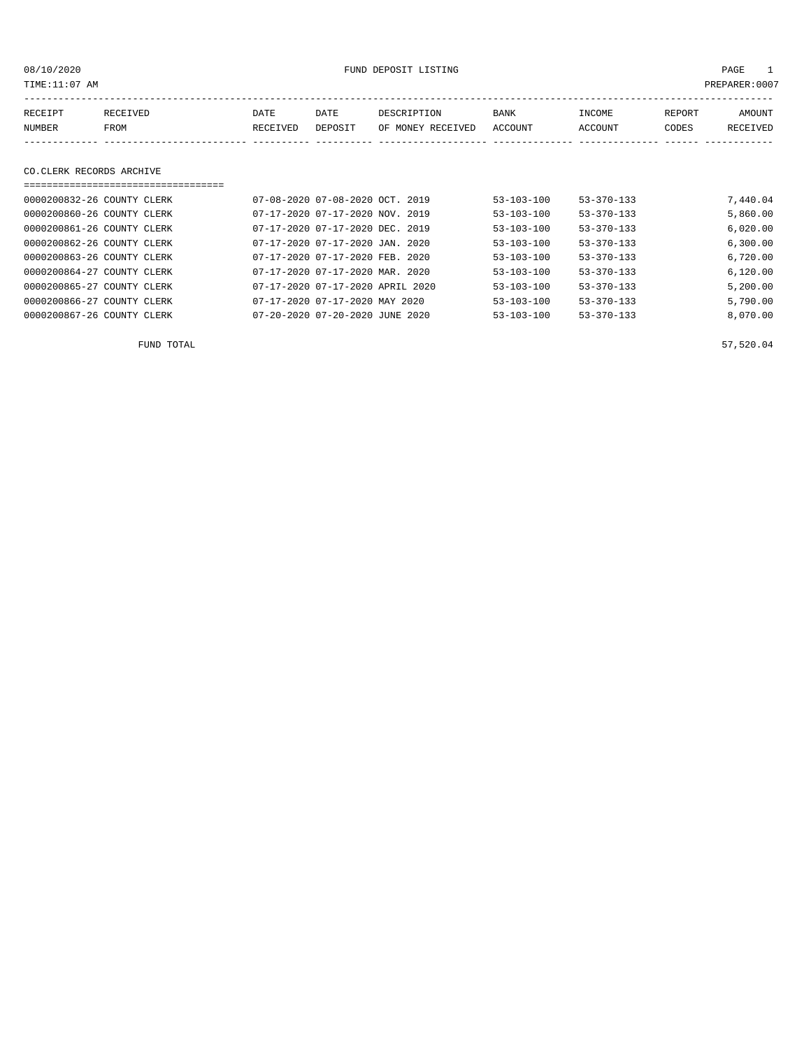08/10/2020 FUND DEPOSIT LISTING PAGE 1

TIME:11:07 AM PREPARER:0007

| RECEIPT NUMBER | RECEIVED FROM | DATE RECEIVED | DATE DEPOSIT | DESCRIPTION OF MONEY RECEIVED | BANK ACCOUNT | INCOME ACCOUNT | REPORT CODES | AMOUNT RECEIVED |
|---|---|---|---|---|---|---|---|---|

## CO.CLERK RECORDS ARCHIVE

| RECEIPT NUMBER | RECEIVED FROM | DATE RECEIVED | DATE DEPOSIT | DESCRIPTION OF MONEY RECEIVED | BANK ACCOUNT | INCOME ACCOUNT | REPORT CODES | AMOUNT RECEIVED |
|---|---|---|---|---|---|---|---|---|
| 0000200832-26 | COUNTY CLERK | 07-08-2020 | 07-08-2020 | OCT. 2019 | 53-103-100 | 53-370-133 | | 7,440.04 |
| 0000200860-26 | COUNTY CLERK | 07-17-2020 | 07-17-2020 | NOV. 2019 | 53-103-100 | 53-370-133 | | 5,860.00 |
| 0000200861-26 | COUNTY CLERK | 07-17-2020 | 07-17-2020 | DEC. 2019 | 53-103-100 | 53-370-133 | | 6,020.00 |
| 0000200862-26 | COUNTY CLERK | 07-17-2020 | 07-17-2020 | JAN. 2020 | 53-103-100 | 53-370-133 | | 6,300.00 |
| 0000200863-26 | COUNTY CLERK | 07-17-2020 | 07-17-2020 | FEB. 2020 | 53-103-100 | 53-370-133 | | 6,720.00 |
| 0000200864-27 | COUNTY CLERK | 07-17-2020 | 07-17-2020 | MAR. 2020 | 53-103-100 | 53-370-133 | | 6,120.00 |
| 0000200865-27 | COUNTY CLERK | 07-17-2020 | 07-17-2020 | APRIL 2020 | 53-103-100 | 53-370-133 | | 5,200.00 |
| 0000200866-27 | COUNTY CLERK | 07-17-2020 | 07-17-2020 | MAY 2020 | 53-103-100 | 53-370-133 | | 5,790.00 |
| 0000200867-26 | COUNTY CLERK | 07-20-2020 | 07-20-2020 | JUNE 2020 | 53-103-100 | 53-370-133 | | 8,070.00 |
| | FUND TOTAL | | | | | | | 57,520.04 |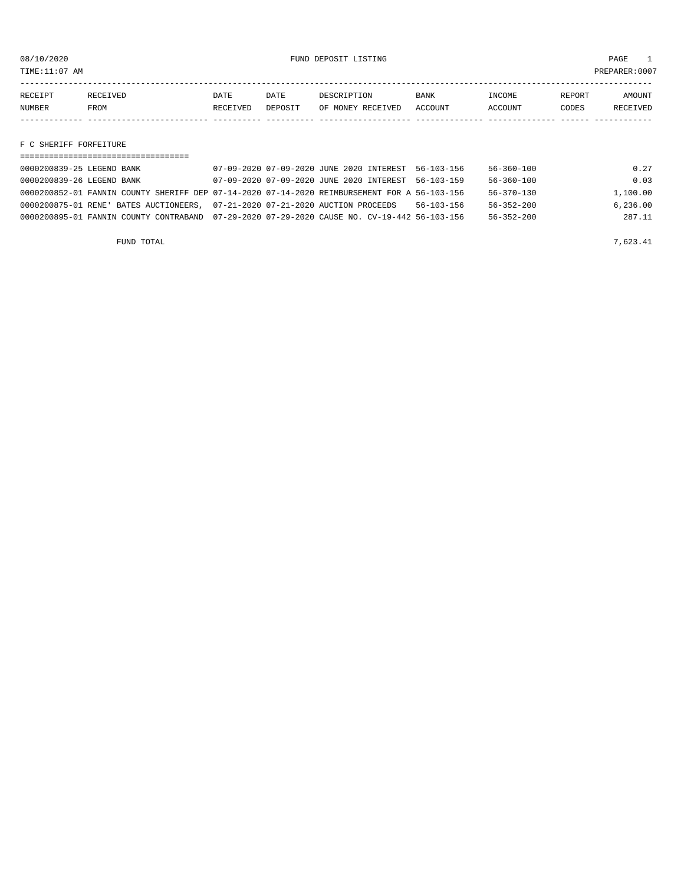08/10/2020 FUND DEPOSIT LISTING PAGE 1

TIME:11:07 AM PREPARER:0007

| RECEIPT NUMBER | RECEIVED FROM | DATE RECEIVED | DATE DEPOSIT | DESCRIPTION OF MONEY RECEIVED | BANK ACCOUNT | INCOME ACCOUNT | REPORT CODES | AMOUNT RECEIVED |
|---|---|---|---|---|---|---|---|---|
| **F C SHERIFF FORFEITURE** | | | | | | | | |
| 0000200839-25 | LEGEND BANK | 07-09-2020 | 07-09-2020 | JUNE 2020 INTEREST | 56-103-156 | 56-360-100 | | 0.27 |
| 0000200839-26 | LEGEND BANK | 07-09-2020 | 07-09-2020 | JUNE 2020 INTEREST | 56-103-159 | 56-360-100 | | 0.03 |
| 0000200852-01 | FANNIN COUNTY SHERIFF DEP | 07-14-2020 | 07-14-2020 | REIMBURSEMENT FOR A | 56-103-156 | 56-370-130 | | 1,100.00 |
| 0000200875-01 | RENE' BATES AUCTIONEERS, | 07-21-2020 | 07-21-2020 | AUCTION PROCEEDS | 56-103-156 | 56-352-200 | | 6,236.00 |
| 0000200895-01 | FANNIN COUNTY CONTRABAND | 07-29-2020 | 07-29-2020 | CAUSE NO. CV-19-442 | 56-103-156 | 56-352-200 | | 287.11 |
| | FUND TOTAL | | | | | | | 7,623.41 |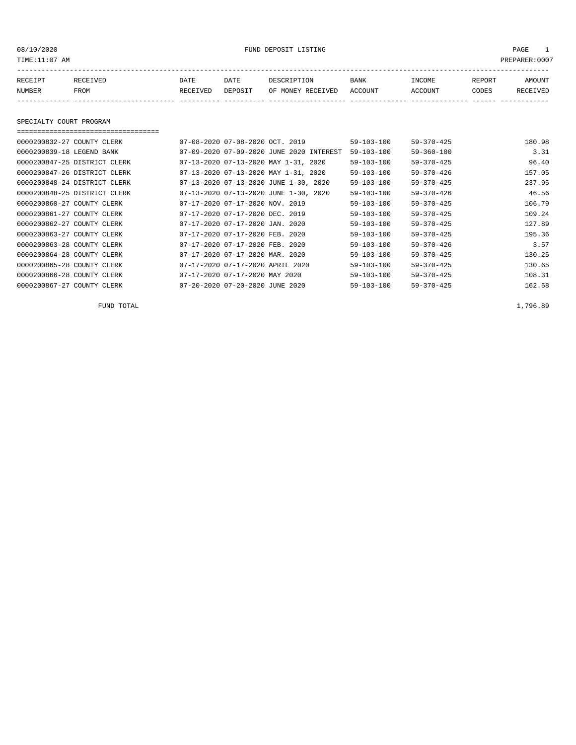08/10/2020 FUND DEPOSIT LISTING

TIME:11:07 AM PREPARER:0007

| RECEIPT NUMBER | RECEIVED FROM | DATE RECEIVED | DATE DEPOSIT | DESCRIPTION OF MONEY RECEIVED | BANK ACCOUNT | INCOME ACCOUNT | REPORT CODES | AMOUNT RECEIVED |
|---|---|---|---|---|---|---|---|---|

## SPECIALTY COURT PROGRAM

| RECEIPT NUMBER | RECEIVED FROM | DATE RECEIVED | DATE DEPOSIT | DESCRIPTION OF MONEY RECEIVED | BANK ACCOUNT | INCOME ACCOUNT | REPORT CODES | AMOUNT RECEIVED |
|---|---|---|---|---|---|---|---|---|
| 0000200832-27 | COUNTY CLERK | 07-08-2020 | 07-08-2020 | OCT. 2019 | 59-103-100 | 59-370-425 | | 180.98 |
| 0000200839-18 | LEGEND BANK | 07-09-2020 | 07-09-2020 | JUNE 2020 INTEREST | 59-103-100 | 59-360-100 | | 3.31 |
| 0000200847-25 | DISTRICT CLERK | 07-13-2020 | 07-13-2020 | MAY 1-31, 2020 | 59-103-100 | 59-370-425 | | 96.40 |
| 0000200847-26 | DISTRICT CLERK | 07-13-2020 | 07-13-2020 | MAY 1-31, 2020 | 59-103-100 | 59-370-426 | | 157.05 |
| 0000200848-24 | DISTRICT CLERK | 07-13-2020 | 07-13-2020 | JUNE 1-30, 2020 | 59-103-100 | 59-370-425 | | 237.95 |
| 0000200848-25 | DISTRICT CLERK | 07-13-2020 | 07-13-2020 | JUNE 1-30, 2020 | 59-103-100 | 59-370-426 | | 46.56 |
| 0000200860-27 | COUNTY CLERK | 07-17-2020 | 07-17-2020 | NOV. 2019 | 59-103-100 | 59-370-425 | | 106.79 |
| 0000200861-27 | COUNTY CLERK | 07-17-2020 | 07-17-2020 | DEC. 2019 | 59-103-100 | 59-370-425 | | 109.24 |
| 0000200862-27 | COUNTY CLERK | 07-17-2020 | 07-17-2020 | JAN. 2020 | 59-103-100 | 59-370-425 | | 127.89 |
| 0000200863-27 | COUNTY CLERK | 07-17-2020 | 07-17-2020 | FEB. 2020 | 59-103-100 | 59-370-425 | | 195.36 |
| 0000200863-28 | COUNTY CLERK | 07-17-2020 | 07-17-2020 | FEB. 2020 | 59-103-100 | 59-370-426 | | 3.57 |
| 0000200864-28 | COUNTY CLERK | 07-17-2020 | 07-17-2020 | MAR. 2020 | 59-103-100 | 59-370-425 | | 130.25 |
| 0000200865-28 | COUNTY CLERK | 07-17-2020 | 07-17-2020 | APRIL 2020 | 59-103-100 | 59-370-425 | | 130.65 |
| 0000200866-28 | COUNTY CLERK | 07-17-2020 | 07-17-2020 | MAY 2020 | 59-103-100 | 59-370-425 | | 108.31 |
| 0000200867-27 | COUNTY CLERK | 07-20-2020 | 07-20-2020 | JUNE 2020 | 59-103-100 | 59-370-425 | | 162.58 |

FUND TOTAL 1,796.89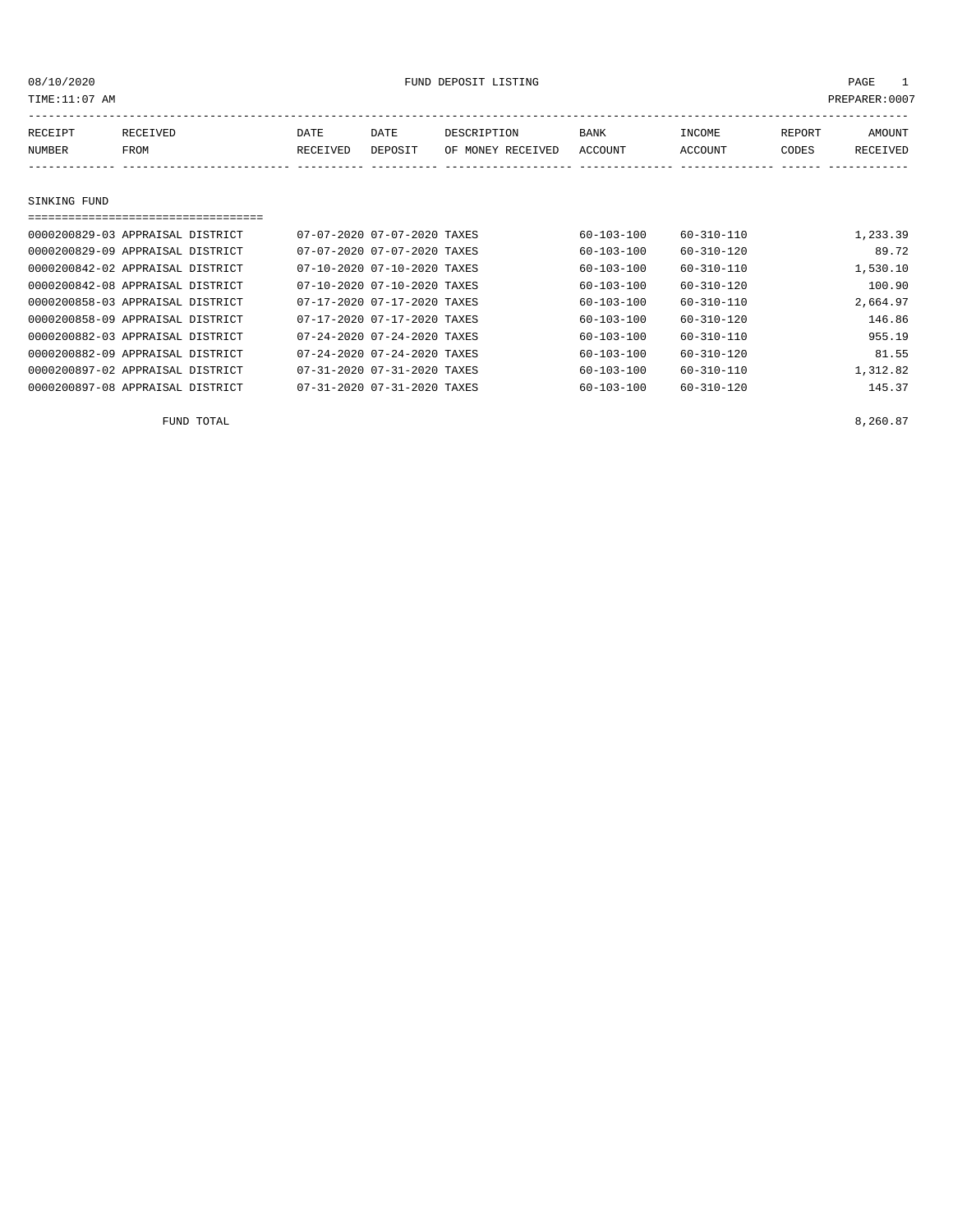08/10/2020 FUND DEPOSIT LISTING PAGE 1

TIME:11:07 AM PREPARER:0007

| RECEIPT NUMBER | RECEIVED FROM | DATE RECEIVED | DATE DEPOSIT | DESCRIPTION OF MONEY RECEIVED | BANK ACCOUNT | INCOME ACCOUNT | REPORT CODES | AMOUNT RECEIVED |
|---|---|---|---|---|---|---|---|---|

## SINKING FUND

| RECEIPT NUMBER | RECEIVED FROM | DATE RECEIVED | DATE DEPOSIT | DESCRIPTION OF MONEY RECEIVED | BANK ACCOUNT | INCOME ACCOUNT | REPORT CODES | AMOUNT RECEIVED |
|---|---|---|---|---|---|---|---|---|
| 0000200829-03 | APPRAISAL DISTRICT | 07-07-2020 | 07-07-2020 | TAXES | 60-103-100 | 60-310-110 | | 1,233.39 |
| 0000200829-09 | APPRAISAL DISTRICT | 07-07-2020 | 07-07-2020 | TAXES | 60-103-100 | 60-310-120 | | 89.72 |
| 0000200842-02 | APPRAISAL DISTRICT | 07-10-2020 | 07-10-2020 | TAXES | 60-103-100 | 60-310-110 | | 1,530.10 |
| 0000200842-08 | APPRAISAL DISTRICT | 07-10-2020 | 07-10-2020 | TAXES | 60-103-100 | 60-310-120 | | 100.90 |
| 0000200858-03 | APPRAISAL DISTRICT | 07-17-2020 | 07-17-2020 | TAXES | 60-103-100 | 60-310-110 | | 2,664.97 |
| 0000200858-09 | APPRAISAL DISTRICT | 07-17-2020 | 07-17-2020 | TAXES | 60-103-100 | 60-310-120 | | 146.86 |
| 0000200882-03 | APPRAISAL DISTRICT | 07-24-2020 | 07-24-2020 | TAXES | 60-103-100 | 60-310-110 | | 955.19 |
| 0000200882-09 | APPRAISAL DISTRICT | 07-24-2020 | 07-24-2020 | TAXES | 60-103-100 | 60-310-120 | | 81.55 |
| 0000200897-02 | APPRAISAL DISTRICT | 07-31-2020 | 07-31-2020 | TAXES | 60-103-100 | 60-310-110 | | 1,312.82 |
| 0000200897-08 | APPRAISAL DISTRICT | 07-31-2020 | 07-31-2020 | TAXES | 60-103-100 | 60-310-120 | | 145.37 |

FUND TOTAL 8,260.87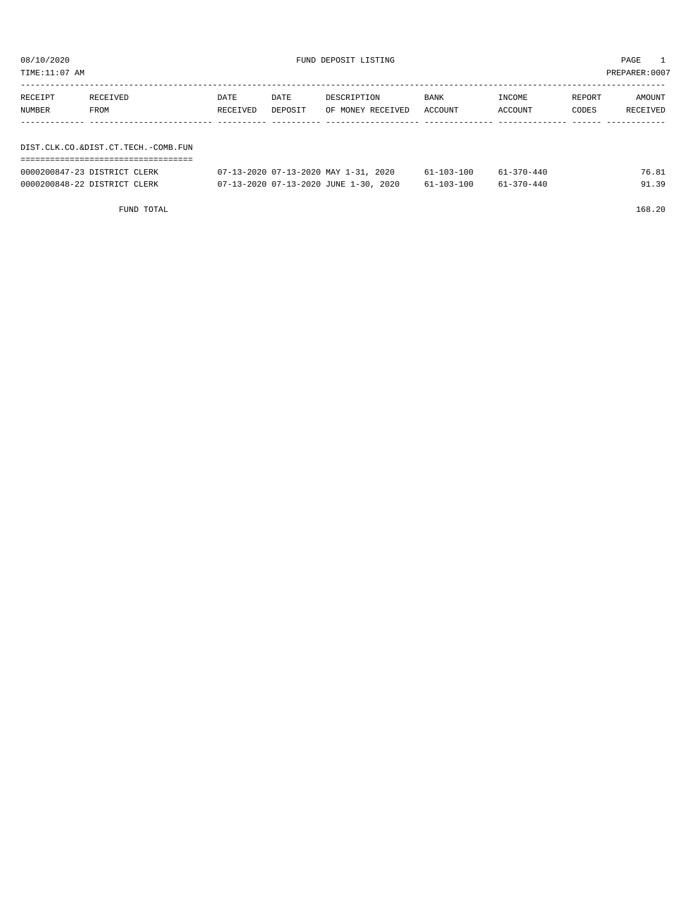08/10/2020 FUND DEPOSIT LISTING PAGE 1

TIME:11:07 AM PREPARER:0007

| RECEIPT NUMBER | RECEIVED FROM | DATE RECEIVED | DATE DEPOSIT | DESCRIPTION OF MONEY RECEIVED | BANK ACCOUNT | INCOME ACCOUNT | REPORT CODES | AMOUNT RECEIVED |
|---|---|---|---|---|---|---|---|---|

DIST.CLK.CO.&DIST.CT.TECH.-COMB.FUN

| RECEIPT NUMBER | RECEIVED FROM | DATE RECEIVED | DATE DEPOSIT | DESCRIPTION OF MONEY RECEIVED | BANK ACCOUNT | INCOME ACCOUNT | REPORT CODES | AMOUNT RECEIVED |
|---|---|---|---|---|---|---|---|---|
| 0000200847-23 | DISTRICT CLERK | 07-13-2020 | 07-13-2020 | MAY 1-31, 2020 | 61-103-100 | 61-370-440 | | 76.81 |
| 0000200848-22 | DISTRICT CLERK | 07-13-2020 | 07-13-2020 | JUNE 1-30, 2020 | 61-103-100 | 61-370-440 | | 91.39 |
| | FUND TOTAL | | | | | | | 168.20 |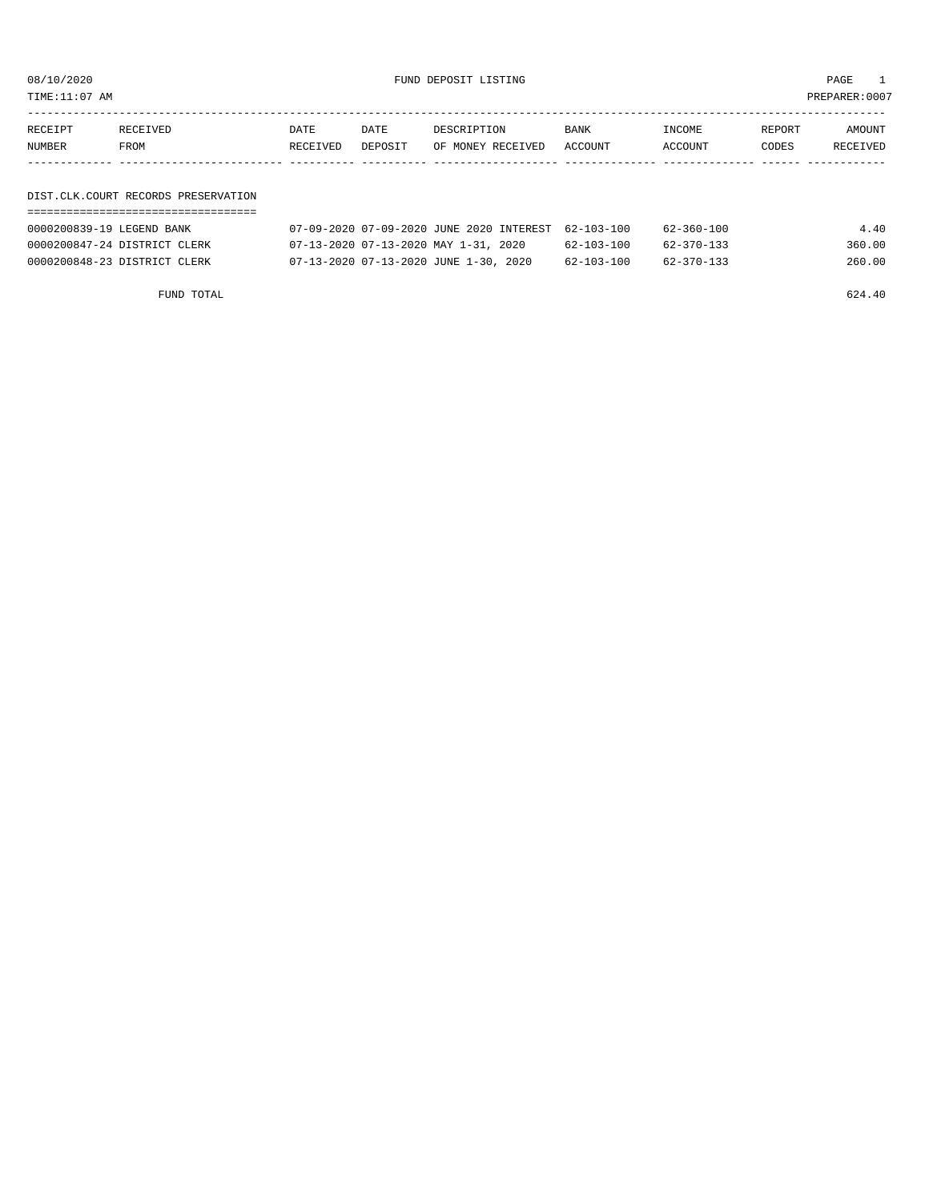08/10/2020 FUND DEPOSIT LISTING

TIME:11:07 AM PREPARER:0007

| RECEIPT NUMBER | RECEIVED FROM | DATE RECEIVED | DATE DEPOSIT | DESCRIPTION OF MONEY RECEIVED | BANK ACCOUNT | INCOME ACCOUNT | REPORT CODES | AMOUNT RECEIVED |
|---|---|---|---|---|---|---|---|---|

## DIST.CLK.COURT RECORDS PRESERVATION

| RECEIPT NUMBER | RECEIVED FROM | DATE RECEIVED | DATE DEPOSIT | DESCRIPTION OF MONEY RECEIVED | BANK ACCOUNT | INCOME ACCOUNT | REPORT CODES | AMOUNT RECEIVED |
|---|---|---|---|---|---|---|---|---|
| 0000200839-19 | LEGEND BANK | 07-09-2020 | 07-09-2020 | JUNE 2020 INTEREST | 62-103-100 | 62-360-100 | | 4.40 |
| 0000200847-24 | DISTRICT CLERK | 07-13-2020 | 07-13-2020 | MAY 1-31, 2020 | 62-103-100 | 62-370-133 | | 360.00 |
| 0000200848-23 | DISTRICT CLERK | 07-13-2020 | 07-13-2020 | JUNE 1-30, 2020 | 62-103-100 | 62-370-133 | | 260.00 |
| | FUND TOTAL | | | | | | | 624.40 |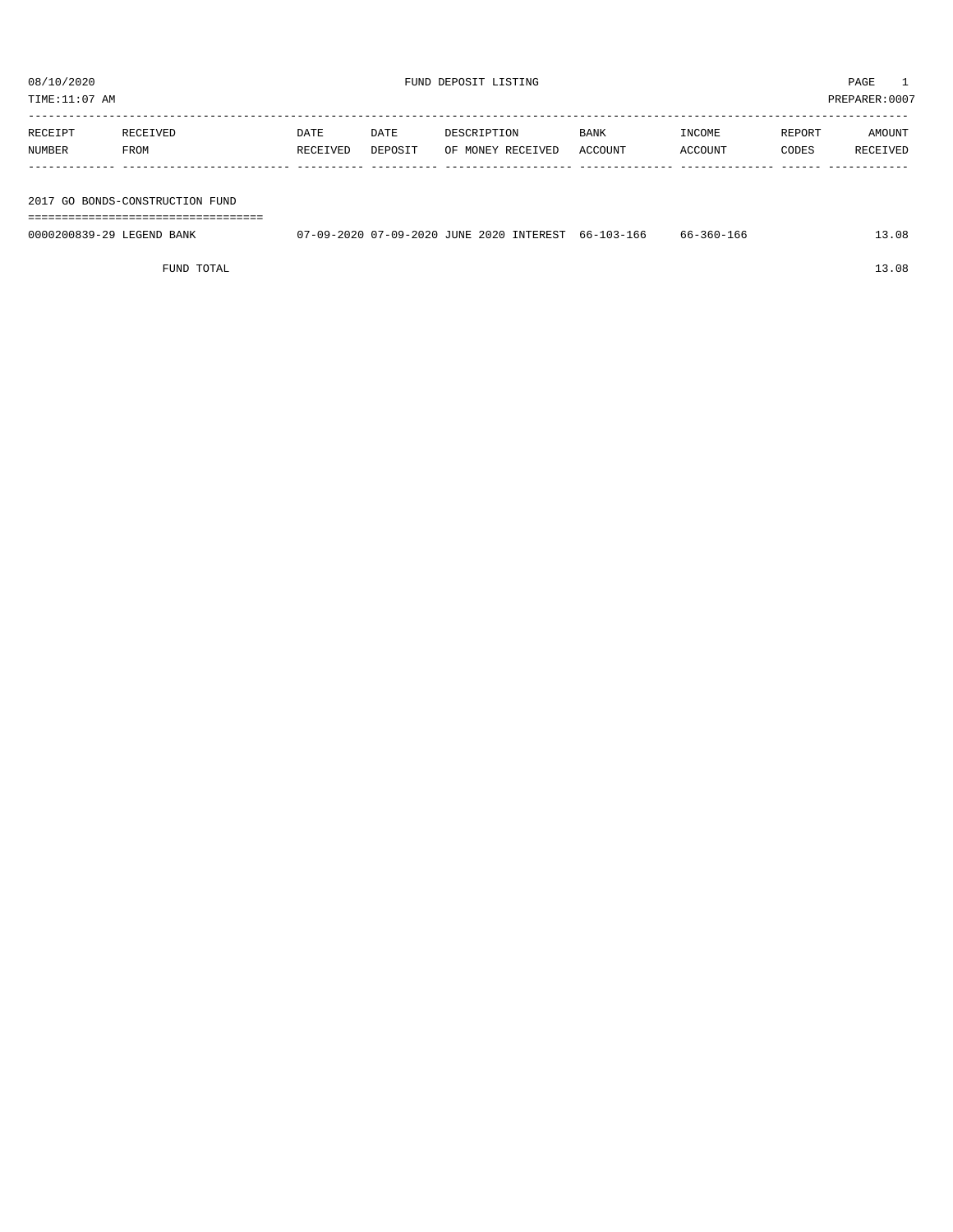08/10/2020 FUND DEPOSIT LISTING PAGE 1

TIME:11:07 AM PREPARER:0007

| RECEIPT NUMBER | RECEIVED FROM | DATE RECEIVED | DATE DEPOSIT | DESCRIPTION OF MONEY RECEIVED | BANK ACCOUNT | INCOME ACCOUNT | REPORT CODES | AMOUNT RECEIVED |
|---|---|---|---|---|---|---|---|---|
| **2017 GO BONDS-CONSTRUCTION FUND** | | | | | | | | |
| 0000200839-29 | LEGEND BANK | 07-09-2020 | 07-09-2020 | JUNE 2020 INTEREST | 66-103-166 | 66-360-166 | | 13.08 |
| | FUND TOTAL | | | | | | | 13.08 |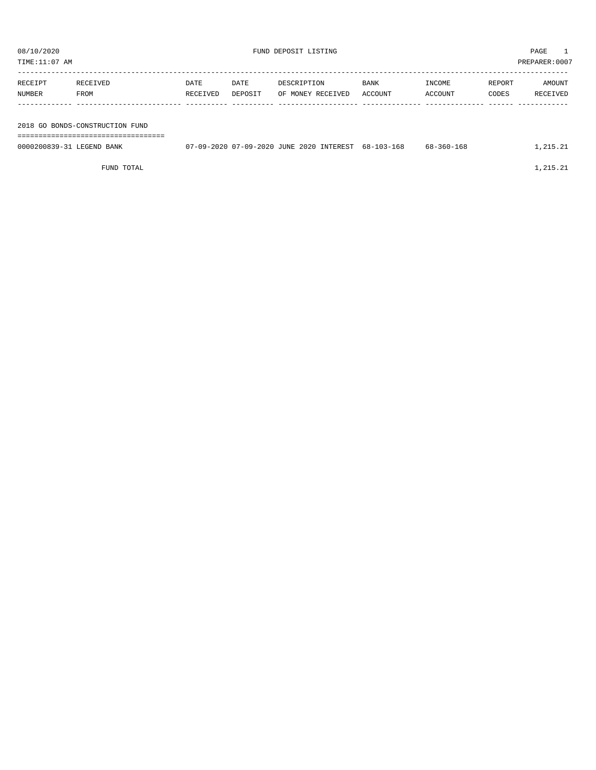08/10/2020 FUND DEPOSIT LISTING

TIME:11:07 AM PREPARER:0007

| RECEIPT NUMBER | RECEIVED FROM | DATE RECEIVED | DATE DEPOSIT | DESCRIPTION OF MONEY RECEIVED | BANK ACCOUNT | INCOME ACCOUNT | REPORT CODES | AMOUNT RECEIVED |
|---|---|---|---|---|---|---|---|---|
| **2018 GO BONDS-CONSTRUCTION FUND** | | | | | | | | |
| 0000200839-31 | LEGEND BANK | 07-09-2020 | 07-09-2020 | JUNE 2020 INTEREST | 68-103-168 | 68-360-168 | | 1,215.21 |
| | FUND TOTAL | | | | | | | 1,215.21 |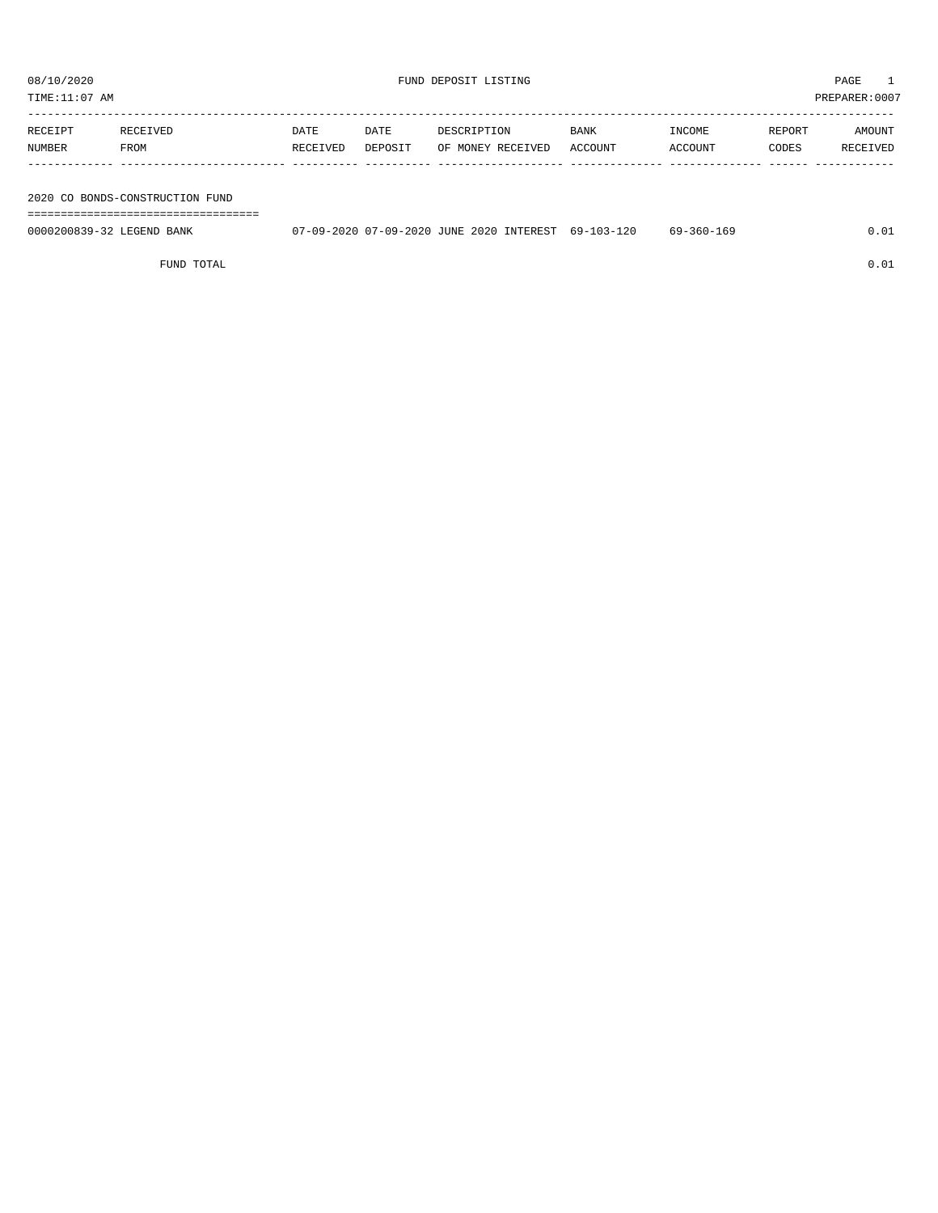# FUND DEPOSIT LISTING

08/10/2020

TIME:11:07 AM

PREPARER:0007

| RECEIPT NUMBER | RECEIVED FROM | DATE RECEIVED | DATE DEPOSIT | DESCRIPTION OF MONEY RECEIVED | BANK ACCOUNT | INCOME ACCOUNT | REPORT CODES | AMOUNT RECEIVED |
|---|---|---|---|---|---|---|---|---|
| **2020 CO BONDS-CONSTRUCTION FUND** | | | | | | | | |
| 0000200839-32 | LEGEND BANK | 07-09-2020 | 07-09-2020 | JUNE 2020 INTEREST | 69-103-120 | 69-360-169 | | 0.01 |
| | FUND TOTAL | | | | | | | 0.01 |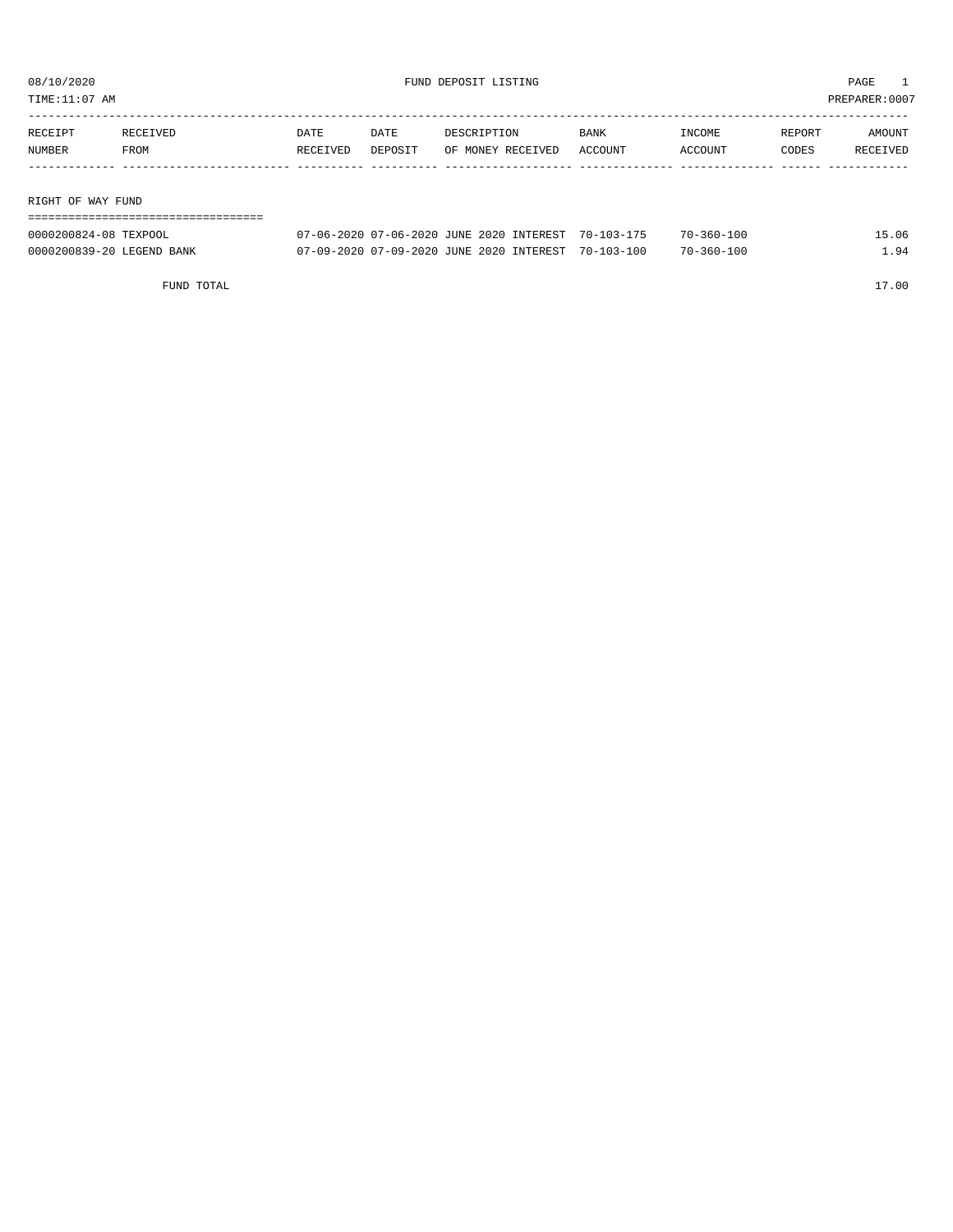08/10/2020 FUND DEPOSIT LISTING

TIME:11:07 AM PREPARER:0007

| RECEIPT NUMBER | RECEIVED FROM | DATE RECEIVED | DATE DEPOSIT | DESCRIPTION OF MONEY RECEIVED | BANK ACCOUNT | INCOME ACCOUNT | REPORT CODES | AMOUNT RECEIVED |
|---|---|---|---|---|---|---|---|---|
| **RIGHT OF WAY FUND** | | | | | | | | |
| 0000200824-08 | TEXPOOL | 07-06-2020 | 07-06-2020 | JUNE 2020 INTEREST | 70-103-175 | 70-360-100 | | 15.06 |
| 0000200839-20 | LEGEND BANK | 07-09-2020 | 07-09-2020 | JUNE 2020 INTEREST | 70-103-100 | 70-360-100 | | 1.94 |
| | FUND TOTAL | | | | | | | 17.00 |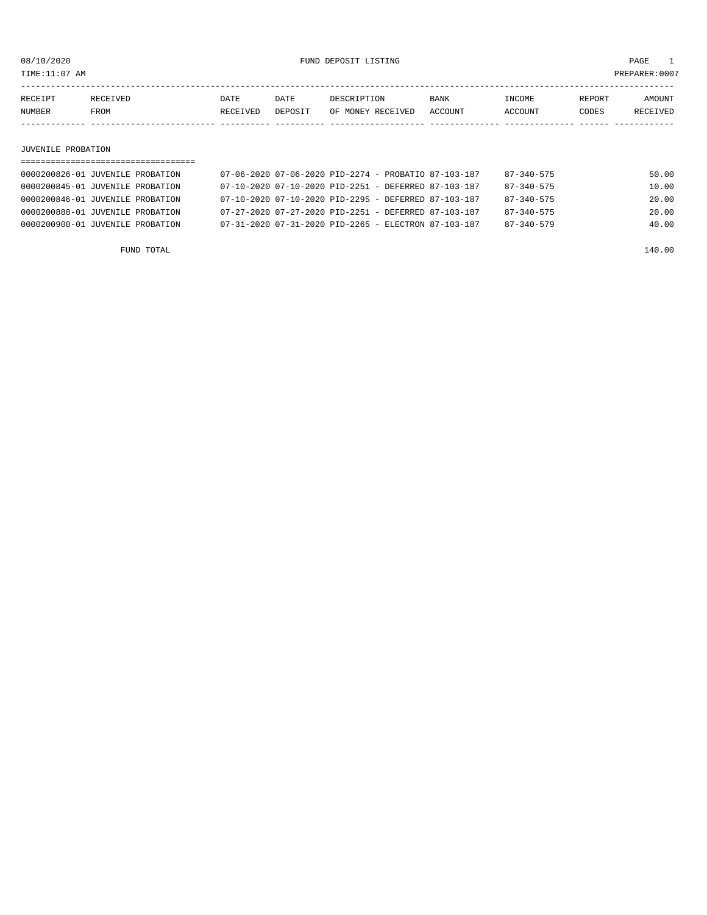08/10/2020 FUND DEPOSIT LISTING

TIME:11:07 AM PREPARER:0007

| RECEIPT NUMBER | RECEIVED FROM | DATE RECEIVED | DATE DEPOSIT | DESCRIPTION OF MONEY RECEIVED | BANK ACCOUNT | INCOME ACCOUNT | REPORT CODES | AMOUNT RECEIVED |
|---|---|---|---|---|---|---|---|---|
| **JUVENILE PROBATION** | | | | | | | | |
| 0000200826-01 | JUVENILE PROBATION | 07-06-2020 | 07-06-2020 | PID-2274 - PROBATIO | 87-103-187 | 87-340-575 | | 50.00 |
| 0000200845-01 | JUVENILE PROBATION | 07-10-2020 | 07-10-2020 | PID-2251 - DEFERRED | 87-103-187 | 87-340-575 | | 10.00 |
| 0000200846-01 | JUVENILE PROBATION | 07-10-2020 | 07-10-2020 | PID-2295 - DEFERRED | 87-103-187 | 87-340-575 | | 20.00 |
| 0000200888-01 | JUVENILE PROBATION | 07-27-2020 | 07-27-2020 | PID-2251 - DEFERRED | 87-103-187 | 87-340-575 | | 20.00 |
| 0000200900-01 | JUVENILE PROBATION | 07-31-2020 | 07-31-2020 | PID-2265 - ELECTRON | 87-103-187 | 87-340-579 | | 40.00 |
| | FUND TOTAL | | | | | | | 140.00 |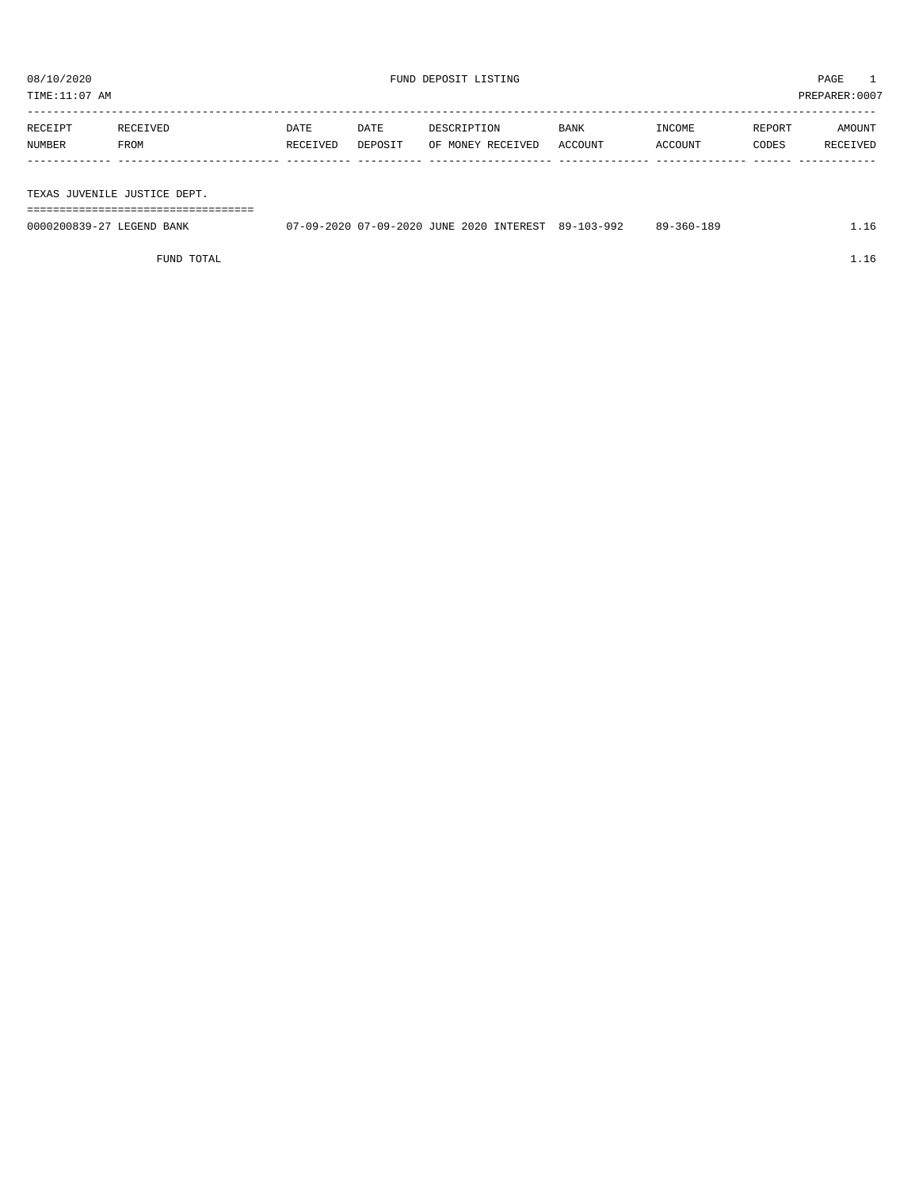08/10/2020 FUND DEPOSIT LISTING PAGE 1

TIME:11:07 AM PREPARER:0007

| RECEIPT NUMBER | RECEIVED FROM | DATE RECEIVED | DATE DEPOSIT | DESCRIPTION OF MONEY RECEIVED | BANK ACCOUNT | INCOME ACCOUNT | REPORT CODES | AMOUNT RECEIVED |
|---|---|---|---|---|---|---|---|---|
| **TEXAS JUVENILE JUSTICE DEPT.** | | | | | | | | |
| 0000200839-27 | LEGEND BANK | 07-09-2020 | 07-09-2020 | JUNE 2020 INTEREST | 89-103-992 | 89-360-189 | | 1.16 |
| | FUND TOTAL | | | | | | | 1.16 |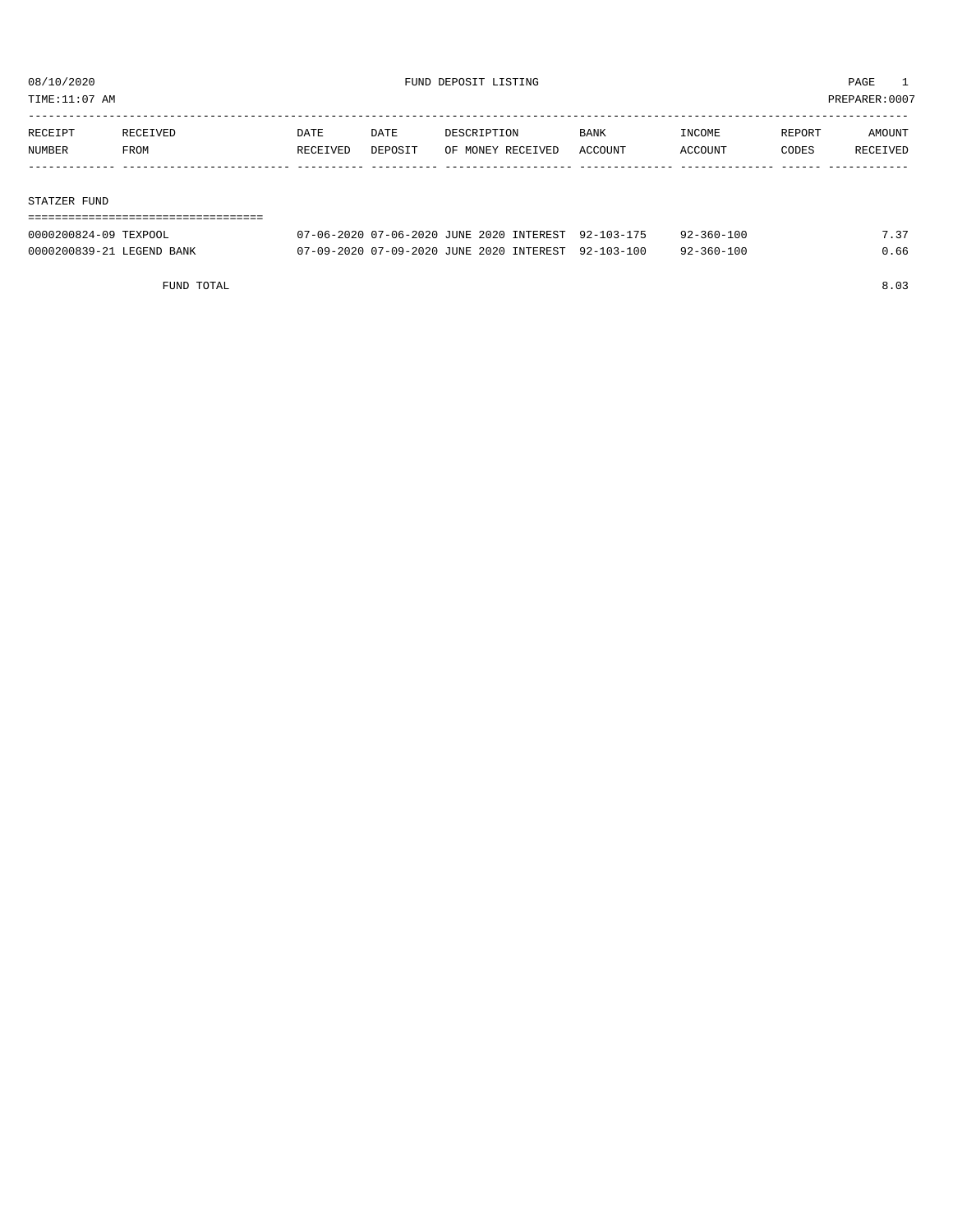# FUND DEPOSIT LISTING

08/10/2020
TIME:11:07 AM
PREPARER:0007

| RECEIPT NUMBER | RECEIVED FROM | DATE RECEIVED | DATE DEPOSIT | DESCRIPTION OF MONEY RECEIVED | BANK ACCOUNT | INCOME ACCOUNT | REPORT CODES | AMOUNT RECEIVED |
|---|---|---|---|---|---|---|---|---|
| **STATZER FUND** | | | | | | | | |
| 0000200824-09 | TEXPOOL | 07-06-2020 | 07-06-2020 | JUNE 2020 INTEREST | 92-103-175 | 92-360-100 | | 7.37 |
| 0000200839-21 | LEGEND BANK | 07-09-2020 | 07-09-2020 | JUNE 2020 INTEREST | 92-103-100 | 92-360-100 | | 0.66 |
| | FUND TOTAL | | | | | | | 8.03 |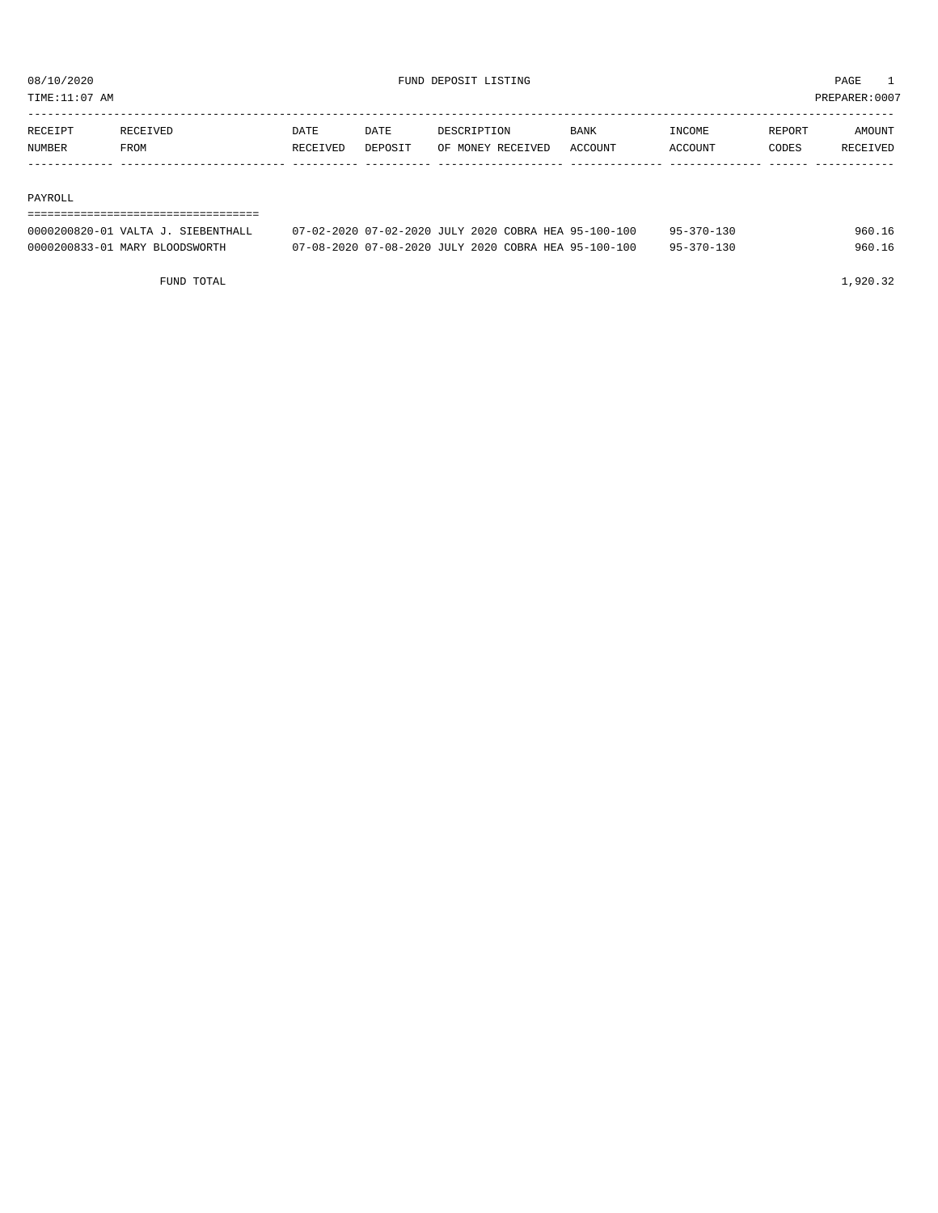08/10/2020 FUND DEPOSIT LISTING PAGE 1
TIME:11:07 AM PREPARER:0007

| RECEIPT NUMBER | RECEIVED FROM | DATE RECEIVED | DATE DEPOSIT | DESCRIPTION OF MONEY RECEIVED | BANK ACCOUNT | INCOME ACCOUNT | REPORT CODES | AMOUNT RECEIVED |
|---|---|---|---|---|---|---|---|---|
| **PAYROLL** | | | | | | | | |
| 0000200820-01 | VALTA J. SIEBENTHALL | 07-02-2020 | 07-02-2020 | JULY 2020 COBRA HEA | 95-100-100 | 95-370-130 | | 960.16 |
| 0000200833-01 | MARY BLOODSWORTH | 07-08-2020 | 07-08-2020 | JULY 2020 COBRA HEA | 95-100-100 | 95-370-130 | | 960.16 |
| | FUND TOTAL | | | | | | | 1,920.32 |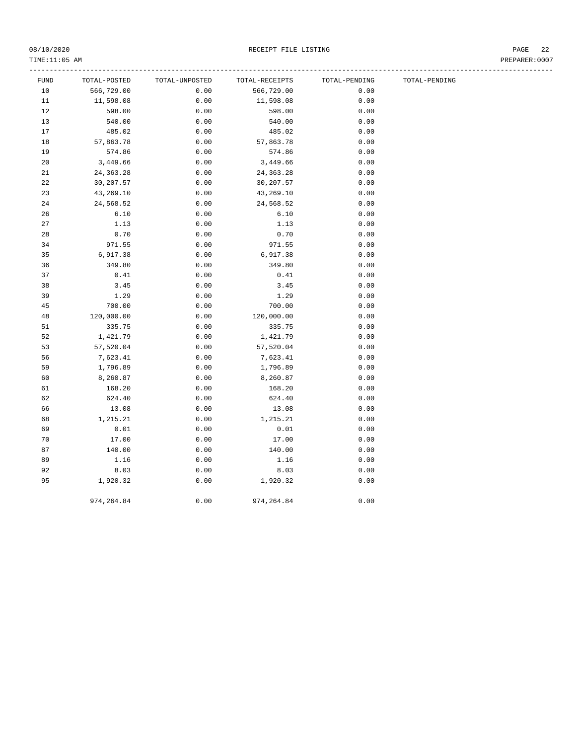RECEIPT FILE LISTING

08/10/2020
TIME:11:05 AM
PREPARER:0007

| FUND | TOTAL-POSTED | TOTAL-UNPOSTED | TOTAL-RECEIPTS | TOTAL-PENDING | TOTAL-PENDING |
|---|---|---|---|---|---|
| 10 | 566,729.00 | 0.00 | 566,729.00 | 0.00 | |
| 11 | 11,598.08 | 0.00 | 11,598.08 | 0.00 | |
| 12 | 598.00 | 0.00 | 598.00 | 0.00 | |
| 13 | 540.00 | 0.00 | 540.00 | 0.00 | |
| 17 | 485.02 | 0.00 | 485.02 | 0.00 | |
| 18 | 57,863.78 | 0.00 | 57,863.78 | 0.00 | |
| 19 | 574.86 | 0.00 | 574.86 | 0.00 | |
| 20 | 3,449.66 | 0.00 | 3,449.66 | 0.00 | |
| 21 | 24,363.28 | 0.00 | 24,363.28 | 0.00 | |
| 22 | 30,207.57 | 0.00 | 30,207.57 | 0.00 | |
| 23 | 43,269.10 | 0.00 | 43,269.10 | 0.00 | |
| 24 | 24,568.52 | 0.00 | 24,568.52 | 0.00 | |
| 26 | 6.10 | 0.00 | 6.10 | 0.00 | |
| 27 | 1.13 | 0.00 | 1.13 | 0.00 | |
| 28 | 0.70 | 0.00 | 0.70 | 0.00 | |
| 34 | 971.55 | 0.00 | 971.55 | 0.00 | |
| 35 | 6,917.38 | 0.00 | 6,917.38 | 0.00 | |
| 36 | 349.80 | 0.00 | 349.80 | 0.00 | |
| 37 | 0.41 | 0.00 | 0.41 | 0.00 | |
| 38 | 3.45 | 0.00 | 3.45 | 0.00 | |
| 39 | 1.29 | 0.00 | 1.29 | 0.00 | |
| 45 | 700.00 | 0.00 | 700.00 | 0.00 | |
| 48 | 120,000.00 | 0.00 | 120,000.00 | 0.00 | |
| 51 | 335.75 | 0.00 | 335.75 | 0.00 | |
| 52 | 1,421.79 | 0.00 | 1,421.79 | 0.00 | |
| 53 | 57,520.04 | 0.00 | 57,520.04 | 0.00 | |
| 56 | 7,623.41 | 0.00 | 7,623.41 | 0.00 | |
| 59 | 1,796.89 | 0.00 | 1,796.89 | 0.00 | |
| 60 | 8,260.87 | 0.00 | 8,260.87 | 0.00 | |
| 61 | 168.20 | 0.00 | 168.20 | 0.00 | |
| 62 | 624.40 | 0.00 | 624.40 | 0.00 | |
| 66 | 13.08 | 0.00 | 13.08 | 0.00 | |
| 68 | 1,215.21 | 0.00 | 1,215.21 | 0.00 | |
| 69 | 0.01 | 0.00 | 0.01 | 0.00 | |
| 70 | 17.00 | 0.00 | 17.00 | 0.00 | |
| 87 | 140.00 | 0.00 | 140.00 | 0.00 | |
| 89 | 1.16 | 0.00 | 1.16 | 0.00 | |
| 92 | 8.03 | 0.00 | 8.03 | 0.00 | |
| 95 | 1,920.32 | 0.00 | 1,920.32 | 0.00 | |
| | 974,264.84 | 0.00 | 974,264.84 | 0.00 | |